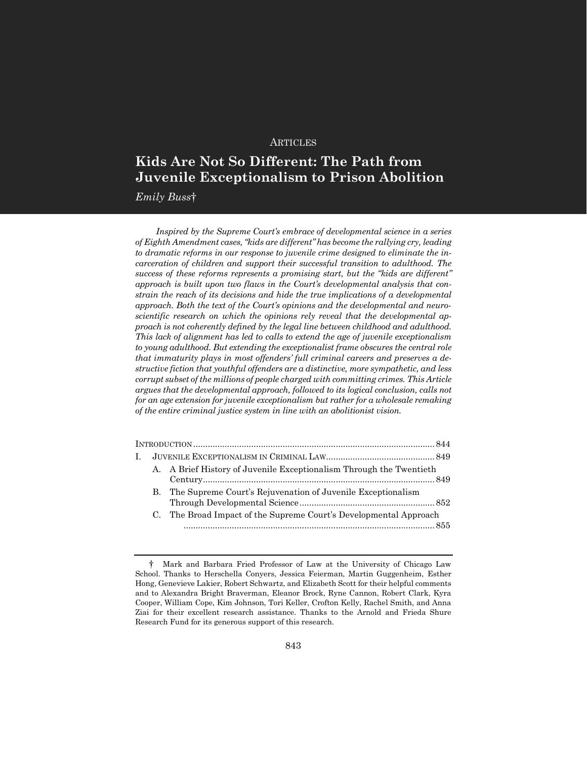ARTICLES

# Kids Are Not So Different: The Path from Juvenile Exceptionalism to Prison Abolition

*Emily Buss†*

*Inspired by the Supreme Court's embrace of developmental science in a series of Eighth Amendment cases, "kids are different" has become the rallying cry, leading to dramatic reforms in our response to juvenile crime designed to eliminate the incarceration of children and support their successful transition to adulthood. The success of these reforms represents a promising start, but the "kids are different" approach is built upon two flaws in the Court's developmental analysis that constrain the reach of its decisions and hide the true implications of a developmental approach. Both the text of the Court's opinions and the developmental and neuroscientific research on which the opinions rely reveal that the developmental approach is not coherently defined by the legal line between childhood and adulthood. This lack of alignment has led to calls to extend the age of juvenile exceptionalism to young adulthood. But extending the exceptionalist frame obscures the central role that immaturity plays in most offenders' full criminal careers and preserves a destructive fiction that youthful offenders are a distinctive, more sympathetic, and less corrupt subset of the millions of people charged with committing crimes. This Article argues that the developmental approach, followed to its logical conclusion, calls not for an age extension for juvenile exceptionalism but rather for a wholesale remaking of the entire criminal justice system in line with an abolitionist vision.*

INTRODUCTION .......... 844

I. JUVENILE EXCEPTIONALISM IN CRIMINAL LAW .......... 849

- A. A Brief History of Juvenile Exceptionalism Through the Twentieth Century .......... 849
- B. The Supreme Court's Rejuvenation of Juvenile Exceptionalism Through Developmental Science .......... 852
- C. The Broad Impact of the Supreme Court's Developmental Approach .......... 855

---

† Mark and Barbara Fried Professor of Law at the University of Chicago Law School. Thanks to Herschella Conyers, Jessica Feierman, Martin Guggenheim, Esther Hong, Genevieve Lakier, Robert Schwartz, and Elizabeth Scott for their helpful comments and to Alexandra Bright Braverman, Eleanor Brock, Ryne Cannon, Robert Clark, Kyra Cooper, William Cope, Kim Johnson, Tori Keller, Crofton Kelly, Rachel Smith, and Anna Ziai for their excellent research assistance. Thanks to the Arnold and Frieda Shure Research Fund for its generous support of this research.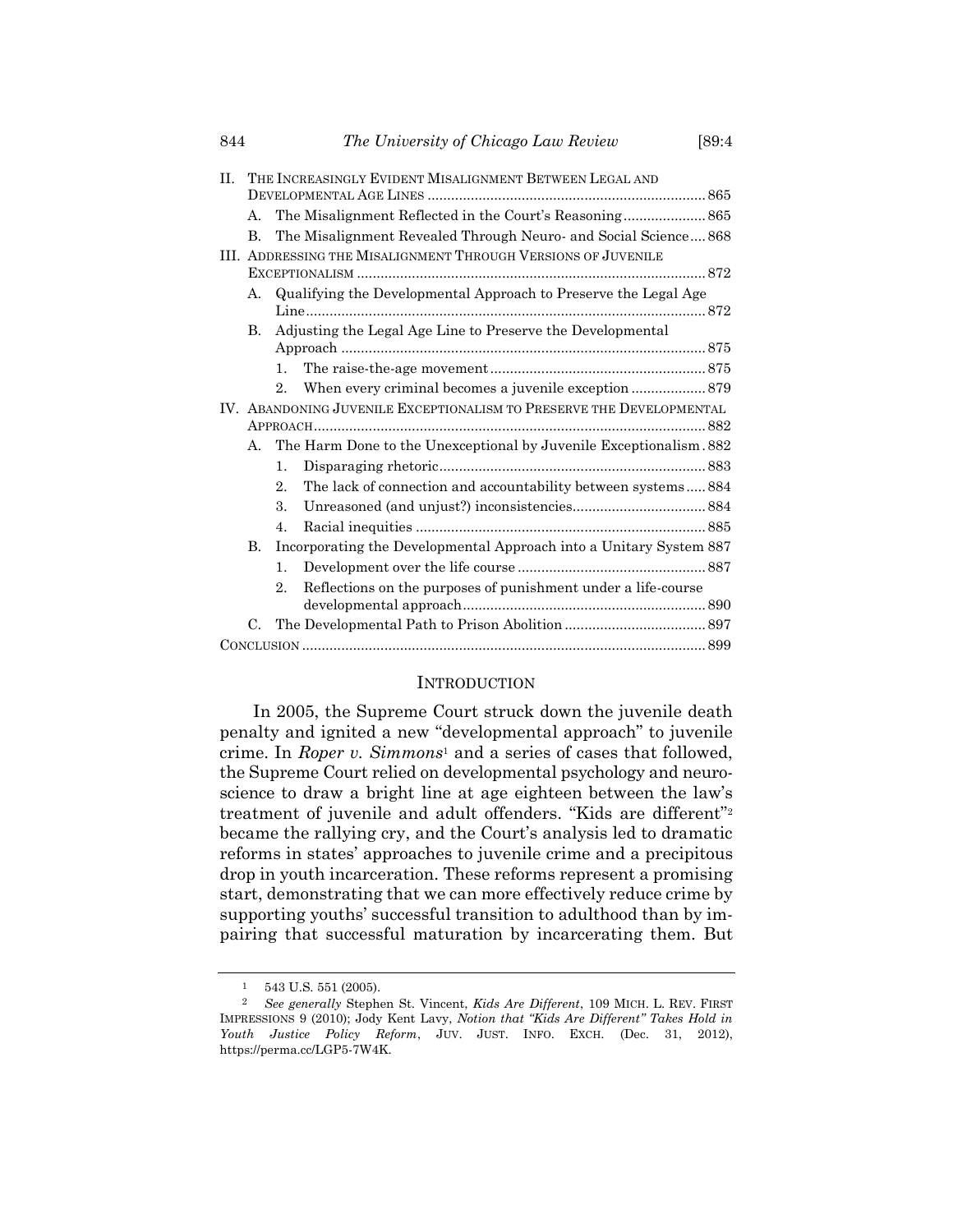II. THE INCREASINGLY EVIDENT MISALIGNMENT BETWEEN LEGAL AND DEVELOPMENTAL AGE LINES ..... 865
   A. The Misalignment Reflected in the Court's Reasoning ..... 865
   B. The Misalignment Revealed Through Neuro- and Social Science ..... 868

III. ADDRESSING THE MISALIGNMENT THROUGH VERSIONS OF JUVENILE EXCEPTIONALISM ..... 872
   A. Qualifying the Developmental Approach to Preserve the Legal Age Line ..... 872
   B. Adjusting the Legal Age Line to Preserve the Developmental Approach ..... 875
      1. The raise-the-age movement ..... 875
      2. When every criminal becomes a juvenile exception ..... 879

IV. ABANDONING JUVENILE EXCEPTIONALISM TO PRESERVE THE DEVELOPMENTAL APPROACH ..... 882
   A. The Harm Done to the Unexceptional by Juvenile Exceptionalism ..... 882
      1. Disparaging rhetoric ..... 883
      2. The lack of connection and accountability between systems ..... 884
      3. Unreasoned (and unjust?) inconsistencies ..... 884
      4. Racial inequities ..... 885
   B. Incorporating the Developmental Approach into a Unitary System ..... 887
      1. Development over the life course ..... 887
      2. Reflections on the purposes of punishment under a life-course developmental approach ..... 890
   C. The Developmental Path to Prison Abolition ..... 897

CONCLUSION ..... 899

## INTRODUCTION

In 2005, the Supreme Court struck down the juvenile death penalty and ignited a new "developmental approach" to juvenile crime. In *Roper v. Simmons*[1] and a series of cases that followed, the Supreme Court relied on developmental psychology and neuroscience to draw a bright line at age eighteen between the law's treatment of juvenile and adult offenders. "Kids are different"[2] became the rallying cry, and the Court's analysis led to dramatic reforms in states' approaches to juvenile crime and a precipitous drop in youth incarceration. These reforms represent a promising start, demonstrating that we can more effectively reduce crime by supporting youths' successful transition to adulthood than by impairing that successful maturation by incarcerating them. But

[1] 543 U.S. 551 (2005).

[2] *See generally* Stephen St. Vincent, *Kids Are Different*, 109 MICH. L. REV. FIRST IMPRESSIONS 9 (2010); Jody Kent Lavy, *Notion that "Kids Are Different" Takes Hold in Youth Justice Policy Reform*, JUV. JUST. INFO. EXCH. (Dec. 31, 2012), https://perma.cc/LGP5-7W4K.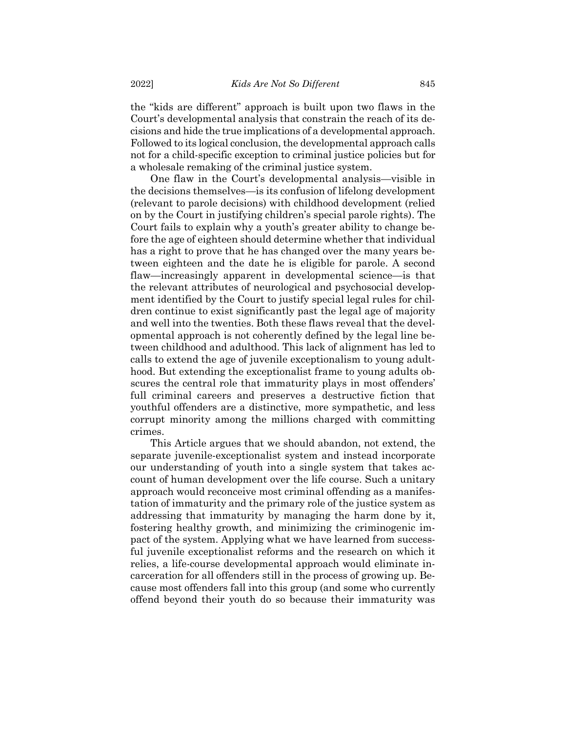the "kids are different" approach is built upon two flaws in the Court's developmental analysis that constrain the reach of its decisions and hide the true implications of a developmental approach. Followed to its logical conclusion, the developmental approach calls not for a child-specific exception to criminal justice policies but for a wholesale remaking of the criminal justice system.

One flaw in the Court's developmental analysis—visible in the decisions themselves—is its confusion of lifelong development (relevant to parole decisions) with childhood development (relied on by the Court in justifying children's special parole rights). The Court fails to explain why a youth's greater ability to change before the age of eighteen should determine whether that individual has a right to prove that he has changed over the many years between eighteen and the date he is eligible for parole. A second flaw—increasingly apparent in developmental science—is that the relevant attributes of neurological and psychosocial development identified by the Court to justify special legal rules for children continue to exist significantly past the legal age of majority and well into the twenties. Both these flaws reveal that the developmental approach is not coherently defined by the legal line between childhood and adulthood. This lack of alignment has led to calls to extend the age of juvenile exceptionalism to young adulthood. But extending the exceptionalist frame to young adults obscures the central role that immaturity plays in most offenders' full criminal careers and preserves a destructive fiction that youthful offenders are a distinctive, more sympathetic, and less corrupt minority among the millions charged with committing crimes.

This Article argues that we should abandon, not extend, the separate juvenile-exceptionalist system and instead incorporate our understanding of youth into a single system that takes account of human development over the life course. Such a unitary approach would reconceive most criminal offending as a manifestation of immaturity and the primary role of the justice system as addressing that immaturity by managing the harm done by it, fostering healthy growth, and minimizing the criminogenic impact of the system. Applying what we have learned from successful juvenile exceptionalist reforms and the research on which it relies, a life-course developmental approach would eliminate incarceration for all offenders still in the process of growing up. Because most offenders fall into this group (and some who currently offend beyond their youth do so because their immaturity was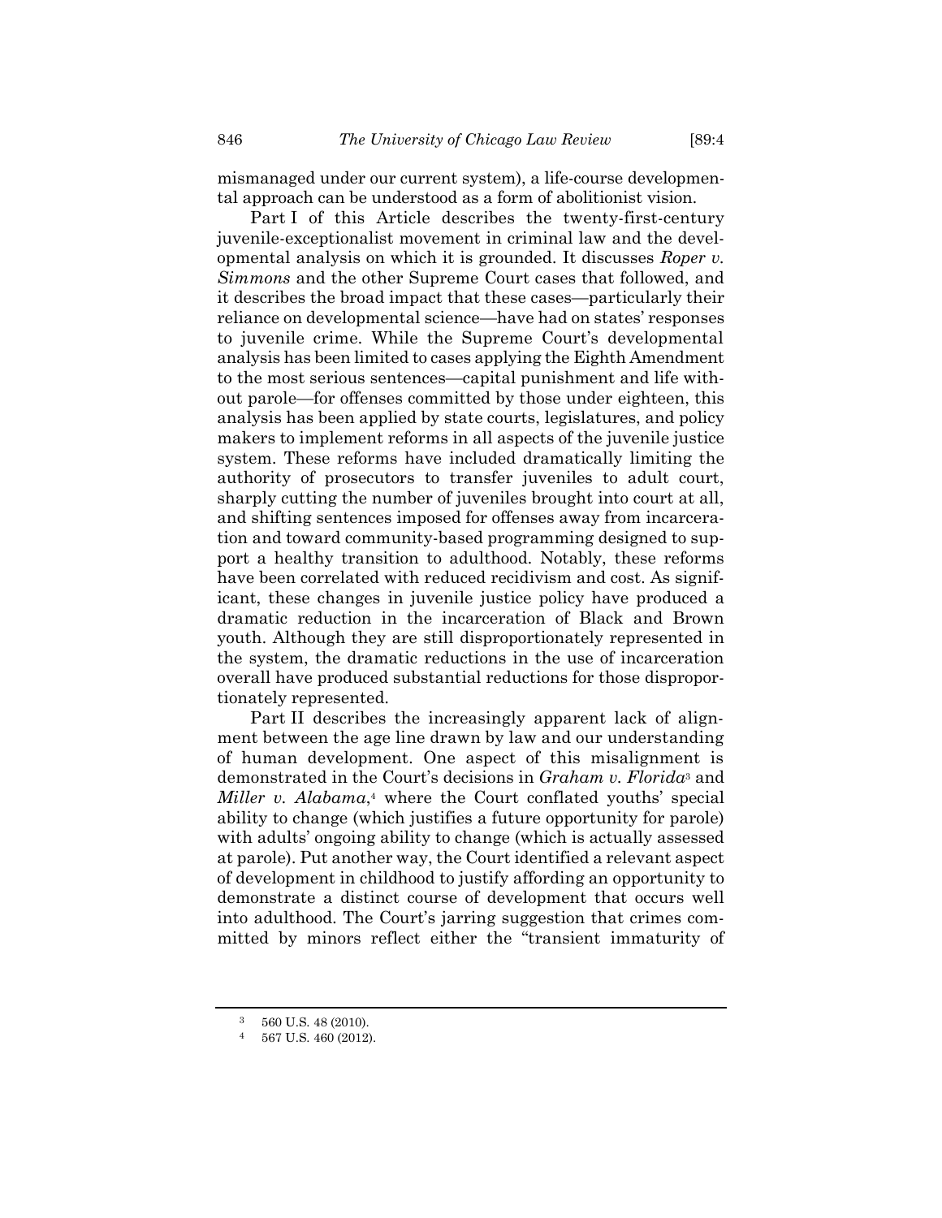mismanaged under our current system), a life-course developmental approach can be understood as a form of abolitionist vision.

Part I of this Article describes the twenty-first-century juvenile-exceptionalist movement in criminal law and the developmental analysis on which it is grounded. It discusses *Roper v. Simmons* and the other Supreme Court cases that followed, and it describes the broad impact that these cases—particularly their reliance on developmental science—have had on states' responses to juvenile crime. While the Supreme Court's developmental analysis has been limited to cases applying the Eighth Amendment to the most serious sentences—capital punishment and life without parole—for offenses committed by those under eighteen, this analysis has been applied by state courts, legislatures, and policy makers to implement reforms in all aspects of the juvenile justice system. These reforms have included dramatically limiting the authority of prosecutors to transfer juveniles to adult court, sharply cutting the number of juveniles brought into court at all, and shifting sentences imposed for offenses away from incarceration and toward community-based programming designed to support a healthy transition to adulthood. Notably, these reforms have been correlated with reduced recidivism and cost. As significant, these changes in juvenile justice policy have produced a dramatic reduction in the incarceration of Black and Brown youth. Although they are still disproportionately represented in the system, the dramatic reductions in the use of incarceration overall have produced substantial reductions for those disproportionately represented.

Part II describes the increasingly apparent lack of alignment between the age line drawn by law and our understanding of human development. One aspect of this misalignment is demonstrated in the Court's decisions in *Graham v. Florida*[3] and *Miller v. Alabama*,[4] where the Court conflated youths' special ability to change (which justifies a future opportunity for parole) with adults' ongoing ability to change (which is actually assessed at parole). Put another way, the Court identified a relevant aspect of development in childhood to justify affording an opportunity to demonstrate a distinct course of development that occurs well into adulthood. The Court's jarring suggestion that crimes committed by minors reflect either the "transient immaturity of

[3] 560 U.S. 48 (2010).

[4] 567 U.S. 460 (2012).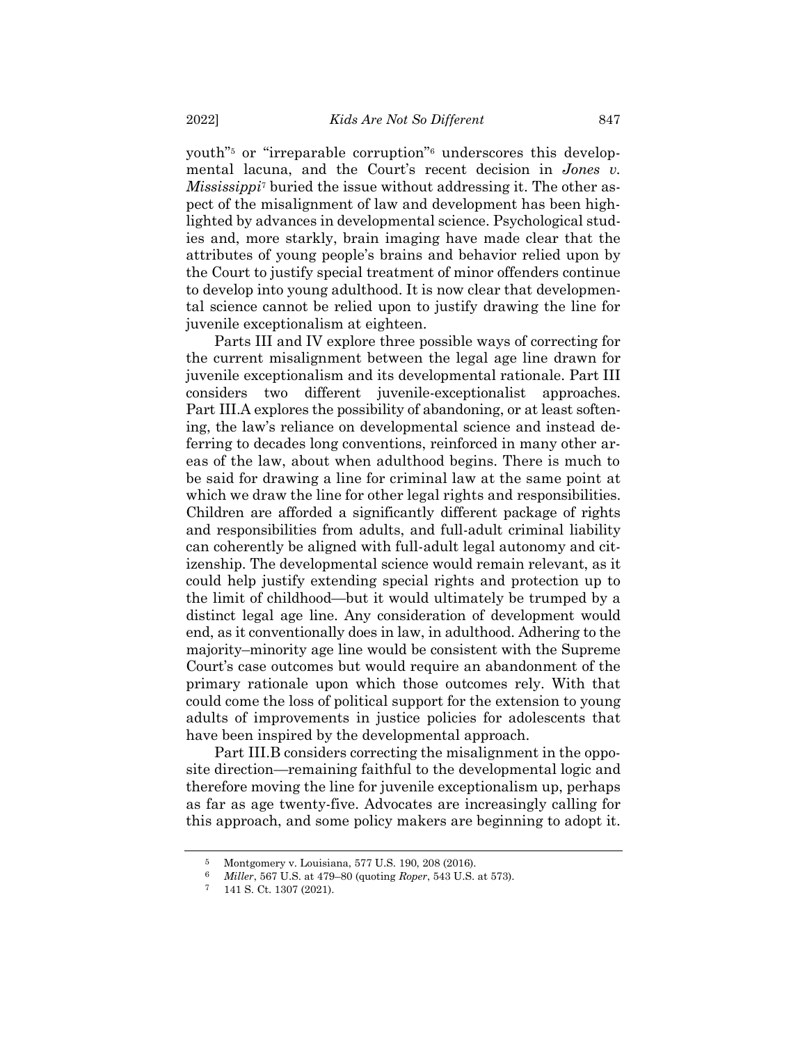youth"[5] or "irreparable corruption"[6] underscores this developmental lacuna, and the Court's recent decision in *Jones v. Mississippi*[7] buried the issue without addressing it. The other aspect of the misalignment of law and development has been highlighted by advances in developmental science. Psychological studies and, more starkly, brain imaging have made clear that the attributes of young people's brains and behavior relied upon by the Court to justify special treatment of minor offenders continue to develop into young adulthood. It is now clear that developmental science cannot be relied upon to justify drawing the line for juvenile exceptionalism at eighteen.

Parts III and IV explore three possible ways of correcting for the current misalignment between the legal age line drawn for juvenile exceptionalism and its developmental rationale. Part III considers two different juvenile-exceptionalist approaches. Part III.A explores the possibility of abandoning, or at least softening, the law's reliance on developmental science and instead deferring to decades long conventions, reinforced in many other areas of the law, about when adulthood begins. There is much to be said for drawing a line for criminal law at the same point at which we draw the line for other legal rights and responsibilities. Children are afforded a significantly different package of rights and responsibilities from adults, and full-adult criminal liability can coherently be aligned with full-adult legal autonomy and citizenship. The developmental science would remain relevant, as it could help justify extending special rights and protection up to the limit of childhood—but it would ultimately be trumped by a distinct legal age line. Any consideration of development would end, as it conventionally does in law, in adulthood. Adhering to the majority–minority age line would be consistent with the Supreme Court's case outcomes but would require an abandonment of the primary rationale upon which those outcomes rely. With that could come the loss of political support for the extension to young adults of improvements in justice policies for adolescents that have been inspired by the developmental approach.

Part III.B considers correcting the misalignment in the opposite direction—remaining faithful to the developmental logic and therefore moving the line for juvenile exceptionalism up, perhaps as far as age twenty-five. Advocates are increasingly calling for this approach, and some policy makers are beginning to adopt it.

[5] Montgomery v. Louisiana, 577 U.S. 190, 208 (2016).

[6] *Miller*, 567 U.S. at 479–80 (quoting *Roper*, 543 U.S. at 573).

[7] 141 S. Ct. 1307 (2021).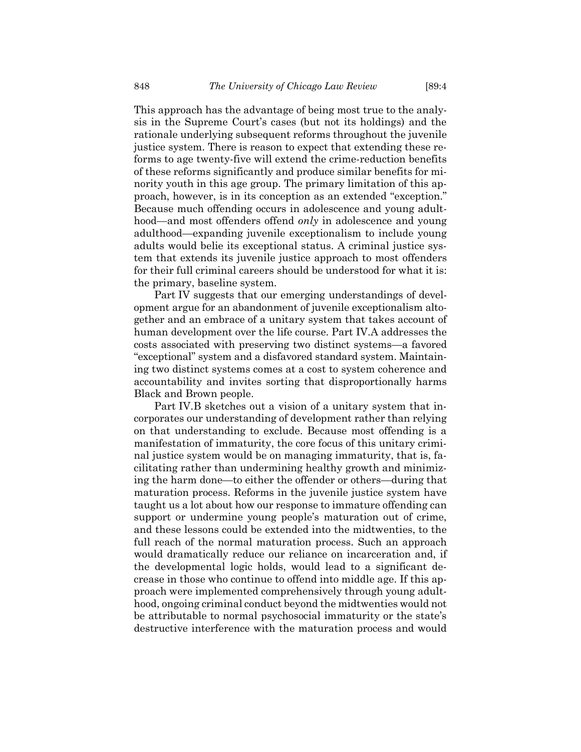This approach has the advantage of being most true to the analysis in the Supreme Court's cases (but not its holdings) and the rationale underlying subsequent reforms throughout the juvenile justice system. There is reason to expect that extending these reforms to age twenty-five will extend the crime-reduction benefits of these reforms significantly and produce similar benefits for minority youth in this age group. The primary limitation of this approach, however, is in its conception as an extended "exception." Because much offending occurs in adolescence and young adulthood—and most offenders offend *only* in adolescence and young adulthood—expanding juvenile exceptionalism to include young adults would belie its exceptional status. A criminal justice system that extends its juvenile justice approach to most offenders for their full criminal careers should be understood for what it is: the primary, baseline system.

Part IV suggests that our emerging understandings of development argue for an abandonment of juvenile exceptionalism altogether and an embrace of a unitary system that takes account of human development over the life course. Part IV.A addresses the costs associated with preserving two distinct systems—a favored "exceptional" system and a disfavored standard system. Maintaining two distinct systems comes at a cost to system coherence and accountability and invites sorting that disproportionally harms Black and Brown people.

Part IV.B sketches out a vision of a unitary system that incorporates our understanding of development rather than relying on that understanding to exclude. Because most offending is a manifestation of immaturity, the core focus of this unitary criminal justice system would be on managing immaturity, that is, facilitating rather than undermining healthy growth and minimizing the harm done—to either the offender or others—during that maturation process. Reforms in the juvenile justice system have taught us a lot about how our response to immature offending can support or undermine young people's maturation out of crime, and these lessons could be extended into the midtwenties, to the full reach of the normal maturation process. Such an approach would dramatically reduce our reliance on incarceration and, if the developmental logic holds, would lead to a significant decrease in those who continue to offend into middle age. If this approach were implemented comprehensively through young adulthood, ongoing criminal conduct beyond the midtwenties would not be attributable to normal psychosocial immaturity or the state's destructive interference with the maturation process and would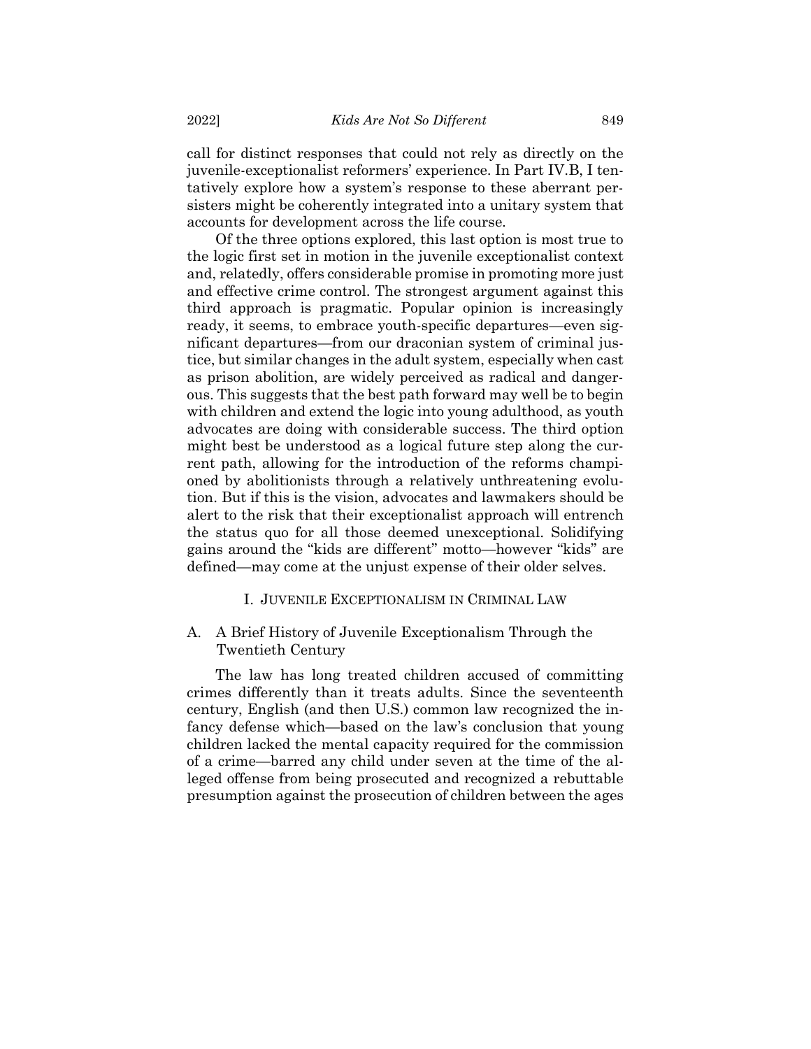call for distinct responses that could not rely as directly on the juvenile-exceptionalist reformers' experience. In Part IV.B, I tentatively explore how a system's response to these aberrant persisters might be coherently integrated into a unitary system that accounts for development across the life course.

Of the three options explored, this last option is most true to the logic first set in motion in the juvenile exceptionalist context and, relatedly, offers considerable promise in promoting more just and effective crime control. The strongest argument against this third approach is pragmatic. Popular opinion is increasingly ready, it seems, to embrace youth-specific departures—even significant departures—from our draconian system of criminal justice, but similar changes in the adult system, especially when cast as prison abolition, are widely perceived as radical and dangerous. This suggests that the best path forward may well be to begin with children and extend the logic into young adulthood, as youth advocates are doing with considerable success. The third option might best be understood as a logical future step along the current path, allowing for the introduction of the reforms championed by abolitionists through a relatively unthreatening evolution. But if this is the vision, advocates and lawmakers should be alert to the risk that their exceptionalist approach will entrench the status quo for all those deemed unexceptional. Solidifying gains around the "kids are different" motto—however "kids" are defined—may come at the unjust expense of their older selves.

## I. Juvenile Exceptionalism in Criminal Law

### A. A Brief History of Juvenile Exceptionalism Through the Twentieth Century

The law has long treated children accused of committing crimes differently than it treats adults. Since the seventeenth century, English (and then U.S.) common law recognized the infancy defense which—based on the law's conclusion that young children lacked the mental capacity required for the commission of a crime—barred any child under seven at the time of the alleged offense from being prosecuted and recognized a rebuttable presumption against the prosecution of children between the ages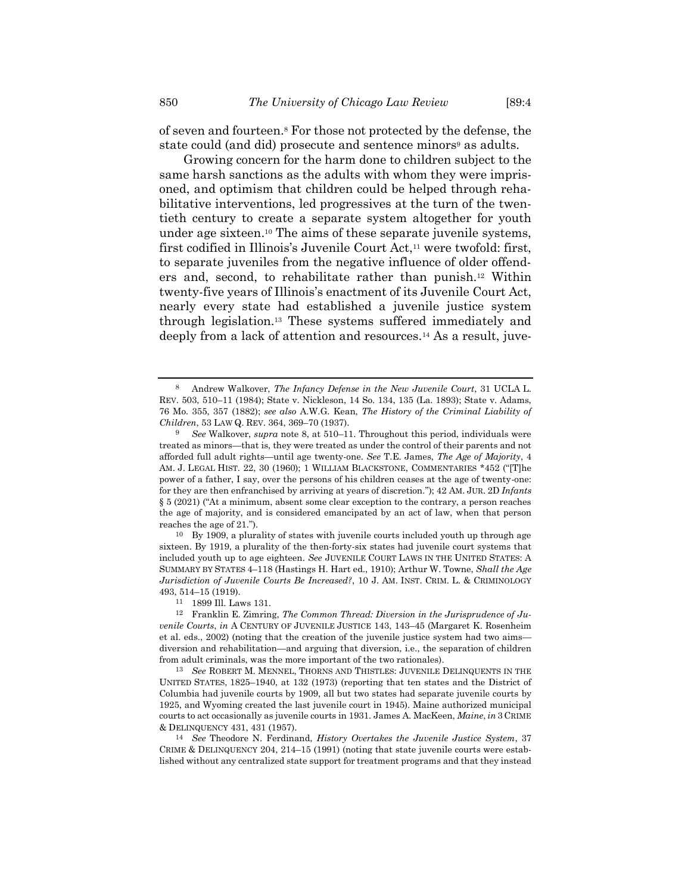of seven and fourteen.[8] For those not protected by the defense, the state could (and did) prosecute and sentence minors[9] as adults.

Growing concern for the harm done to children subject to the same harsh sanctions as the adults with whom they were imprisoned, and optimism that children could be helped through rehabilitative interventions, led progressives at the turn of the twentieth century to create a separate system altogether for youth under age sixteen.[10] The aims of these separate juvenile systems, first codified in Illinois's Juvenile Court Act,[11] were twofold: first, to separate juveniles from the negative influence of older offenders and, second, to rehabilitate rather than punish.[12] Within twenty-five years of Illinois's enactment of its Juvenile Court Act, nearly every state had established a juvenile justice system through legislation.[13] These systems suffered immediately and deeply from a lack of attention and resources.[14] As a result, juve-

---

[8] Andrew Walkover, *The Infancy Defense in the New Juvenile Court*, 31 UCLA L. REV. 503, 510–11 (1984); State v. Nickleson, 14 So. 134, 135 (La. 1893); State v. Adams, 76 Mo. 355, 357 (1882); *see also* A.W.G. Kean, *The History of the Criminal Liability of Children*, 53 LAW Q. REV. 364, 369–70 (1937).

[9] *See* Walkover, *supra* note 8, at 510–11. Throughout this period, individuals were treated as minors—that is, they were treated as under the control of their parents and not afforded full adult rights—until age twenty-one. *See* T.E. James, *The Age of Majority*, 4 AM. J. LEGAL HIST. 22, 30 (1960); 1 WILLIAM BLACKSTONE, COMMENTARIES *452 ("[T]he power of a father, I say, over the persons of his children ceases at the age of twenty-one: for they are then enfranchised by arriving at years of discretion."); 42 AM. JUR. 2D *Infants* § 5 (2021) ("At a minimum, absent some clear exception to the contrary, a person reaches the age of majority, and is considered emancipated by an act of law, when that person reaches the age of 21.").

[10] By 1909, a plurality of states with juvenile courts included youth up through age sixteen. By 1919, a plurality of the then-forty-six states had juvenile court systems that included youth up to age eighteen. *See* JUVENILE COURT LAWS IN THE UNITED STATES: A SUMMARY BY STATES 4–118 (Hastings H. Hart ed., 1910); Arthur W. Towne, *Shall the Age Jurisdiction of Juvenile Courts Be Increased?*, 10 J. AM. INST. CRIM. L. & CRIMINOLOGY 493, 514–15 (1919).

[11] 1899 Ill. Laws 131.

[12] Franklin E. Zimring, *The Common Thread: Diversion in the Jurisprudence of Juvenile Courts*, *in* A CENTURY OF JUVENILE JUSTICE 143, 143–45 (Margaret K. Rosenheim et al. eds., 2002) (noting that the creation of the juvenile justice system had two aims—diversion and rehabilitation—and arguing that diversion, i.e., the separation of children from adult criminals, was the more important of the two rationales).

[13] *See* ROBERT M. MENNEL, THORNS AND THISTLES: JUVENILE DELINQUENTS IN THE UNITED STATES, 1825–1940, at 132 (1973) (reporting that ten states and the District of Columbia had juvenile courts by 1909, all but two states had separate juvenile courts by 1925, and Wyoming created the last juvenile court in 1945). Maine authorized municipal courts to act occasionally as juvenile courts in 1931. James A. MacKeen, *Maine*, *in* 3 CRIME & DELINQUENCY 431, 431 (1957).

[14] *See* Theodore N. Ferdinand, *History Overtakes the Juvenile Justice System*, 37 CRIME & DELINQUENCY 204, 214–15 (1991) (noting that state juvenile courts were established without any centralized state support for treatment programs and that they instead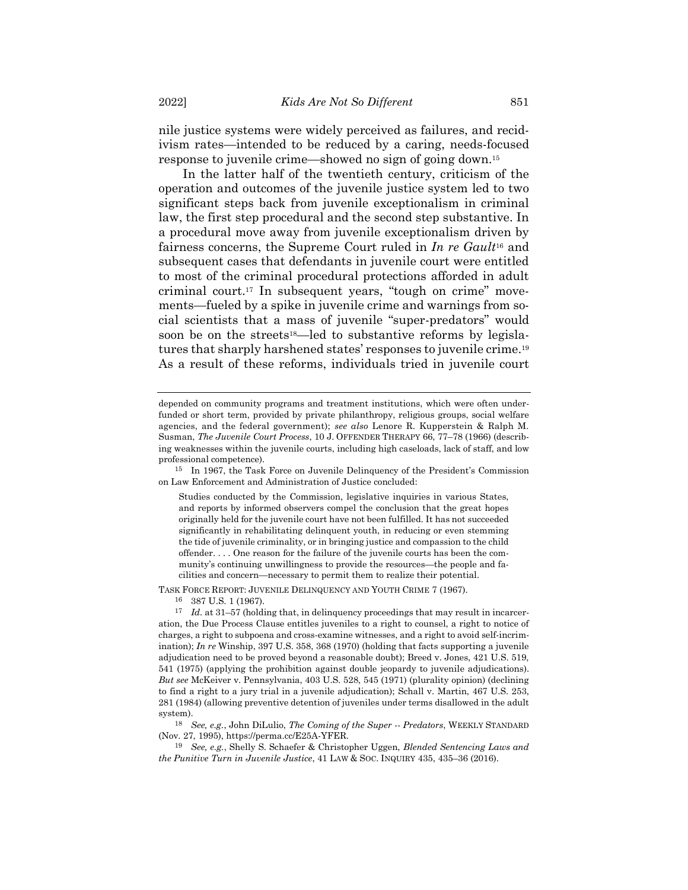nile justice systems were widely perceived as failures, and recidivism rates—intended to be reduced by a caring, needs-focused response to juvenile crime—showed no sign of going down.[15]

In the latter half of the twentieth century, criticism of the operation and outcomes of the juvenile justice system led to two significant steps back from juvenile exceptionalism in criminal law, the first step procedural and the second step substantive. In a procedural move away from juvenile exceptionalism driven by fairness concerns, the Supreme Court ruled in *In re Gault*[16] and subsequent cases that defendants in juvenile court were entitled to most of the criminal procedural protections afforded in adult criminal court.[17] In subsequent years, "tough on crime" movements—fueled by a spike in juvenile crime and warnings from social scientists that a mass of juvenile "super-predators" would soon be on the streets[18]—led to substantive reforms by legislatures that sharply harshened states' responses to juvenile crime.[19] As a result of these reforms, individuals tried in juvenile court

---

depended on community programs and treatment institutions, which were often underfunded or short term, provided by private philanthropy, religious groups, social welfare agencies, and the federal government); *see also* Lenore R. Kupperstein & Ralph M. Susman, *The Juvenile Court Process*, 10 J. OFFENDER THERAPY 66, 77–78 (1966) (describing weaknesses within the juvenile courts, including high caseloads, lack of staff, and low professional competence).

[15] In 1967, the Task Force on Juvenile Delinquency of the President's Commission on Law Enforcement and Administration of Justice concluded:

> Studies conducted by the Commission, legislative inquiries in various States, and reports by informed observers compel the conclusion that the great hopes originally held for the juvenile court have not been fulfilled. It has not succeeded significantly in rehabilitating delinquent youth, in reducing or even stemming the tide of juvenile criminality, or in bringing justice and compassion to the child offender. . . . One reason for the failure of the juvenile courts has been the community's continuing unwillingness to provide the resources—the people and facilities and concern—necessary to permit them to realize their potential.

TASK FORCE REPORT: JUVENILE DELINQUENCY AND YOUTH CRIME 7 (1967).

[16] 387 U.S. 1 (1967).

[17] *Id.* at 31–57 (holding that, in delinquency proceedings that may result in incarceration, the Due Process Clause entitles juveniles to a right to counsel, a right to notice of charges, a right to subpoena and cross-examine witnesses, and a right to avoid self-incrimination); *In re* Winship, 397 U.S. 358, 368 (1970) (holding that facts supporting a juvenile adjudication need to be proved beyond a reasonable doubt); Breed v. Jones, 421 U.S. 519, 541 (1975) (applying the prohibition against double jeopardy to juvenile adjudications). *But see* McKeiver v. Pennsylvania, 403 U.S. 528, 545 (1971) (plurality opinion) (declining to find a right to a jury trial in a juvenile adjudication); Schall v. Martin, 467 U.S. 253, 281 (1984) (allowing preventive detention of juveniles under terms disallowed in the adult system).

[18] *See, e.g.*, John DiLulio, *The Coming of the Super -- Predators*, WEEKLY STANDARD (Nov. 27, 1995), https://perma.cc/E25A-YFER.

[19] *See, e.g.*, Shelly S. Schaefer & Christopher Uggen, *Blended Sentencing Laws and the Punitive Turn in Juvenile Justice*, 41 LAW & SOC. INQUIRY 435, 435–36 (2016).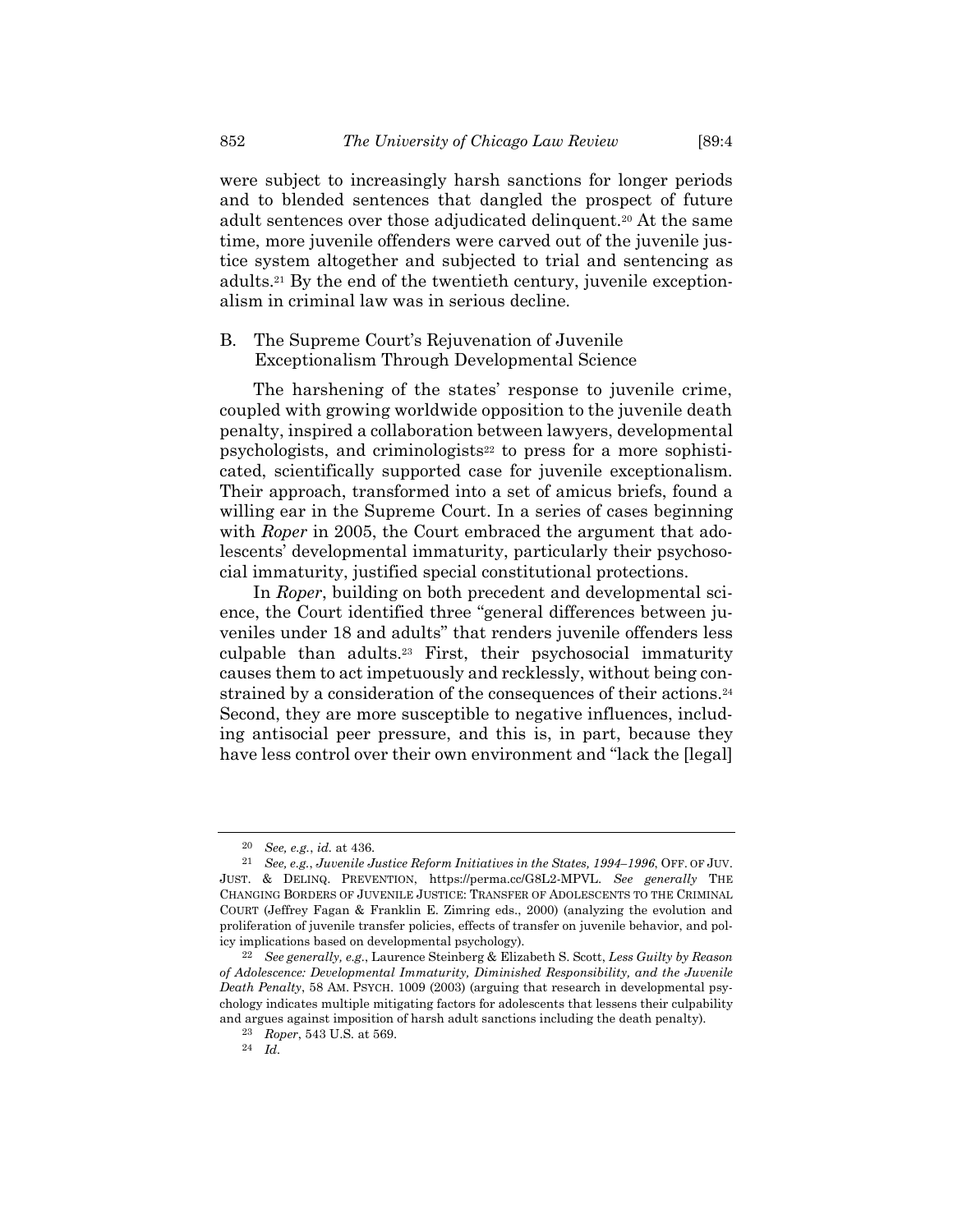were subject to increasingly harsh sanctions for longer periods and to blended sentences that dangled the prospect of future adult sentences over those adjudicated delinquent.[20] At the same time, more juvenile offenders were carved out of the juvenile justice system altogether and subjected to trial and sentencing as adults.[21] By the end of the twentieth century, juvenile exceptionalism in criminal law was in serious decline.

## B. The Supreme Court's Rejuvenation of Juvenile Exceptionalism Through Developmental Science

The harshening of the states' response to juvenile crime, coupled with growing worldwide opposition to the juvenile death penalty, inspired a collaboration between lawyers, developmental psychologists, and criminologists[22] to press for a more sophisticated, scientifically supported case for juvenile exceptionalism. Their approach, transformed into a set of amicus briefs, found a willing ear in the Supreme Court. In a series of cases beginning with *Roper* in 2005, the Court embraced the argument that adolescents' developmental immaturity, particularly their psychosocial immaturity, justified special constitutional protections.

In *Roper*, building on both precedent and developmental science, the Court identified three "general differences between juveniles under 18 and adults" that renders juvenile offenders less culpable than adults.[23] First, their psychosocial immaturity causes them to act impetuously and recklessly, without being constrained by a consideration of the consequences of their actions.[24] Second, they are more susceptible to negative influences, including antisocial peer pressure, and this is, in part, because they have less control over their own environment and "lack the [legal]

---

[20] *See, e.g.*, *id.* at 436.

[21] *See, e.g.*, *Juvenile Justice Reform Initiatives in the States, 1994–1996*, OFF. OF JUV. JUST. & DELINQ. PREVENTION, https://perma.cc/G8L2-MPVL. *See generally* THE CHANGING BORDERS OF JUVENILE JUSTICE: TRANSFER OF ADOLESCENTS TO THE CRIMINAL COURT (Jeffrey Fagan & Franklin E. Zimring eds., 2000) (analyzing the evolution and proliferation of juvenile transfer policies, effects of transfer on juvenile behavior, and policy implications based on developmental psychology).

[22] *See generally, e.g.*, Laurence Steinberg & Elizabeth S. Scott, *Less Guilty by Reason of Adolescence: Developmental Immaturity, Diminished Responsibility, and the Juvenile Death Penalty*, 58 AM. PSYCH. 1009 (2003) (arguing that research in developmental psychology indicates multiple mitigating factors for adolescents that lessens their culpability and argues against imposition of harsh adult sanctions including the death penalty).

[23] *Roper*, 543 U.S. at 569.

[24] *Id.*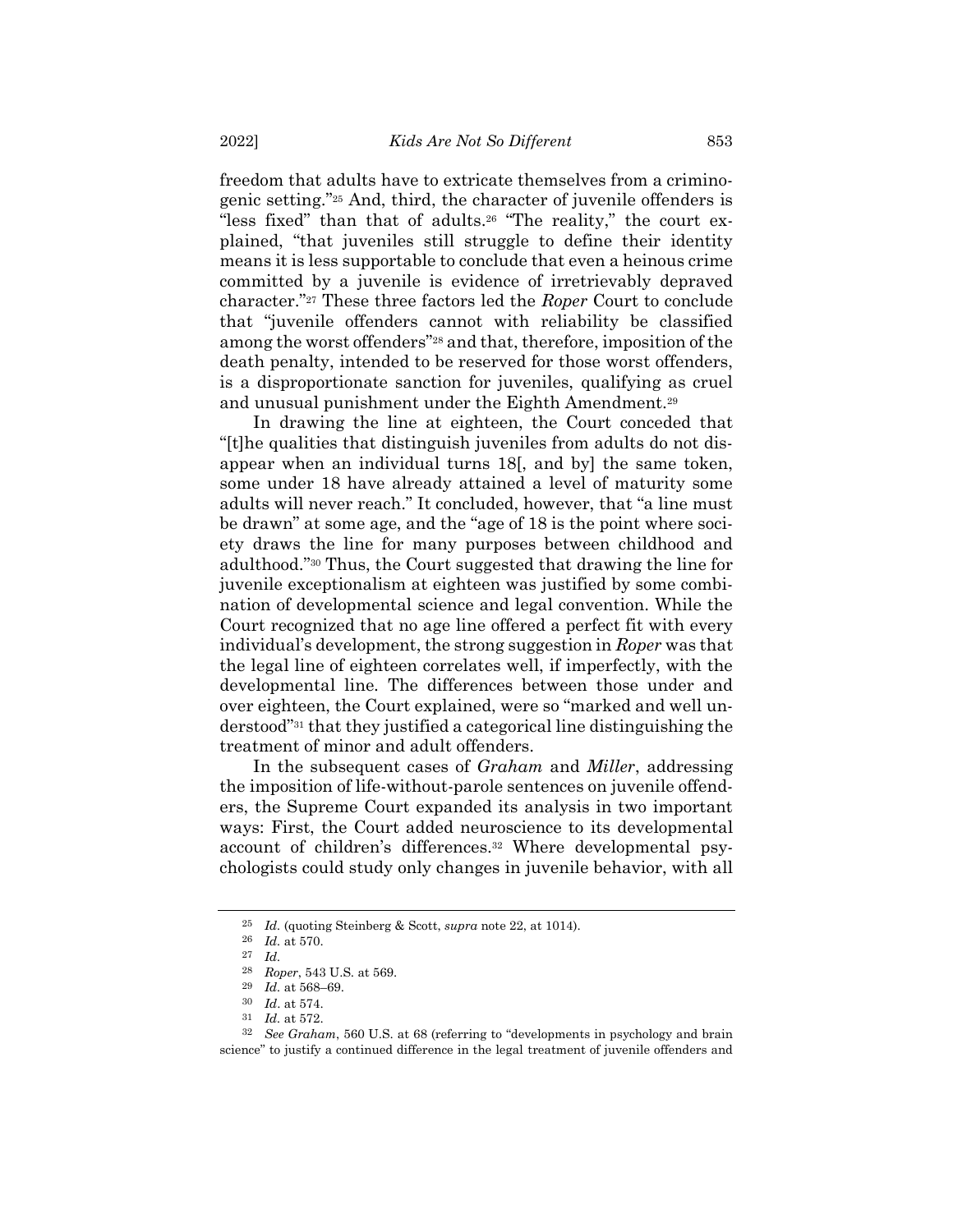freedom that adults have to extricate themselves from a criminogenic setting."[25] And, third, the character of juvenile offenders is "less fixed" than that of adults.[26] "The reality," the court explained, "that juveniles still struggle to define their identity means it is less supportable to conclude that even a heinous crime committed by a juvenile is evidence of irretrievably depraved character."[27] These three factors led the *Roper* Court to conclude that "juvenile offenders cannot with reliability be classified among the worst offenders"[28] and that, therefore, imposition of the death penalty, intended to be reserved for those worst offenders, is a disproportionate sanction for juveniles, qualifying as cruel and unusual punishment under the Eighth Amendment.[29]

In drawing the line at eighteen, the Court conceded that "[t]he qualities that distinguish juveniles from adults do not disappear when an individual turns 18[, and by] the same token, some under 18 have already attained a level of maturity some adults will never reach." It concluded, however, that "a line must be drawn" at some age, and the "age of 18 is the point where society draws the line for many purposes between childhood and adulthood."[30] Thus, the Court suggested that drawing the line for juvenile exceptionalism at eighteen was justified by some combination of developmental science and legal convention. While the Court recognized that no age line offered a perfect fit with every individual's development, the strong suggestion in *Roper* was that the legal line of eighteen correlates well, if imperfectly, with the developmental line. The differences between those under and over eighteen, the Court explained, were so "marked and well understood"[31] that they justified a categorical line distinguishing the treatment of minor and adult offenders.

In the subsequent cases of *Graham* and *Miller*, addressing the imposition of life-without-parole sentences on juvenile offenders, the Supreme Court expanded its analysis in two important ways: First, the Court added neuroscience to its developmental account of children's differences.[32] Where developmental psychologists could study only changes in juvenile behavior, with all

---

[25] *Id.* (quoting Steinberg & Scott, *supra* note 22, at 1014).

[26] *Id.* at 570.

[27] *Id.*

[28] *Roper*, 543 U.S. at 569.

[29] *Id.* at 568–69.

[30] *Id.* at 574.

[31] *Id.* at 572.

[32] *See Graham*, 560 U.S. at 68 (referring to "developments in psychology and brain science" to justify a continued difference in the legal treatment of juvenile offenders and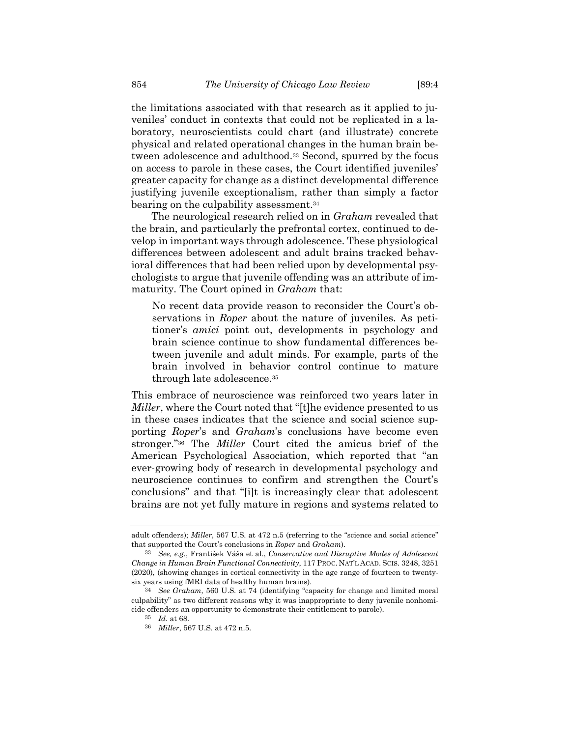the limitations associated with that research as it applied to juveniles' conduct in contexts that could not be replicated in a laboratory, neuroscientists could chart (and illustrate) concrete physical and related operational changes in the human brain between adolescence and adulthood.[33] Second, spurred by the focus on access to parole in these cases, the Court identified juveniles' greater capacity for change as a distinct developmental difference justifying juvenile exceptionalism, rather than simply a factor bearing on the culpability assessment.[34]

The neurological research relied on in *Graham* revealed that the brain, and particularly the prefrontal cortex, continued to develop in important ways through adolescence. These physiological differences between adolescent and adult brains tracked behavioral differences that had been relied upon by developmental psychologists to argue that juvenile offending was an attribute of immaturity. The Court opined in *Graham* that:

> No recent data provide reason to reconsider the Court's observations in *Roper* about the nature of juveniles. As petitioner's *amici* point out, developments in psychology and brain science continue to show fundamental differences between juvenile and adult minds. For example, parts of the brain involved in behavior control continue to mature through late adolescence.[35]

This embrace of neuroscience was reinforced two years later in *Miller*, where the Court noted that "[t]he evidence presented to us in these cases indicates that the science and social science supporting *Roper*'s and *Graham*'s conclusions have become even stronger."[36] The *Miller* Court cited the amicus brief of the American Psychological Association, which reported that "an ever-growing body of research in developmental psychology and neuroscience continues to confirm and strengthen the Court's conclusions" and that "[i]t is increasingly clear that adolescent brains are not yet fully mature in regions and systems related to

---

adult offenders); *Miller*, 567 U.S. at 472 n.5 (referring to the "science and social science" that supported the Court's conclusions in *Roper* and *Graham*).

[33] *See, e.g.*, František Váša et al., *Conservative and Disruptive Modes of Adolescent Change in Human Brain Functional Connectivity*, 117 PROC. NAT'L ACAD. SCIS. 3248, 3251 (2020), (showing changes in cortical connectivity in the age range of fourteen to twenty-six years using fMRI data of healthy human brains).

[34] *See Graham*, 560 U.S. at 74 (identifying "capacity for change and limited moral culpability" as two different reasons why it was inappropriate to deny juvenile nonhomicide offenders an opportunity to demonstrate their entitlement to parole).

[35] *Id.* at 68.

[36] *Miller*, 567 U.S. at 472 n.5.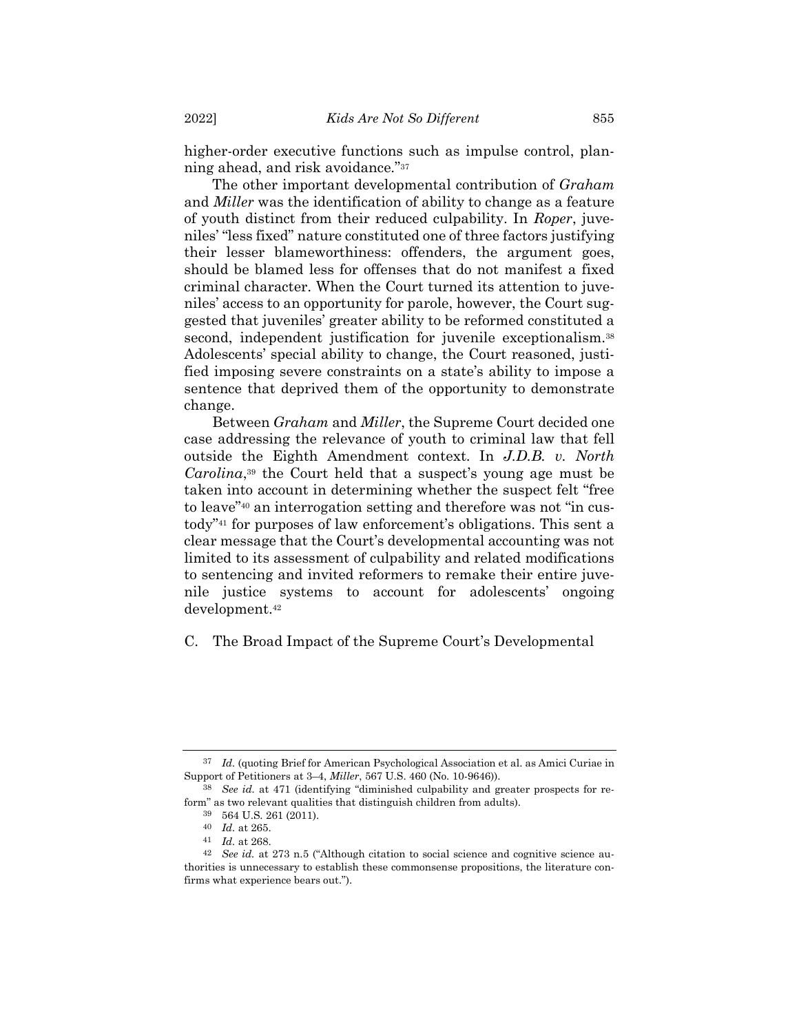higher-order executive functions such as impulse control, planning ahead, and risk avoidance."[37]

The other important developmental contribution of *Graham* and *Miller* was the identification of ability to change as a feature of youth distinct from their reduced culpability. In *Roper*, juveniles' "less fixed" nature constituted one of three factors justifying their lesser blameworthiness: offenders, the argument goes, should be blamed less for offenses that do not manifest a fixed criminal character. When the Court turned its attention to juveniles' access to an opportunity for parole, however, the Court suggested that juveniles' greater ability to be reformed constituted a second, independent justification for juvenile exceptionalism.[38] Adolescents' special ability to change, the Court reasoned, justified imposing severe constraints on a state's ability to impose a sentence that deprived them of the opportunity to demonstrate change.

Between *Graham* and *Miller*, the Supreme Court decided one case addressing the relevance of youth to criminal law that fell outside the Eighth Amendment context. In *J.D.B. v. North Carolina*,[39] the Court held that a suspect's young age must be taken into account in determining whether the suspect felt "free to leave"[40] an interrogation setting and therefore was not "in custody"[41] for purposes of law enforcement's obligations. This sent a clear message that the Court's developmental accounting was not limited to its assessment of culpability and related modifications to sentencing and invited reformers to remake their entire juvenile justice systems to account for adolescents' ongoing development.[42]

### C. The Broad Impact of the Supreme Court's Developmental

---

[37] *Id.* (quoting Brief for American Psychological Association et al. as Amici Curiae in Support of Petitioners at 3–4, *Miller*, 567 U.S. 460 (No. 10-9646)).

[38] *See id.* at 471 (identifying "diminished culpability and greater prospects for reform" as two relevant qualities that distinguish children from adults).

[39] 564 U.S. 261 (2011).

[40] *Id.* at 265.

[41] *Id.* at 268.

[42] *See id.* at 273 n.5 ("Although citation to social science and cognitive science authorities is unnecessary to establish these commonsense propositions, the literature confirms what experience bears out.").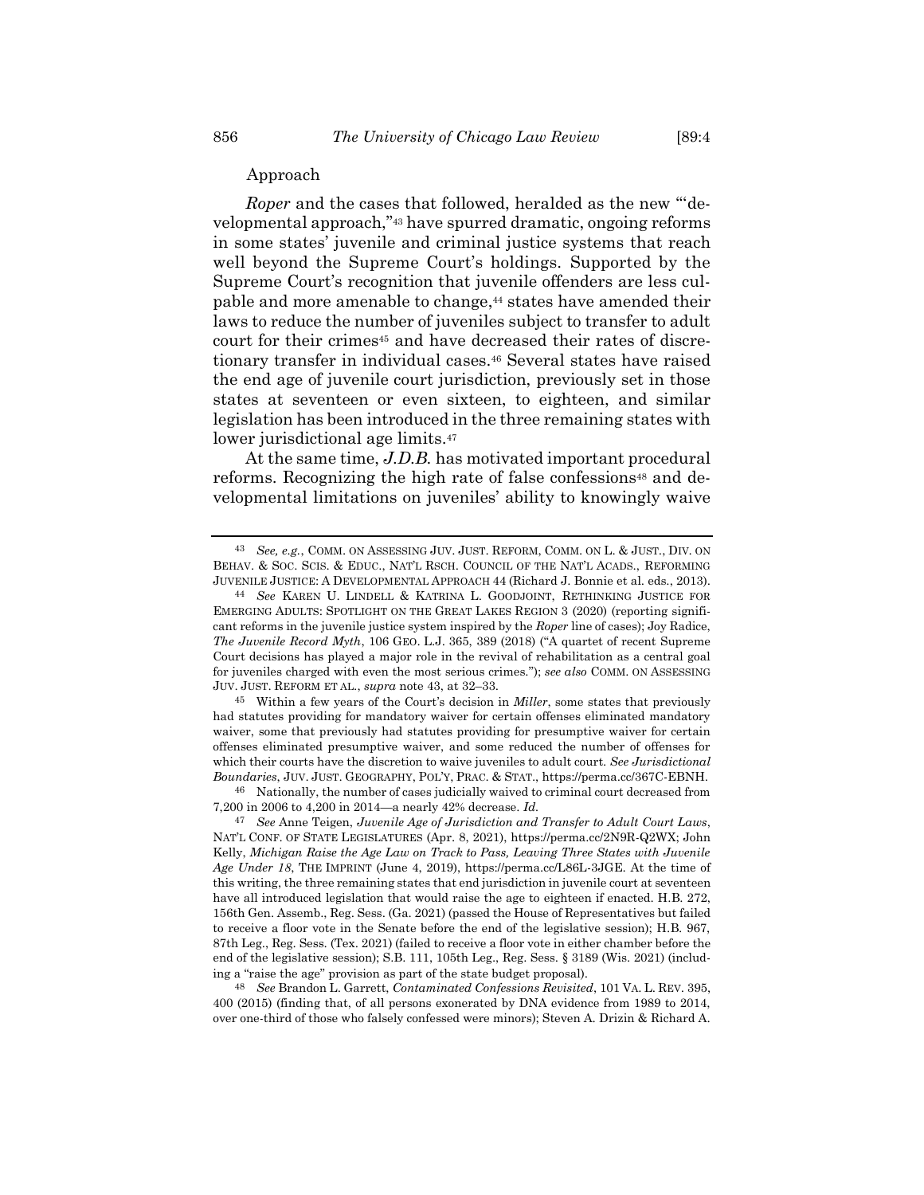Approach

*Roper* and the cases that followed, heralded as the new "'developmental approach,"[43] have spurred dramatic, ongoing reforms in some states' juvenile and criminal justice systems that reach well beyond the Supreme Court's holdings. Supported by the Supreme Court's recognition that juvenile offenders are less culpable and more amenable to change,[44] states have amended their laws to reduce the number of juveniles subject to transfer to adult court for their crimes[45] and have decreased their rates of discretionary transfer in individual cases.[46] Several states have raised the end age of juvenile court jurisdiction, previously set in those states at seventeen or even sixteen, to eighteen, and similar legislation has been introduced in the three remaining states with lower jurisdictional age limits.[47]

At the same time, *J.D.B.* has motivated important procedural reforms. Recognizing the high rate of false confessions[48] and developmental limitations on juveniles' ability to knowingly waive

---

[43] *See, e.g.*, COMM. ON ASSESSING JUV. JUST. REFORM, COMM. ON L. & JUST., DIV. ON BEHAV. & SOC. SCIS. & EDUC., NAT'L RSCH. COUNCIL OF THE NAT'L ACADS., REFORMING JUVENILE JUSTICE: A DEVELOPMENTAL APPROACH 44 (Richard J. Bonnie et al. eds., 2013).

[44] *See* KAREN U. LINDELL & KATRINA L. GOODJOINT, RETHINKING JUSTICE FOR EMERGING ADULTS: SPOTLIGHT ON THE GREAT LAKES REGION 3 (2020) (reporting significant reforms in the juvenile justice system inspired by the *Roper* line of cases); Joy Radice, *The Juvenile Record Myth*, 106 GEO. L.J. 365, 389 (2018) ("A quartet of recent Supreme Court decisions has played a major role in the revival of rehabilitation as a central goal for juveniles charged with even the most serious crimes."); *see also* COMM. ON ASSESSING JUV. JUST. REFORM ET AL., *supra* note 43, at 32–33.

[45] Within a few years of the Court's decision in *Miller*, some states that previously had statutes providing for mandatory waiver for certain offenses eliminated mandatory waiver, some that previously had statutes providing for presumptive waiver for certain offenses eliminated presumptive waiver, and some reduced the number of offenses for which their courts have the discretion to waive juveniles to adult court. *See Jurisdictional Boundaries*, JUV. JUST. GEOGRAPHY, POL'Y, PRAC. & STAT., https://perma.cc/367C-EBNH.

[46] Nationally, the number of cases judicially waived to criminal court decreased from 7,200 in 2006 to 4,200 in 2014—a nearly 42% decrease. *Id.*

[47] *See* Anne Teigen, *Juvenile Age of Jurisdiction and Transfer to Adult Court Laws*, NAT'L CONF. OF STATE LEGISLATURES (Apr. 8, 2021), https://perma.cc/2N9R-Q2WX; John Kelly, *Michigan Raise the Age Law on Track to Pass, Leaving Three States with Juvenile Age Under 18*, THE IMPRINT (June 4, 2019), https://perma.cc/L86L-3JGE. At the time of this writing, the three remaining states that end jurisdiction in juvenile court at seventeen have all introduced legislation that would raise the age to eighteen if enacted. H.B. 272, 156th Gen. Assemb., Reg. Sess. (Ga. 2021) (passed the House of Representatives but failed to receive a floor vote in the Senate before the end of the legislative session); H.B. 967, 87th Leg., Reg. Sess. (Tex. 2021) (failed to receive a floor vote in either chamber before the end of the legislative session); S.B. 111, 105th Leg., Reg. Sess. § 3189 (Wis. 2021) (including a "raise the age" provision as part of the state budget proposal).

[48] *See* Brandon L. Garrett, *Contaminated Confessions Revisited*, 101 VA. L. REV. 395, 400 (2015) (finding that, of all persons exonerated by DNA evidence from 1989 to 2014, over one-third of those who falsely confessed were minors); Steven A. Drizin & Richard A.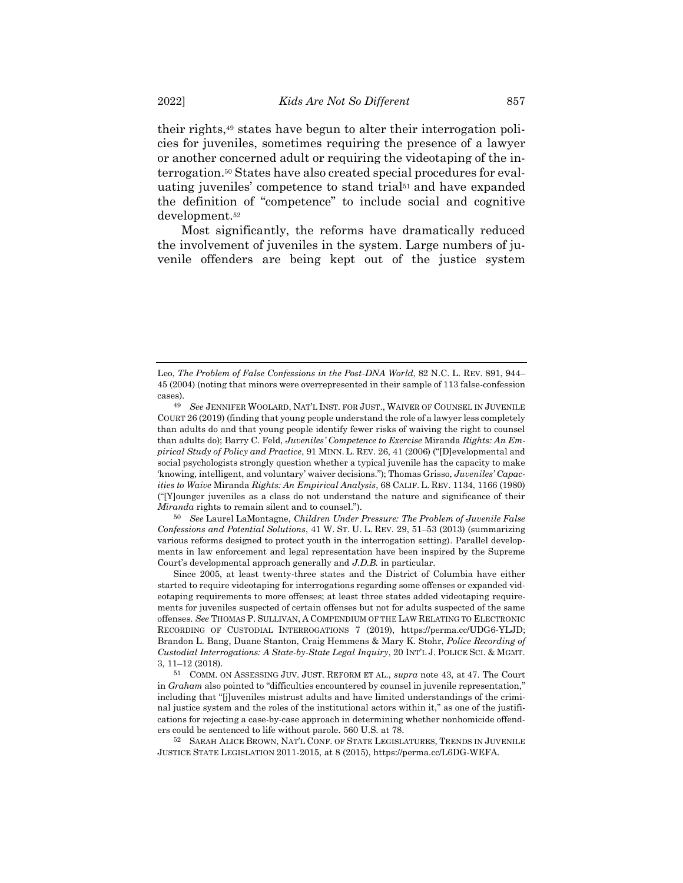their rights,[49] states have begun to alter their interrogation policies for juveniles, sometimes requiring the presence of a lawyer or another concerned adult or requiring the videotaping of the interrogation.[50] States have also created special procedures for evaluating juveniles' competence to stand trial[51] and have expanded the definition of "competence" to include social and cognitive development.[52]

Most significantly, the reforms have dramatically reduced the involvement of juveniles in the system. Large numbers of juvenile offenders are being kept out of the justice system

---

Leo, *The Problem of False Confessions in the Post-DNA World*, 82 N.C. L. REV. 891, 944–45 (2004) (noting that minors were overrepresented in their sample of 113 false-confession cases).

[49] *See* JENNIFER WOOLARD, NAT'L INST. FOR JUST., WAIVER OF COUNSEL IN JUVENILE COURT 26 (2019) (finding that young people understand the role of a lawyer less completely than adults do and that young people identify fewer risks of waiving the right to counsel than adults do); Barry C. Feld, *Juveniles' Competence to Exercise* Miranda *Rights: An Empirical Study of Policy and Practice*, 91 MINN. L. REV. 26, 41 (2006) ("[D]evelopmental and social psychologists strongly question whether a typical juvenile has the capacity to make 'knowing, intelligent, and voluntary' waiver decisions."); Thomas Grisso, *Juveniles' Capacities to Waive* Miranda *Rights: An Empirical Analysis*, 68 CALIF. L. REV. 1134, 1166 (1980) ("[Y]ounger juveniles as a class do not understand the nature and significance of their *Miranda* rights to remain silent and to counsel.").

[50] *See* Laurel LaMontagne, *Children Under Pressure: The Problem of Juvenile False Confessions and Potential Solutions*, 41 W. ST. U. L. REV. 29, 51–53 (2013) (summarizing various reforms designed to protect youth in the interrogation setting). Parallel developments in law enforcement and legal representation have been inspired by the Supreme Court's developmental approach generally and *J.D.B.* in particular.

Since 2005, at least twenty-three states and the District of Columbia have either started to require videotaping for interrogations regarding some offenses or expanded videotaping requirements to more offenses; at least three states added videotaping requirements for juveniles suspected of certain offenses but not for adults suspected of the same offenses. *See* THOMAS P. SULLIVAN, A COMPENDIUM OF THE LAW RELATING TO ELECTRONIC RECORDING OF CUSTODIAL INTERROGATIONS 7 (2019), https://perma.cc/UDG6-YLJD; Brandon L. Bang, Duane Stanton, Craig Hemmens & Mary K. Stohr, *Police Recording of Custodial Interrogations: A State-by-State Legal Inquiry*, 20 INT'L J. POLICE SCI. & MGMT. 3, 11–12 (2018).

[51] COMM. ON ASSESSING JUV. JUST. REFORM ET AL., *supra* note 43, at 47. The Court in *Graham* also pointed to "difficulties encountered by counsel in juvenile representation," including that "[j]uveniles mistrust adults and have limited understandings of the criminal justice system and the roles of the institutional actors within it," as one of the justifications for rejecting a case-by-case approach in determining whether nonhomicide offenders could be sentenced to life without parole. 560 U.S. at 78.

[52] SARAH ALICE BROWN, NAT'L CONF. OF STATE LEGISLATURES, TRENDS IN JUVENILE JUSTICE STATE LEGISLATION 2011-2015, at 8 (2015), https://perma.cc/L6DG-WEFA.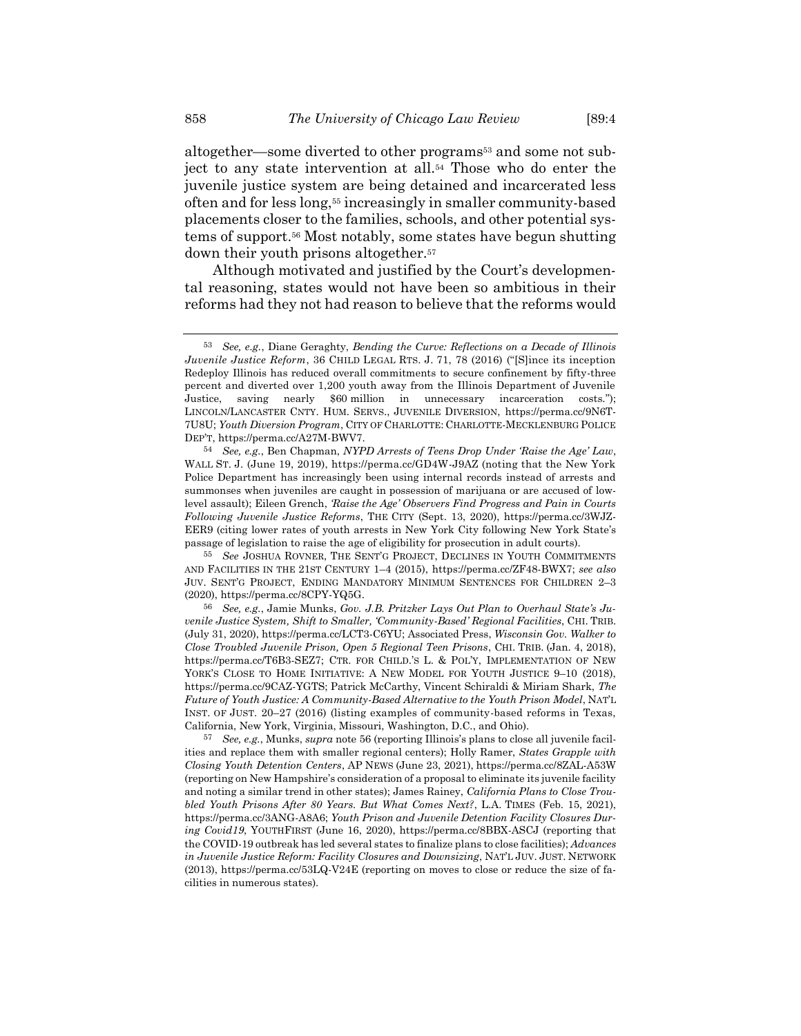altogether—some diverted to other programs[53] and some not subject to any state intervention at all.[54] Those who do enter the juvenile justice system are being detained and incarcerated less often and for less long,[55] increasingly in smaller community-based placements closer to the families, schools, and other potential systems of support.[56] Most notably, some states have begun shutting down their youth prisons altogether.[57]

Although motivated and justified by the Court's developmental reasoning, states would not have been so ambitious in their reforms had they not had reason to believe that the reforms would

---

[53] *See, e.g.*, Diane Geraghty, *Bending the Curve: Reflections on a Decade of Illinois Juvenile Justice Reform*, 36 CHILD LEGAL RTS. J. 71, 78 (2016) ("[S]ince its inception Redeploy Illinois has reduced overall commitments to secure confinement by fifty-three percent and diverted over 1,200 youth away from the Illinois Department of Juvenile Justice, saving nearly $60 million in unnecessary incarceration costs."); LINCOLN/LANCASTER CNTY. HUM. SERVS., JUVENILE DIVERSION, https://perma.cc/9N6T-7U8U; *Youth Diversion Program*, CITY OF CHARLOTTE: CHARLOTTE-MECKLENBURG POLICE DEP'T, https://perma.cc/A27M-BWV7.

[54] *See, e.g.*, Ben Chapman, *NYPD Arrests of Teens Drop Under 'Raise the Age' Law*, WALL ST. J. (June 19, 2019), https://perma.cc/GD4W-J9AZ (noting that the New York Police Department has increasingly been using internal records instead of arrests and summonses when juveniles are caught in possession of marijuana or are accused of low-level assault); Eileen Grench, *'Raise the Age' Observers Find Progress and Pain in Courts Following Juvenile Justice Reforms*, THE CITY (Sept. 13, 2020), https://perma.cc/3WJZ-EER9 (citing lower rates of youth arrests in New York City following New York State's passage of legislation to raise the age of eligibility for prosecution in adult courts).

[55] *See* JOSHUA ROVNER, THE SENT'G PROJECT, DECLINES IN YOUTH COMMITMENTS AND FACILITIES IN THE 21ST CENTURY 1–4 (2015), https://perma.cc/ZF48-BWX7; *see also* JUV. SENT'G PROJECT, ENDING MANDATORY MINIMUM SENTENCES FOR CHILDREN 2–3 (2020), https://perma.cc/8CPY-YQ5G.

[56] *See, e.g.*, Jamie Munks, *Gov. J.B. Pritzker Lays Out Plan to Overhaul State's Juvenile Justice System, Shift to Smaller, 'Community-Based' Regional Facilities*, CHI. TRIB. (July 31, 2020), https://perma.cc/LCT3-C6YU; Associated Press, *Wisconsin Gov. Walker to Close Troubled Juvenile Prison, Open 5 Regional Teen Prisons*, CHI. TRIB. (Jan. 4, 2018), https://perma.cc/T6B3-SEZ7; CTR. FOR CHILD.'S L. & POL'Y, IMPLEMENTATION OF NEW YORK'S CLOSE TO HOME INITIATIVE: A NEW MODEL FOR YOUTH JUSTICE 9–10 (2018), https://perma.cc/9CAZ-YGTS; Patrick McCarthy, Vincent Schiraldi & Miriam Shark, *The Future of Youth Justice: A Community-Based Alternative to the Youth Prison Model*, NAT'L INST. OF JUST. 20–27 (2016) (listing examples of community-based reforms in Texas, California, New York, Virginia, Missouri, Washington, D.C., and Ohio).

[57] *See, e.g.*, Munks, *supra* note 56 (reporting Illinois's plans to close all juvenile facilities and replace them with smaller regional centers); Holly Ramer, *States Grapple with Closing Youth Detention Centers*, AP NEWS (June 23, 2021), https://perma.cc/8ZAL-A53W (reporting on New Hampshire's consideration of a proposal to eliminate its juvenile facility and noting a similar trend in other states); James Rainey, *California Plans to Close Troubled Youth Prisons After 80 Years. But What Comes Next?*, L.A. TIMES (Feb. 15, 2021), https://perma.cc/3ANG-A8A6; *Youth Prison and Juvenile Detention Facility Closures During Covid19*, YOUTHFIRST (June 16, 2020), https://perma.cc/8BBX-ASCJ (reporting that the COVID-19 outbreak has led several states to finalize plans to close facilities); *Advances in Juvenile Justice Reform: Facility Closures and Downsizing*, NAT'L JUV. JUST. NETWORK (2013), https://perma.cc/53LQ-V24E (reporting on moves to close or reduce the size of facilities in numerous states).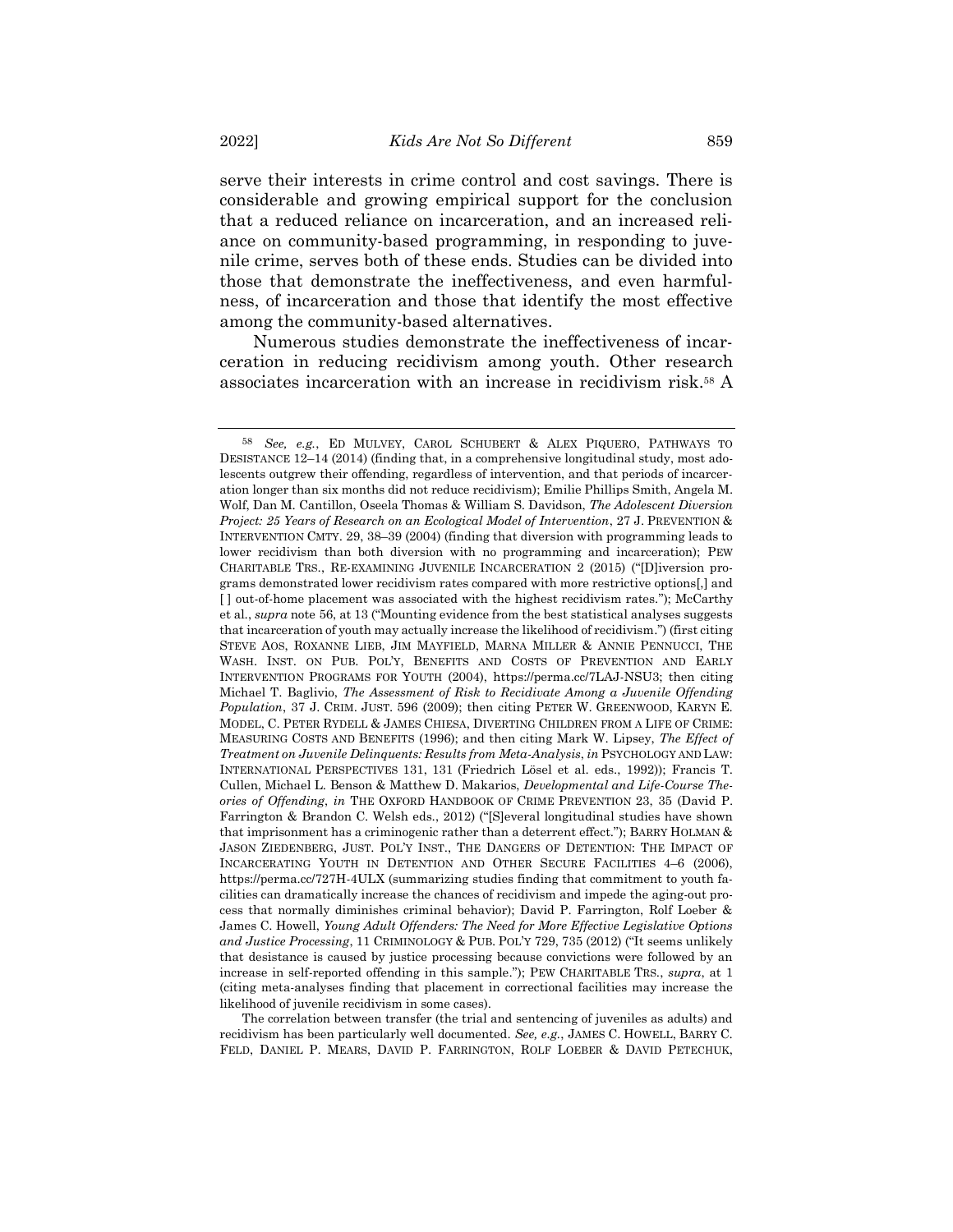serve their interests in crime control and cost savings. There is considerable and growing empirical support for the conclusion that a reduced reliance on incarceration, and an increased reliance on community-based programming, in responding to juvenile crime, serves both of these ends. Studies can be divided into those that demonstrate the ineffectiveness, and even harmfulness, of incarceration and those that identify the most effective among the community-based alternatives.

Numerous studies demonstrate the ineffectiveness of incarceration in reducing recidivism among youth. Other research associates incarceration with an increase in recidivism risk.[58] A

---

[58] *See, e.g.*, ED MULVEY, CAROL SCHUBERT & ALEX PIQUERO, PATHWAYS TO DESISTANCE 12–14 (2014) (finding that, in a comprehensive longitudinal study, most adolescents outgrew their offending, regardless of intervention, and that periods of incarceration longer than six months did not reduce recidivism); Emilie Phillips Smith, Angela M. Wolf, Dan M. Cantillon, Oseela Thomas & William S. Davidson, *The Adolescent Diversion Project: 25 Years of Research on an Ecological Model of Intervention*, 27 J. PREVENTION & INTERVENTION CMTY. 29, 38–39 (2004) (finding that diversion with programming leads to lower recidivism than both diversion with no programming and incarceration); PEW CHARITABLE TRS., RE-EXAMINING JUVENILE INCARCERATION 2 (2015) ("[D]iversion programs demonstrated lower recidivism rates compared with more restrictive options[,] and [ ] out-of-home placement was associated with the highest recidivism rates."); McCarthy et al., *supra* note 56, at 13 ("Mounting evidence from the best statistical analyses suggests that incarceration of youth may actually increase the likelihood of recidivism.") (first citing STEVE AOS, ROXANNE LIEB, JIM MAYFIELD, MARNA MILLER & ANNIE PENNUCCI, THE WASH. INST. ON PUB. POL'Y, BENEFITS AND COSTS OF PREVENTION AND EARLY INTERVENTION PROGRAMS FOR YOUTH (2004), https://perma.cc/7LAJ-NSU3; then citing Michael T. Baglivio, *The Assessment of Risk to Recidivate Among a Juvenile Offending Population*, 37 J. CRIM. JUST. 596 (2009); then citing PETER W. GREENWOOD, KARYN E. MODEL, C. PETER RYDELL & JAMES CHIESA, DIVERTING CHILDREN FROM A LIFE OF CRIME: MEASURING COSTS AND BENEFITS (1996); and then citing Mark W. Lipsey, *The Effect of Treatment on Juvenile Delinquents: Results from Meta-Analysis*, *in* PSYCHOLOGY AND LAW: INTERNATIONAL PERSPECTIVES 131, 131 (Friedrich Lösel et al. eds., 1992)); Francis T. Cullen, Michael L. Benson & Matthew D. Makarios, *Developmental and Life-Course Theories of Offending*, *in* THE OXFORD HANDBOOK OF CRIME PREVENTION 23, 35 (David P. Farrington & Brandon C. Welsh eds., 2012) ("[S]everal longitudinal studies have shown that imprisonment has a criminogenic rather than a deterrent effect."); BARRY HOLMAN & JASON ZIEDENBERG, JUST. POL'Y INST., THE DANGERS OF DETENTION: THE IMPACT OF INCARCERATING YOUTH IN DETENTION AND OTHER SECURE FACILITIES 4–6 (2006), https://perma.cc/727H-4ULX (summarizing studies finding that commitment to youth facilities can dramatically increase the chances of recidivism and impede the aging-out process that normally diminishes criminal behavior); David P. Farrington, Rolf Loeber & James C. Howell, *Young Adult Offenders: The Need for More Effective Legislative Options and Justice Processing*, 11 CRIMINOLOGY & PUB. POL'Y 729, 735 (2012) ("It seems unlikely that desistance is caused by justice processing because convictions were followed by an increase in self-reported offending in this sample."); PEW CHARITABLE TRS., *supra*, at 1 (citing meta-analyses finding that placement in correctional facilities may increase the likelihood of juvenile recidivism in some cases).

The correlation between transfer (the trial and sentencing of juveniles as adults) and recidivism has been particularly well documented. *See, e.g.*, JAMES C. HOWELL, BARRY C. FELD, DANIEL P. MEARS, DAVID P. FARRINGTON, ROLF LOEBER & DAVID PETECHUK,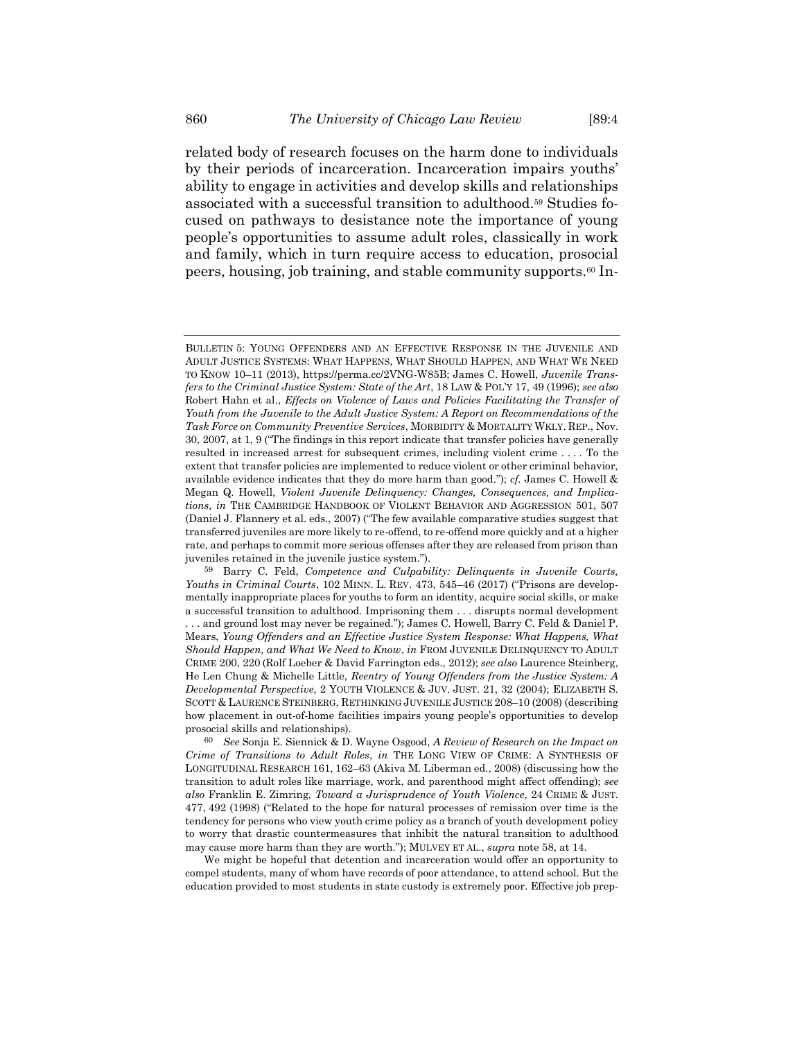related body of research focuses on the harm done to individuals by their periods of incarceration. Incarceration impairs youths' ability to engage in activities and develop skills and relationships associated with a successful transition to adulthood.[59] Studies focused on pathways to desistance note the importance of young people's opportunities to assume adult roles, classically in work and family, which in turn require access to education, prosocial peers, housing, job training, and stable community supports.[60] In-

---

BULLETIN 5: YOUNG OFFENDERS AND AN EFFECTIVE RESPONSE IN THE JUVENILE AND ADULT JUSTICE SYSTEMS: WHAT HAPPENS, WHAT SHOULD HAPPEN, AND WHAT WE NEED TO KNOW 10–11 (2013), https://perma.cc/2VNG-W85B; James C. Howell, *Juvenile Transfers to the Criminal Justice System: State of the Art*, 18 LAW & POL'Y 17, 49 (1996); *see also* Robert Hahn et al., *Effects on Violence of Laws and Policies Facilitating the Transfer of Youth from the Juvenile to the Adult Justice System: A Report on Recommendations of the Task Force on Community Preventive Services*, MORBIDITY & MORTALITY WKLY. REP., Nov. 30, 2007, at 1, 9 ("The findings in this report indicate that transfer policies have generally resulted in increased arrest for subsequent crimes, including violent crime . . . . To the extent that transfer policies are implemented to reduce violent or other criminal behavior, available evidence indicates that they do more harm than good."); *cf.* James C. Howell & Megan Q. Howell, *Violent Juvenile Delinquency: Changes, Consequences, and Implications*, *in* THE CAMBRIDGE HANDBOOK OF VIOLENT BEHAVIOR AND AGGRESSION 501, 507 (Daniel J. Flannery et al. eds., 2007) ("The few available comparative studies suggest that transferred juveniles are more likely to re-offend, to re-offend more quickly and at a higher rate, and perhaps to commit more serious offenses after they are released from prison than juveniles retained in the juvenile justice system.").

[59] Barry C. Feld, *Competence and Culpability: Delinquents in Juvenile Courts, Youths in Criminal Courts*, 102 MINN. L. REV. 473, 545–46 (2017) ("Prisons are developmentally inappropriate places for youths to form an identity, acquire social skills, or make a successful transition to adulthood. Imprisoning them . . . disrupts normal development . . . and ground lost may never be regained."); James C. Howell, Barry C. Feld & Daniel P. Mears, *Young Offenders and an Effective Justice System Response: What Happens, What Should Happen, and What We Need to Know*, *in* FROM JUVENILE DELINQUENCY TO ADULT CRIME 200, 220 (Rolf Loeber & David Farrington eds., 2012); *see also* Laurence Steinberg, He Len Chung & Michelle Little, *Reentry of Young Offenders from the Justice System: A Developmental Perspective*, 2 YOUTH VIOLENCE & JUV. JUST. 21, 32 (2004); ELIZABETH S. SCOTT & LAURENCE STEINBERG, RETHINKING JUVENILE JUSTICE 208–10 (2008) (describing how placement in out-of-home facilities impairs young people's opportunities to develop prosocial skills and relationships).

[60] *See* Sonja E. Siennick & D. Wayne Osgood, *A Review of Research on the Impact on Crime of Transitions to Adult Roles*, *in* THE LONG VIEW OF CRIME: A SYNTHESIS OF LONGITUDINAL RESEARCH 161, 162–63 (Akiva M. Liberman ed., 2008) (discussing how the transition to adult roles like marriage, work, and parenthood might affect offending); *see also* Franklin E. Zimring, *Toward a Jurisprudence of Youth Violence*, 24 CRIME & JUST. 477, 492 (1998) ("Related to the hope for natural processes of remission over time is the tendency for persons who view youth crime policy as a branch of youth development policy to worry that drastic countermeasures that inhibit the natural transition to adulthood may cause more harm than they are worth."); MULVEY ET AL., *supra* note 58, at 14.

We might be hopeful that detention and incarceration would offer an opportunity to compel students, many of whom have records of poor attendance, to attend school. But the education provided to most students in state custody is extremely poor. Effective job prep-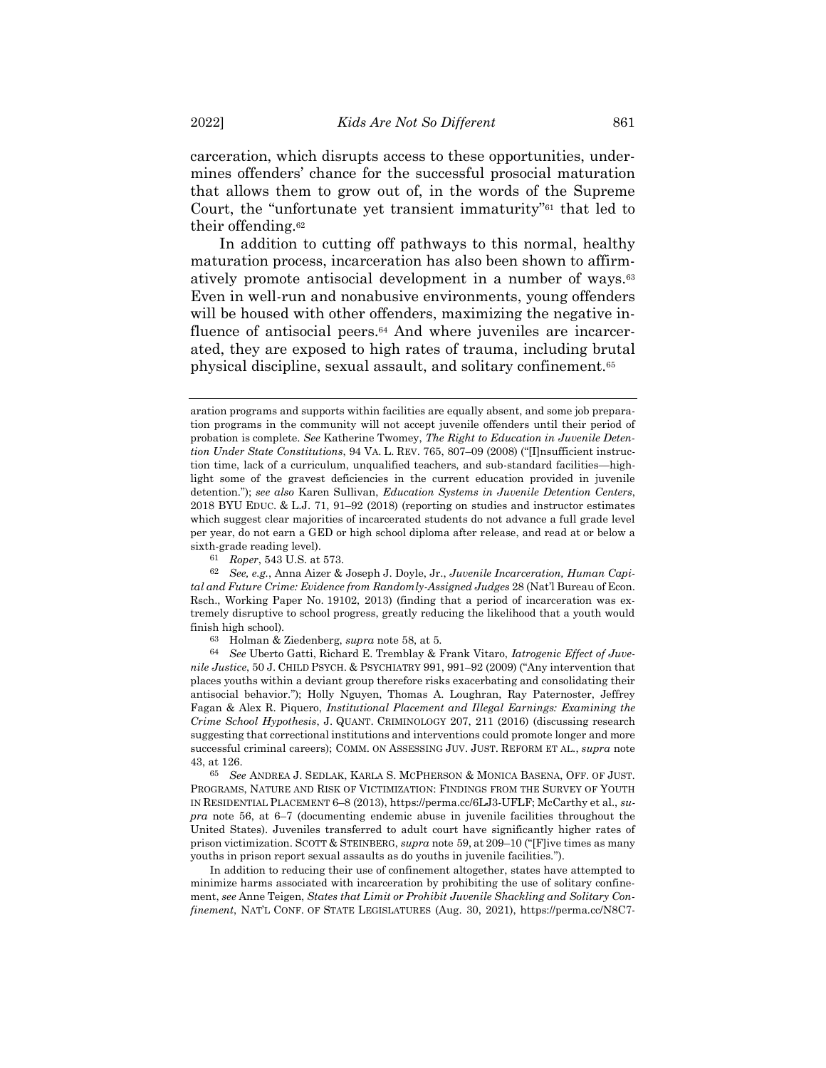carceration, which disrupts access to these opportunities, undermines offenders' chance for the successful prosocial maturation that allows them to grow out of, in the words of the Supreme Court, the "unfortunate yet transient immaturity"[61] that led to their offending.[62]

In addition to cutting off pathways to this normal, healthy maturation process, incarceration has also been shown to affirmatively promote antisocial development in a number of ways.[63] Even in well-run and nonabusive environments, young offenders will be housed with other offenders, maximizing the negative influence of antisocial peers.[64] And where juveniles are incarcerated, they are exposed to high rates of trauma, including brutal physical discipline, sexual assault, and solitary confinement.[65]

---

aration programs and supports within facilities are equally absent, and some job preparation programs in the community will not accept juvenile offenders until their period of probation is complete. *See* Katherine Twomey, *The Right to Education in Juvenile Detention Under State Constitutions*, 94 VA. L. REV. 765, 807–09 (2008) ("[I]nsufficient instruction time, lack of a curriculum, unqualified teachers, and sub-standard facilities—highlight some of the gravest deficiencies in the current education provided in juvenile detention."); *see also* Karen Sullivan, *Education Systems in Juvenile Detention Centers*, 2018 BYU EDUC. & L.J. 71, 91–92 (2018) (reporting on studies and instructor estimates which suggest clear majorities of incarcerated students do not advance a full grade level per year, do not earn a GED or high school diploma after release, and read at or below a sixth-grade reading level).

[61] *Roper*, 543 U.S. at 573.

[62] *See, e.g.*, Anna Aizer & Joseph J. Doyle, Jr., *Juvenile Incarceration, Human Capital and Future Crime: Evidence from Randomly-Assigned Judges* 28 (Nat'l Bureau of Econ. Rsch., Working Paper No. 19102, 2013) (finding that a period of incarceration was extremely disruptive to school progress, greatly reducing the likelihood that a youth would finish high school).

[63] Holman & Ziedenberg, *supra* note 58, at 5.

[64] *See* Uberto Gatti, Richard E. Tremblay & Frank Vitaro, *Iatrogenic Effect of Juvenile Justice*, 50 J. CHILD PSYCH. & PSYCHIATRY 991, 991–92 (2009) ("Any intervention that places youths within a deviant group therefore risks exacerbating and consolidating their antisocial behavior."); Holly Nguyen, Thomas A. Loughran, Ray Paternoster, Jeffrey Fagan & Alex R. Piquero, *Institutional Placement and Illegal Earnings: Examining the Crime School Hypothesis*, J. QUANT. CRIMINOLOGY 207, 211 (2016) (discussing research suggesting that correctional institutions and interventions could promote longer and more successful criminal careers); COMM. ON ASSESSING JUV. JUST. REFORM ET AL., *supra* note 43, at 126.

[65] *See* ANDREA J. SEDLAK, KARLA S. MCPHERSON & MONICA BASENA, OFF. OF JUST. PROGRAMS, NATURE AND RISK OF VICTIMIZATION: FINDINGS FROM THE SURVEY OF YOUTH IN RESIDENTIAL PLACEMENT 6–8 (2013), https://perma.cc/6LJ3-UFLF; McCarthy et al., *supra* note 56, at 6–7 (documenting endemic abuse in juvenile facilities throughout the United States). Juveniles transferred to adult court have significantly higher rates of prison victimization. SCOTT & STEINBERG, *supra* note 59, at 209–10 ("[F]ive times as many youths in prison report sexual assaults as do youths in juvenile facilities.").

In addition to reducing their use of confinement altogether, states have attempted to minimize harms associated with incarceration by prohibiting the use of solitary confinement, *see* Anne Teigen, *States that Limit or Prohibit Juvenile Shackling and Solitary Confinement*, NAT'L CONF. OF STATE LEGISLATURES (Aug. 30, 2021), https://perma.cc/N8C7-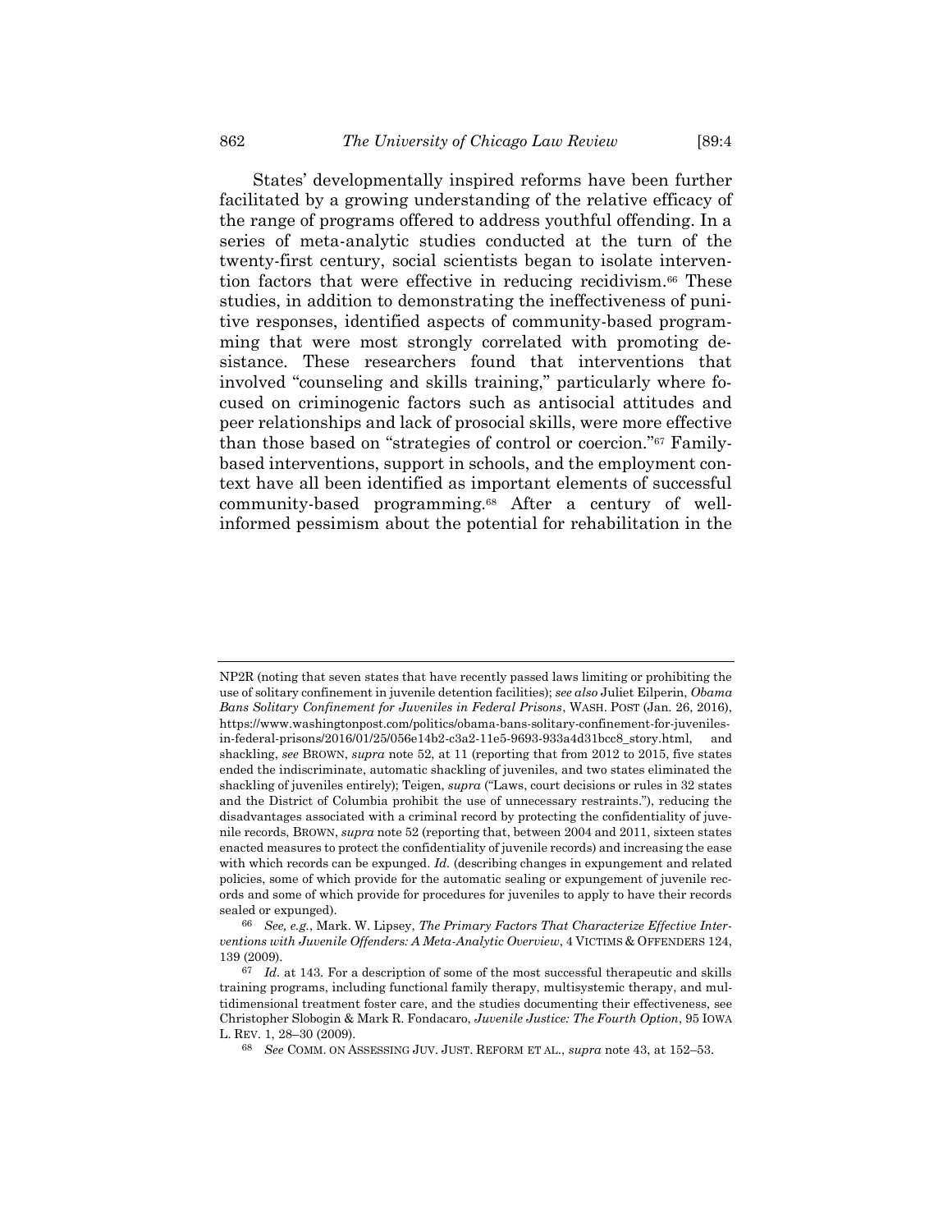States' developmentally inspired reforms have been further facilitated by a growing understanding of the relative efficacy of the range of programs offered to address youthful offending. In a series of meta-analytic studies conducted at the turn of the twenty-first century, social scientists began to isolate intervention factors that were effective in reducing recidivism.[66] These studies, in addition to demonstrating the ineffectiveness of punitive responses, identified aspects of community-based programming that were most strongly correlated with promoting desistance. These researchers found that interventions that involved "counseling and skills training," particularly where focused on criminogenic factors such as antisocial attitudes and peer relationships and lack of prosocial skills, were more effective than those based on "strategies of control or coercion."[67] Family-based interventions, support in schools, and the employment context have all been identified as important elements of successful community-based programming.[68] After a century of well-informed pessimism about the potential for rehabilitation in the

---

NP2R (noting that seven states that have recently passed laws limiting or prohibiting the use of solitary confinement in juvenile detention facilities); *see also* Juliet Eilperin, *Obama Bans Solitary Confinement for Juveniles in Federal Prisons*, WASH. POST (Jan. 26, 2016), https://www.washingtonpost.com/politics/obama-bans-solitary-confinement-for-juveniles-in-federal-prisons/2016/01/25/056e14b2-c3a2-11e5-9693-933a4d31bcc8_story.html, and shackling, *see* BROWN, *supra* note 52, at 11 (reporting that from 2012 to 2015, five states ended the indiscriminate, automatic shackling of juveniles, and two states eliminated the shackling of juveniles entirely); Teigen, *supra* ("Laws, court decisions or rules in 32 states and the District of Columbia prohibit the use of unnecessary restraints."), reducing the disadvantages associated with a criminal record by protecting the confidentiality of juvenile records, BROWN, *supra* note 52 (reporting that, between 2004 and 2011, sixteen states enacted measures to protect the confidentiality of juvenile records) and increasing the ease with which records can be expunged. *Id.* (describing changes in expungement and related policies, some of which provide for the automatic sealing or expungement of juvenile records and some of which provide for procedures for juveniles to apply to have their records sealed or expunged).

[66] *See, e.g.*, Mark. W. Lipsey, *The Primary Factors That Characterize Effective Interventions with Juvenile Offenders: A Meta-Analytic Overview*, 4 VICTIMS & OFFENDERS 124, 139 (2009).

[67] *Id.* at 143. For a description of some of the most successful therapeutic and skills training programs, including functional family therapy, multisystemic therapy, and multidimensional treatment foster care, and the studies documenting their effectiveness, see Christopher Slobogin & Mark R. Fondacaro, *Juvenile Justice: The Fourth Option*, 95 IOWA L. REV. 1, 28–30 (2009).

[68] *See* COMM. ON ASSESSING JUV. JUST. REFORM ET AL., *supra* note 43, at 152–53.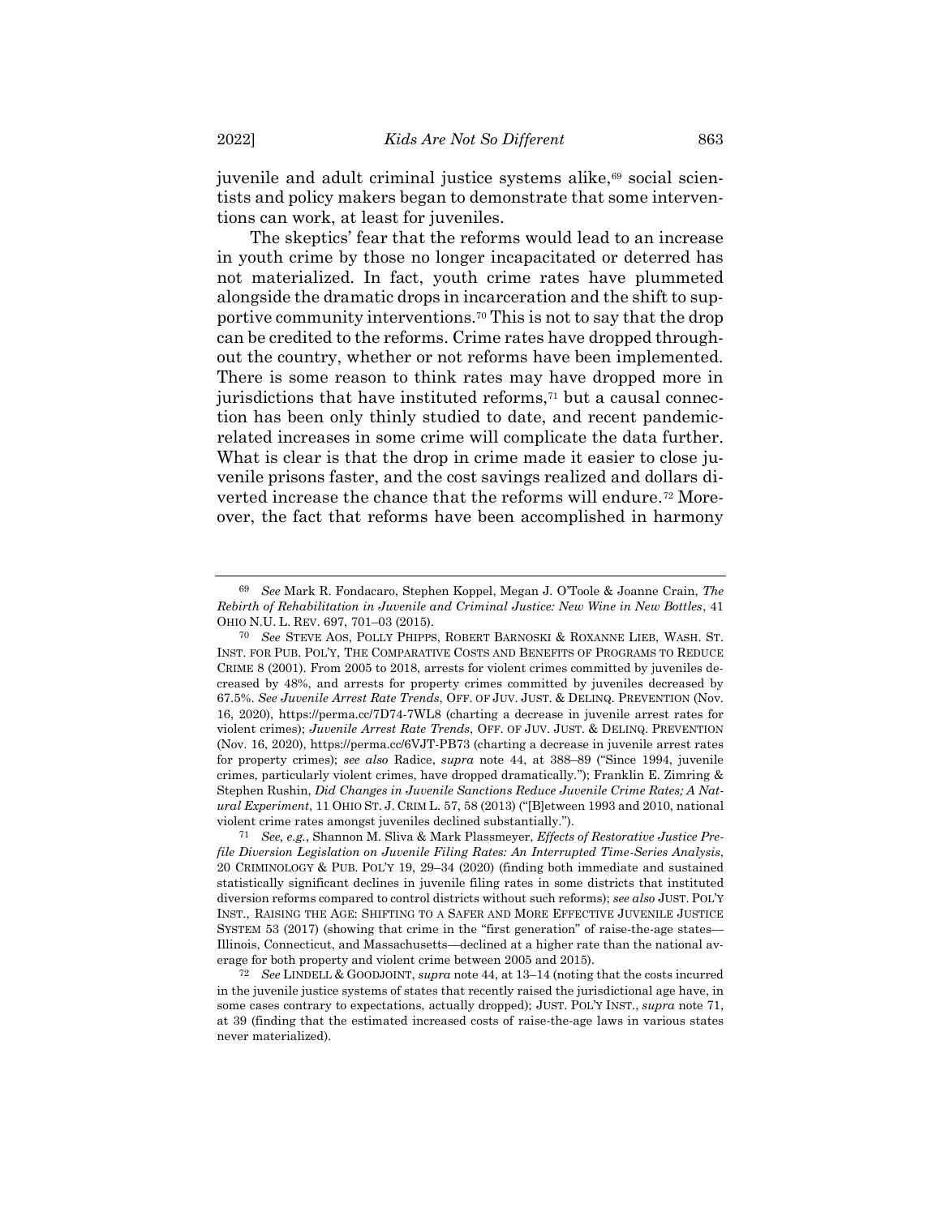juvenile and adult criminal justice systems alike,[69] social scientists and policy makers began to demonstrate that some interventions can work, at least for juveniles.

The skeptics' fear that the reforms would lead to an increase in youth crime by those no longer incapacitated or deterred has not materialized. In fact, youth crime rates have plummeted alongside the dramatic drops in incarceration and the shift to supportive community interventions.[70] This is not to say that the drop can be credited to the reforms. Crime rates have dropped throughout the country, whether or not reforms have been implemented. There is some reason to think rates may have dropped more in jurisdictions that have instituted reforms,[71] but a causal connection has been only thinly studied to date, and recent pandemic-related increases in some crime will complicate the data further. What is clear is that the drop in crime made it easier to close juvenile prisons faster, and the cost savings realized and dollars diverted increase the chance that the reforms will endure.[72] Moreover, the fact that reforms have been accomplished in harmony

---

[69] *See* Mark R. Fondacaro, Stephen Koppel, Megan J. O'Toole & Joanne Crain, *The Rebirth of Rehabilitation in Juvenile and Criminal Justice: New Wine in New Bottles*, 41 OHIO N.U. L. REV. 697, 701–03 (2015).

[70] *See* STEVE AOS, POLLY PHIPPS, ROBERT BARNOSKI & ROXANNE LIEB, WASH. ST. INST. FOR PUB. POL'Y, THE COMPARATIVE COSTS AND BENEFITS OF PROGRAMS TO REDUCE CRIME 8 (2001). From 2005 to 2018, arrests for violent crimes committed by juveniles decreased by 48%, and arrests for property crimes committed by juveniles decreased by 67.5%. *See Juvenile Arrest Rate Trends*, OFF. OF JUV. JUST. & DELINQ. PREVENTION (Nov. 16, 2020), https://perma.cc/7D74-7WL8 (charting a decrease in juvenile arrest rates for violent crimes); *Juvenile Arrest Rate Trends*, OFF. OF JUV. JUST. & DELINQ. PREVENTION (Nov. 16, 2020), https://perma.cc/6VJT-PB73 (charting a decrease in juvenile arrest rates for property crimes); *see also* Radice, *supra* note 44, at 388–89 ("Since 1994, juvenile crimes, particularly violent crimes, have dropped dramatically."); Franklin E. Zimring & Stephen Rushin, *Did Changes in Juvenile Sanctions Reduce Juvenile Crime Rates; A Natural Experiment*, 11 OHIO ST. J. CRIM L. 57, 58 (2013) ("[B]etween 1993 and 2010, national violent crime rates amongst juveniles declined substantially.").

[71] *See, e.g.*, Shannon M. Sliva & Mark Plassmeyer, *Effects of Restorative Justice Pre-file Diversion Legislation on Juvenile Filing Rates: An Interrupted Time-Series Analysis*, 20 CRIMINOLOGY & PUB. POL'Y 19, 29–34 (2020) (finding both immediate and sustained statistically significant declines in juvenile filing rates in some districts that instituted diversion reforms compared to control districts without such reforms); *see also* JUST. POL'Y INST., RAISING THE AGE: SHIFTING TO A SAFER AND MORE EFFECTIVE JUVENILE JUSTICE SYSTEM 53 (2017) (showing that crime in the "first generation" of raise-the-age states—Illinois, Connecticut, and Massachusetts—declined at a higher rate than the national average for both property and violent crime between 2005 and 2015).

[72] *See* LINDELL & GOODJOINT, *supra* note 44, at 13–14 (noting that the costs incurred in the juvenile justice systems of states that recently raised the jurisdictional age have, in some cases contrary to expectations, actually dropped); JUST. POL'Y INST., *supra* note 71, at 39 (finding that the estimated increased costs of raise-the-age laws in various states never materialized).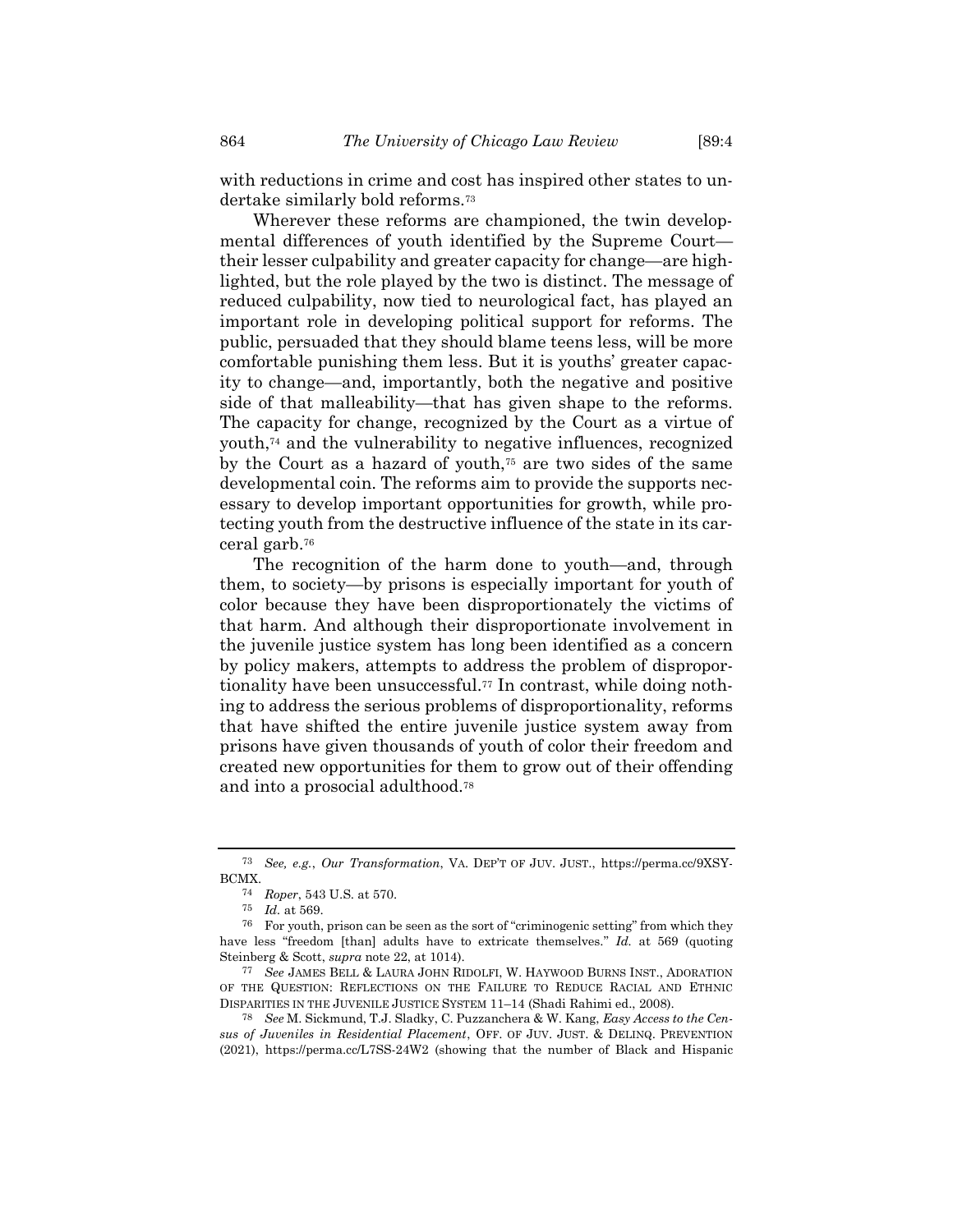with reductions in crime and cost has inspired other states to undertake similarly bold reforms.[73]

Wherever these reforms are championed, the twin developmental differences of youth identified by the Supreme Court—their lesser culpability and greater capacity for change—are highlighted, but the role played by the two is distinct. The message of reduced culpability, now tied to neurological fact, has played an important role in developing political support for reforms. The public, persuaded that they should blame teens less, will be more comfortable punishing them less. But it is youths' greater capacity to change—and, importantly, both the negative and positive side of that malleability—that has given shape to the reforms. The capacity for change, recognized by the Court as a virtue of youth,[74] and the vulnerability to negative influences, recognized by the Court as a hazard of youth,[75] are two sides of the same developmental coin. The reforms aim to provide the supports necessary to develop important opportunities for growth, while protecting youth from the destructive influence of the state in its carceral garb.[76]

The recognition of the harm done to youth—and, through them, to society—by prisons is especially important for youth of color because they have been disproportionately the victims of that harm. And although their disproportionate involvement in the juvenile justice system has long been identified as a concern by policy makers, attempts to address the problem of disproportionality have been unsuccessful.[77] In contrast, while doing nothing to address the serious problems of disproportionality, reforms that have shifted the entire juvenile justice system away from prisons have given thousands of youth of color their freedom and created new opportunities for them to grow out of their offending and into a prosocial adulthood.[78]

---

[73] *See, e.g.*, *Our Transformation*, VA. DEP'T OF JUV. JUST., https://perma.cc/9XSY-BCMX.

[74] *Roper*, 543 U.S. at 570.

[75] *Id.* at 569.

[76] For youth, prison can be seen as the sort of "criminogenic setting" from which they have less "freedom [than] adults have to extricate themselves." *Id.* at 569 (quoting Steinberg & Scott, *supra* note 22, at 1014).

[77] *See* JAMES BELL & LAURA JOHN RIDOLFI, W. HAYWOOD BURNS INST., ADORATION OF THE QUESTION: REFLECTIONS ON THE FAILURE TO REDUCE RACIAL AND ETHNIC DISPARITIES IN THE JUVENILE JUSTICE SYSTEM 11–14 (Shadi Rahimi ed., 2008).

[78] *See* M. Sickmund, T.J. Sladky, C. Puzzanchera & W. Kang, *Easy Access to the Census of Juveniles in Residential Placement*, OFF. OF JUV. JUST. & DELINQ. PREVENTION (2021), https://perma.cc/L7SS-24W2 (showing that the number of Black and Hispanic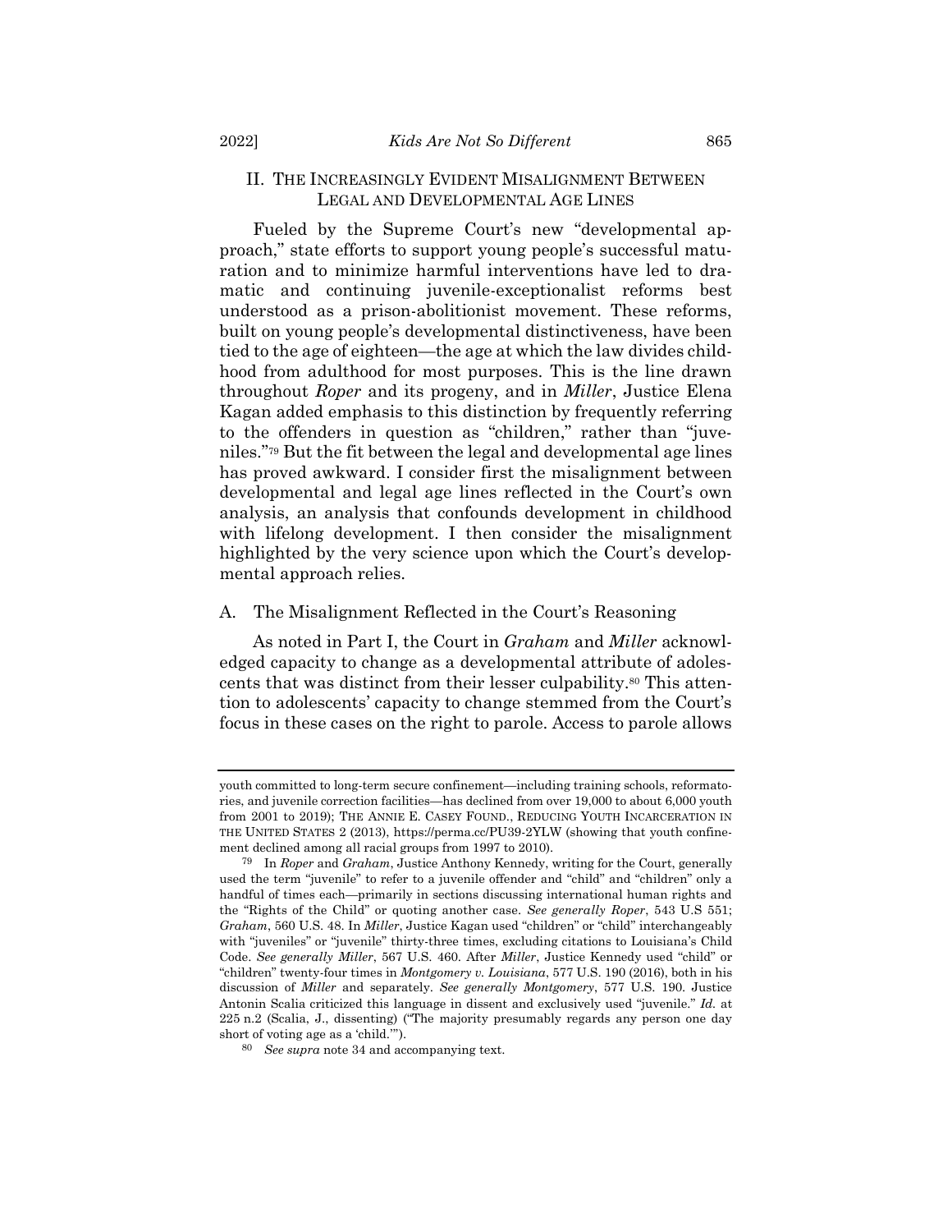## II. THE INCREASINGLY EVIDENT MISALIGNMENT BETWEEN LEGAL AND DEVELOPMENTAL AGE LINES

Fueled by the Supreme Court's new "developmental approach," state efforts to support young people's successful maturation and to minimize harmful interventions have led to dramatic and continuing juvenile-exceptionalist reforms best understood as a prison-abolitionist movement. These reforms, built on young people's developmental distinctiveness, have been tied to the age of eighteen—the age at which the law divides childhood from adulthood for most purposes. This is the line drawn throughout *Roper* and its progeny, and in *Miller*, Justice Elena Kagan added emphasis to this distinction by frequently referring to the offenders in question as "children," rather than "juveniles."[79] But the fit between the legal and developmental age lines has proved awkward. I consider first the misalignment between developmental and legal age lines reflected in the Court's own analysis, an analysis that confounds development in childhood with lifelong development. I then consider the misalignment highlighted by the very science upon which the Court's developmental approach relies.

### A. The Misalignment Reflected in the Court's Reasoning

As noted in Part I, the Court in *Graham* and *Miller* acknowledged capacity to change as a developmental attribute of adolescents that was distinct from their lesser culpability.[80] This attention to adolescents' capacity to change stemmed from the Court's focus in these cases on the right to parole. Access to parole allows

---

youth committed to long-term secure confinement—including training schools, reformatories, and juvenile correction facilities—has declined from over 19,000 to about 6,000 youth from 2001 to 2019); THE ANNIE E. CASEY FOUND., REDUCING YOUTH INCARCERATION IN THE UNITED STATES 2 (2013), https://perma.cc/PU39-2YLW (showing that youth confinement declined among all racial groups from 1997 to 2010).

[79] In *Roper* and *Graham*, Justice Anthony Kennedy, writing for the Court, generally used the term "juvenile" to refer to a juvenile offender and "child" and "children" only a handful of times each—primarily in sections discussing international human rights and the "Rights of the Child" or quoting another case. *See generally Roper*, 543 U.S 551; *Graham*, 560 U.S. 48. In *Miller*, Justice Kagan used "children" or "child" interchangeably with "juveniles" or "juvenile" thirty-three times, excluding citations to Louisiana's Child Code. *See generally Miller*, 567 U.S. 460. After *Miller*, Justice Kennedy used "child" or "children" twenty-four times in *Montgomery v. Louisiana*, 577 U.S. 190 (2016), both in his discussion of *Miller* and separately. *See generally Montgomery*, 577 U.S. 190. Justice Antonin Scalia criticized this language in dissent and exclusively used "juvenile." *Id.* at 225 n.2 (Scalia, J., dissenting) ("The majority presumably regards any person one day short of voting age as a 'child.'").

[80] *See supra* note 34 and accompanying text.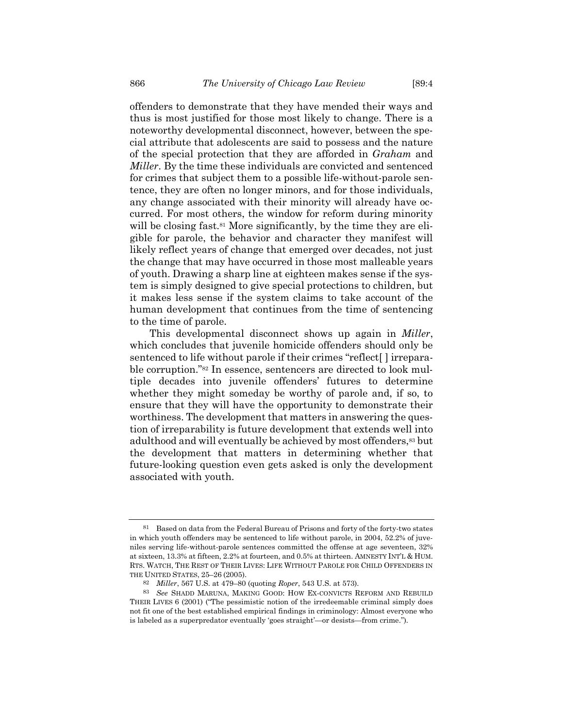offenders to demonstrate that they have mended their ways and thus is most justified for those most likely to change. There is a noteworthy developmental disconnect, however, between the special attribute that adolescents are said to possess and the nature of the special protection that they are afforded in *Graham* and *Miller*. By the time these individuals are convicted and sentenced for crimes that subject them to a possible life-without-parole sentence, they are often no longer minors, and for those individuals, any change associated with their minority will already have occurred. For most others, the window for reform during minority will be closing fast.[81] More significantly, by the time they are eligible for parole, the behavior and character they manifest will likely reflect years of change that emerged over decades, not just the change that may have occurred in those most malleable years of youth. Drawing a sharp line at eighteen makes sense if the system is simply designed to give special protections to children, but it makes less sense if the system claims to take account of the human development that continues from the time of sentencing to the time of parole.

This developmental disconnect shows up again in *Miller*, which concludes that juvenile homicide offenders should only be sentenced to life without parole if their crimes "reflect[ ] irreparable corruption."[82] In essence, sentencers are directed to look multiple decades into juvenile offenders' futures to determine whether they might someday be worthy of parole and, if so, to ensure that they will have the opportunity to demonstrate their worthiness. The development that matters in answering the question of irreparability is future development that extends well into adulthood and will eventually be achieved by most offenders,[83] but the development that matters in determining whether that future-looking question even gets asked is only the development associated with youth.

---

[81] Based on data from the Federal Bureau of Prisons and forty of the forty-two states in which youth offenders may be sentenced to life without parole, in 2004, 52.2% of juveniles serving life-without-parole sentences committed the offense at age seventeen, 32% at sixteen, 13.3% at fifteen, 2.2% at fourteen, and 0.5% at thirteen. AMNESTY INT'L & HUM. RTS. WATCH, THE REST OF THEIR LIVES: LIFE WITHOUT PAROLE FOR CHILD OFFENDERS IN THE UNITED STATES, 25–26 (2005).

[82] *Miller*, 567 U.S. at 479–80 (quoting *Roper*, 543 U.S. at 573).

[83] *See* SHADD MARUNA, MAKING GOOD: HOW EX-CONVICTS REFORM AND REBUILD THEIR LIVES 6 (2001) ("The pessimistic notion of the irredeemable criminal simply does not fit one of the best established empirical findings in criminology: Almost everyone who is labeled as a superpredator eventually 'goes straight'—or desists—from crime.").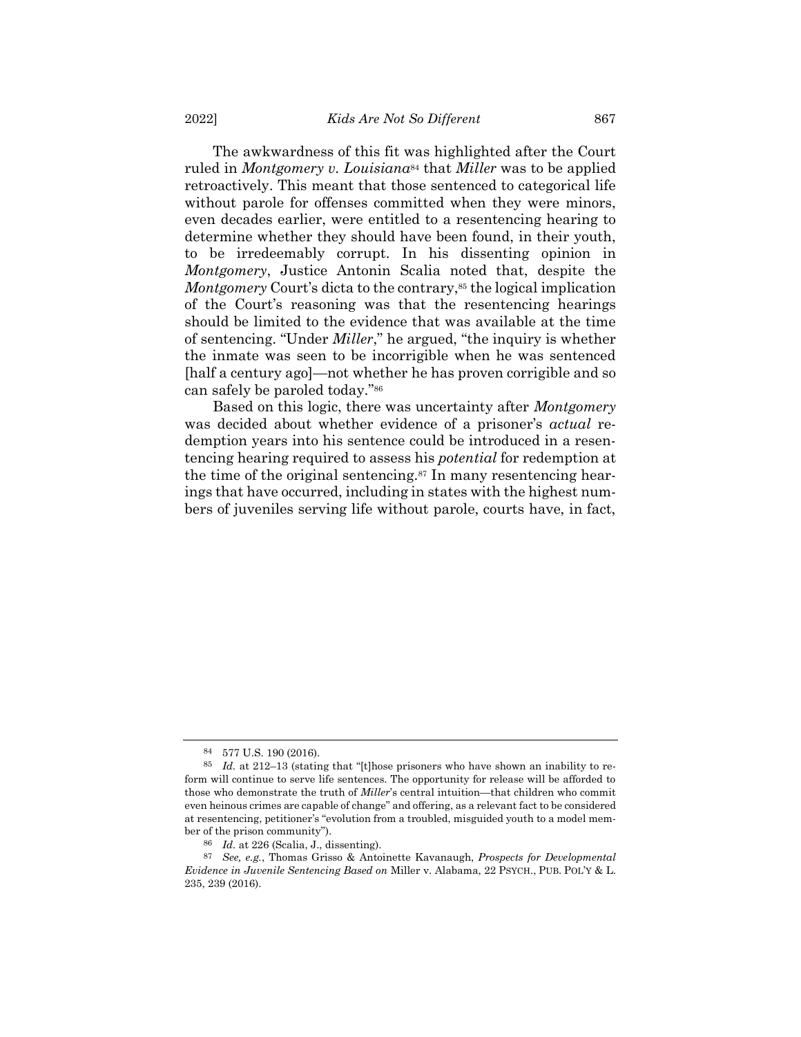The awkwardness of this fit was highlighted after the Court ruled in *Montgomery v. Louisiana*[84] that *Miller* was to be applied retroactively. This meant that those sentenced to categorical life without parole for offenses committed when they were minors, even decades earlier, were entitled to a resentencing hearing to determine whether they should have been found, in their youth, to be irredeemably corrupt. In his dissenting opinion in *Montgomery*, Justice Antonin Scalia noted that, despite the *Montgomery* Court's dicta to the contrary,[85] the logical implication of the Court's reasoning was that the resentencing hearings should be limited to the evidence that was available at the time of sentencing. "Under *Miller*," he argued, "the inquiry is whether the inmate was seen to be incorrigible when he was sentenced [half a century ago]—not whether he has proven corrigible and so can safely be paroled today."[86]

Based on this logic, there was uncertainty after *Montgomery* was decided about whether evidence of a prisoner's *actual* redemption years into his sentence could be introduced in a resentencing hearing required to assess his *potential* for redemption at the time of the original sentencing.[87] In many resentencing hearings that have occurred, including in states with the highest numbers of juveniles serving life without parole, courts have, in fact,

---

[84] 577 U.S. 190 (2016).

[85] *Id.* at 212–13 (stating that "[t]hose prisoners who have shown an inability to reform will continue to serve life sentences. The opportunity for release will be afforded to those who demonstrate the truth of *Miller*'s central intuition—that children who commit even heinous crimes are capable of change" and offering, as a relevant fact to be considered at resentencing, petitioner's "evolution from a troubled, misguided youth to a model member of the prison community").

[86] *Id.* at 226 (Scalia, J., dissenting).

[87] *See, e.g.*, Thomas Grisso & Antoinette Kavanaugh, *Prospects for Developmental Evidence in Juvenile Sentencing Based on* Miller v. Alabama, 22 PSYCH., PUB. POL'Y & L. 235, 239 (2016).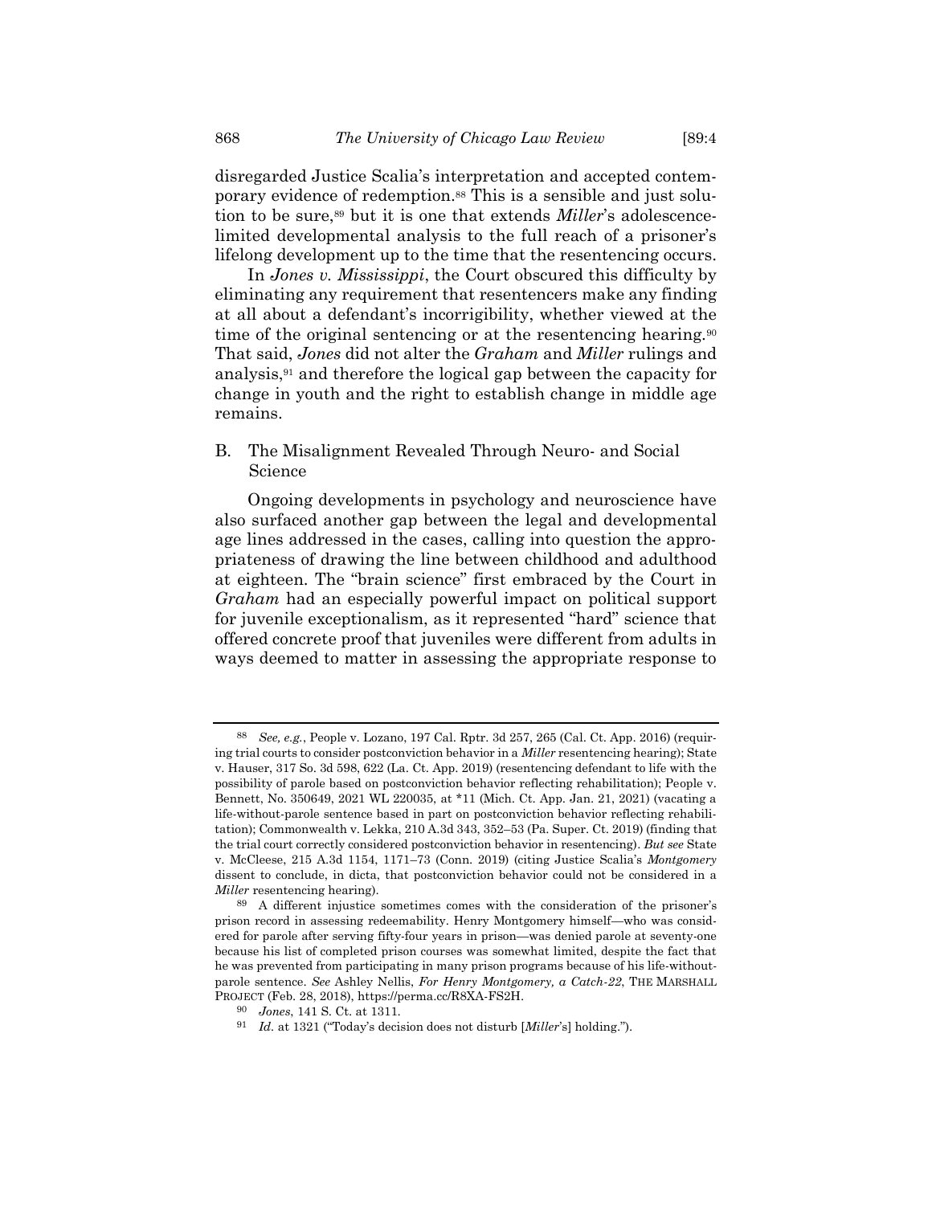disregarded Justice Scalia's interpretation and accepted contemporary evidence of redemption.[88] This is a sensible and just solution to be sure,[89] but it is one that extends *Miller*'s adolescence-limited developmental analysis to the full reach of a prisoner's lifelong development up to the time that the resentencing occurs.

In *Jones v. Mississippi*, the Court obscured this difficulty by eliminating any requirement that resentencers make any finding at all about a defendant's incorrigibility, whether viewed at the time of the original sentencing or at the resentencing hearing.[90] That said, *Jones* did not alter the *Graham* and *Miller* rulings and analysis,[91] and therefore the logical gap between the capacity for change in youth and the right to establish change in middle age remains.

## B. The Misalignment Revealed Through Neuro- and Social Science

Ongoing developments in psychology and neuroscience have also surfaced another gap between the legal and developmental age lines addressed in the cases, calling into question the appropriateness of drawing the line between childhood and adulthood at eighteen. The "brain science" first embraced by the Court in *Graham* had an especially powerful impact on political support for juvenile exceptionalism, as it represented "hard" science that offered concrete proof that juveniles were different from adults in ways deemed to matter in assessing the appropriate response to

---

[88] *See, e.g.*, People v. Lozano, 197 Cal. Rptr. 3d 257, 265 (Cal. Ct. App. 2016) (requiring trial courts to consider postconviction behavior in a *Miller* resentencing hearing); State v. Hauser, 317 So. 3d 598, 622 (La. Ct. App. 2019) (resentencing defendant to life with the possibility of parole based on postconviction behavior reflecting rehabilitation); People v. Bennett, No. 350649, 2021 WL 220035, at *11 (Mich. Ct. App. Jan. 21, 2021) (vacating a life-without-parole sentence based in part on postconviction behavior reflecting rehabilitation); Commonwealth v. Lekka, 210 A.3d 343, 352–53 (Pa. Super. Ct. 2019) (finding that the trial court correctly considered postconviction behavior in resentencing). *But see* State v. McCleese, 215 A.3d 1154, 1171–73 (Conn. 2019) (citing Justice Scalia's *Montgomery* dissent to conclude, in dicta, that postconviction behavior could not be considered in a *Miller* resentencing hearing).

[89] A different injustice sometimes comes with the consideration of the prisoner's prison record in assessing redeemability. Henry Montgomery himself—who was considered for parole after serving fifty-four years in prison—was denied parole at seventy-one because his list of completed prison courses was somewhat limited, despite the fact that he was prevented from participating in many prison programs because of his life-without-parole sentence. *See* Ashley Nellis, *For Henry Montgomery, a Catch-22*, THE MARSHALL PROJECT (Feb. 28, 2018), https://perma.cc/R8XA-FS2H.

[90] *Jones*, 141 S. Ct. at 1311.

[91] *Id.* at 1321 ("Today's decision does not disturb [*Miller*'s] holding.").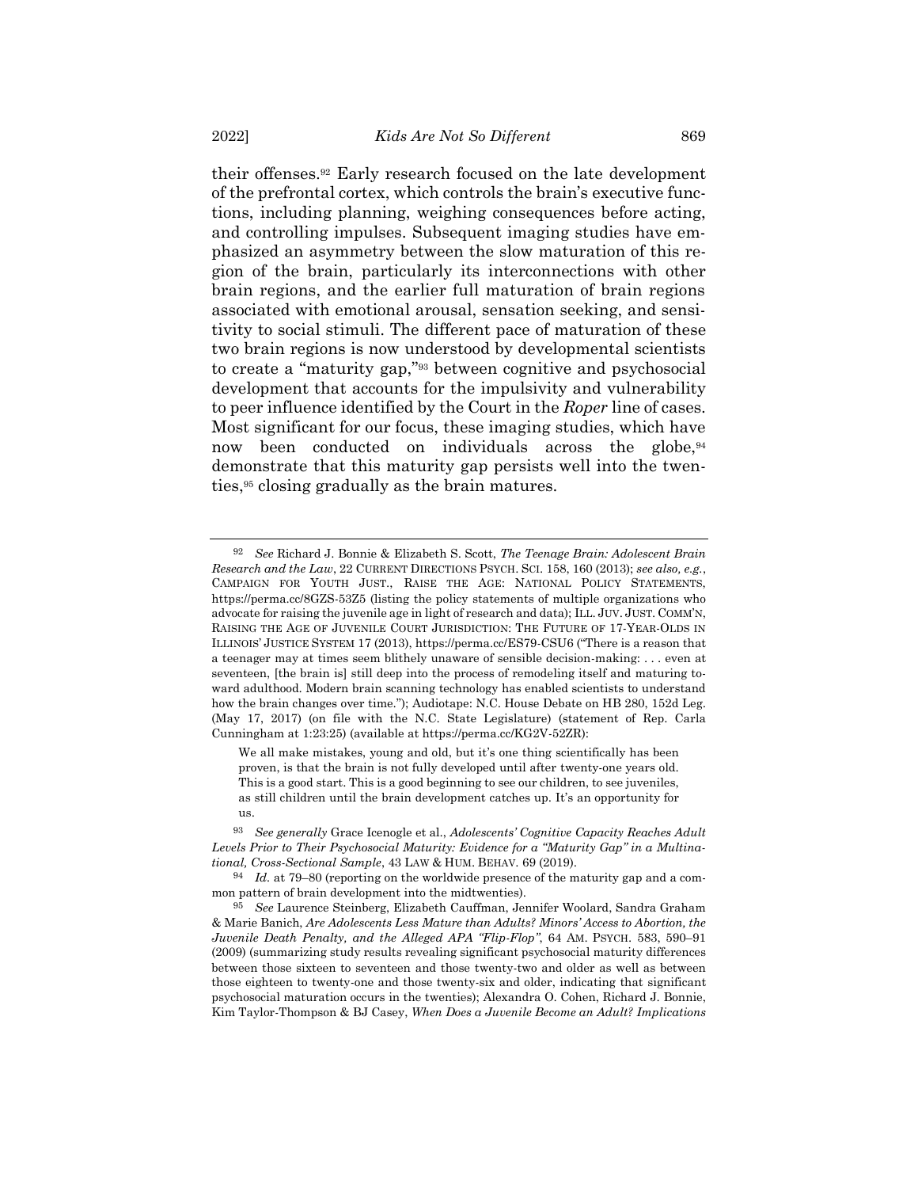their offenses.[92] Early research focused on the late development of the prefrontal cortex, which controls the brain's executive functions, including planning, weighing consequences before acting, and controlling impulses. Subsequent imaging studies have emphasized an asymmetry between the slow maturation of this region of the brain, particularly its interconnections with other brain regions, and the earlier full maturation of brain regions associated with emotional arousal, sensation seeking, and sensitivity to social stimuli. The different pace of maturation of these two brain regions is now understood by developmental scientists to create a "maturity gap,"[93] between cognitive and psychosocial development that accounts for the impulsivity and vulnerability to peer influence identified by the Court in the *Roper* line of cases. Most significant for our focus, these imaging studies, which have now been conducted on individuals across the globe,[94] demonstrate that this maturity gap persists well into the twenties,[95] closing gradually as the brain matures.

---

[92] *See* Richard J. Bonnie & Elizabeth S. Scott, *The Teenage Brain: Adolescent Brain Research and the Law*, 22 CURRENT DIRECTIONS PSYCH. SCI. 158, 160 (2013); *see also, e.g.*, CAMPAIGN FOR YOUTH JUST., RAISE THE AGE: NATIONAL POLICY STATEMENTS, https://perma.cc/8GZS-53Z5 (listing the policy statements of multiple organizations who advocate for raising the juvenile age in light of research and data); ILL. JUV. JUST. COMM'N, RAISING THE AGE OF JUVENILE COURT JURISDICTION: THE FUTURE OF 17-YEAR-OLDS IN ILLINOIS' JUSTICE SYSTEM 17 (2013), https://perma.cc/ES79-CSU6 ("There is a reason that a teenager may at times seem blithely unaware of sensible decision-making: . . . even at seventeen, [the brain is] still deep into the process of remodeling itself and maturing toward adulthood. Modern brain scanning technology has enabled scientists to understand how the brain changes over time."); Audiotape: N.C. House Debate on HB 280, 152d Leg. (May 17, 2017) (on file with the N.C. State Legislature) (statement of Rep. Carla Cunningham at 1:23:25) (available at https://perma.cc/KG2V-52ZR):

> We all make mistakes, young and old, but it's one thing scientifically has been proven, is that the brain is not fully developed until after twenty-one years old. This is a good start. This is a good beginning to see our children, to see juveniles, as still children until the brain development catches up. It's an opportunity for us.

[93] *See generally* Grace Icenogle et al., *Adolescents' Cognitive Capacity Reaches Adult Levels Prior to Their Psychosocial Maturity: Evidence for a "Maturity Gap" in a Multinational, Cross-Sectional Sample*, 43 LAW & HUM. BEHAV. 69 (2019).

[94] *Id.* at 79–80 (reporting on the worldwide presence of the maturity gap and a common pattern of brain development into the midtwenties).

[95] *See* Laurence Steinberg, Elizabeth Cauffman, Jennifer Woolard, Sandra Graham & Marie Banich, *Are Adolescents Less Mature than Adults? Minors' Access to Abortion, the Juvenile Death Penalty, and the Alleged APA "Flip-Flop"*, 64 AM. PSYCH. 583, 590–91 (2009) (summarizing study results revealing significant psychosocial maturity differences between those sixteen to seventeen and those twenty-two and older as well as between those eighteen to twenty-one and those twenty-six and older, indicating that significant psychosocial maturation occurs in the twenties); Alexandra O. Cohen, Richard J. Bonnie, Kim Taylor-Thompson & BJ Casey, *When Does a Juvenile Become an Adult? Implications*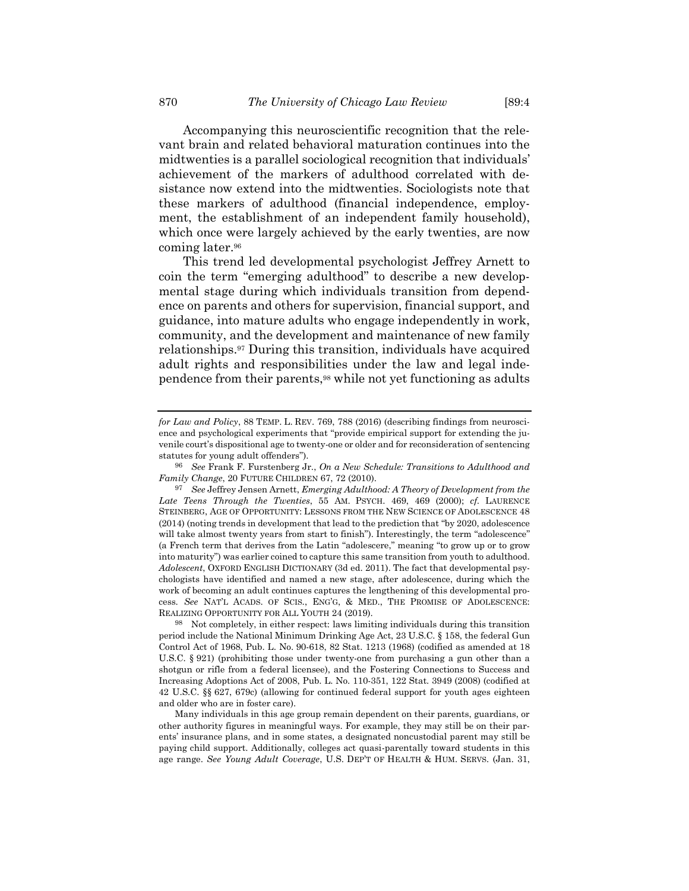Accompanying this neuroscientific recognition that the relevant brain and related behavioral maturation continues into the midtwenties is a parallel sociological recognition that individuals' achievement of the markers of adulthood correlated with desistance now extend into the midtwenties. Sociologists note that these markers of adulthood (financial independence, employment, the establishment of an independent family household), which once were largely achieved by the early twenties, are now coming later.[96]

This trend led developmental psychologist Jeffrey Arnett to coin the term "emerging adulthood" to describe a new developmental stage during which individuals transition from dependence on parents and others for supervision, financial support, and guidance, into mature adults who engage independently in work, community, and the development and maintenance of new family relationships.[97] During this transition, individuals have acquired adult rights and responsibilities under the law and legal independence from their parents,[98] while not yet functioning as adults

---

*for Law and Policy*, 88 TEMP. L. REV. 769, 788 (2016) (describing findings from neuroscience and psychological experiments that "provide empirical support for extending the juvenile court's dispositional age to twenty-one or older and for reconsideration of sentencing statutes for young adult offenders").

[96] *See* Frank F. Furstenberg Jr., *On a New Schedule: Transitions to Adulthood and Family Change*, 20 FUTURE CHILDREN 67, 72 (2010).

[97] *See* Jeffrey Jensen Arnett, *Emerging Adulthood: A Theory of Development from the Late Teens Through the Twenties*, 55 AM. PSYCH. 469, 469 (2000); *cf.* LAURENCE STEINBERG, AGE OF OPPORTUNITY: LESSONS FROM THE NEW SCIENCE OF ADOLESCENCE 48 (2014) (noting trends in development that lead to the prediction that "by 2020, adolescence will take almost twenty years from start to finish"). Interestingly, the term "adolescence" (a French term that derives from the Latin "adolescere," meaning "to grow up or to grow into maturity") was earlier coined to capture this same transition from youth to adulthood. *Adolescent*, OXFORD ENGLISH DICTIONARY (3d ed. 2011). The fact that developmental psychologists have identified and named a new stage, after adolescence, during which the work of becoming an adult continues captures the lengthening of this developmental process. *See* NAT'L ACADS. OF SCIS., ENG'G, & MED., THE PROMISE OF ADOLESCENCE: REALIZING OPPORTUNITY FOR ALL YOUTH 24 (2019).

[98] Not completely, in either respect: laws limiting individuals during this transition period include the National Minimum Drinking Age Act, 23 U.S.C. § 158, the federal Gun Control Act of 1968, Pub. L. No. 90-618, 82 Stat. 1213 (1968) (codified as amended at 18 U.S.C. § 921) (prohibiting those under twenty-one from purchasing a gun other than a shotgun or rifle from a federal licensee), and the Fostering Connections to Success and Increasing Adoptions Act of 2008, Pub. L. No. 110-351, 122 Stat. 3949 (2008) (codified at 42 U.S.C. §§ 627, 679c) (allowing for continued federal support for youth ages eighteen and older who are in foster care).

Many individuals in this age group remain dependent on their parents, guardians, or other authority figures in meaningful ways. For example, they may still be on their parents' insurance plans, and in some states, a designated noncustodial parent may still be paying child support. Additionally, colleges act quasi-parentally toward students in this age range. *See Young Adult Coverage*, U.S. DEP'T OF HEALTH & HUM. SERVS. (Jan. 31,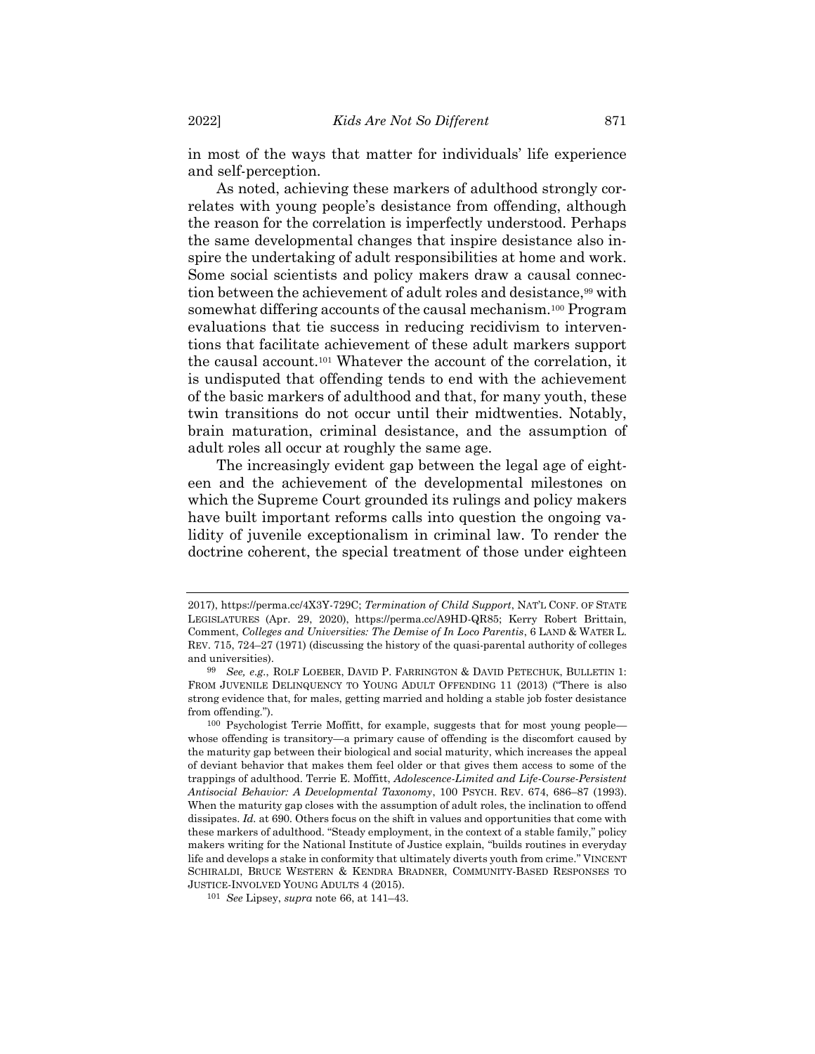in most of the ways that matter for individuals' life experience and self-perception.

As noted, achieving these markers of adulthood strongly correlates with young people's desistance from offending, although the reason for the correlation is imperfectly understood. Perhaps the same developmental changes that inspire desistance also inspire the undertaking of adult responsibilities at home and work. Some social scientists and policy makers draw a causal connection between the achievement of adult roles and desistance,[99] with somewhat differing accounts of the causal mechanism.[100] Program evaluations that tie success in reducing recidivism to interventions that facilitate achievement of these adult markers support the causal account.[101] Whatever the account of the correlation, it is undisputed that offending tends to end with the achievement of the basic markers of adulthood and that, for many youth, these twin transitions do not occur until their midtwenties. Notably, brain maturation, criminal desistance, and the assumption of adult roles all occur at roughly the same age.

The increasingly evident gap between the legal age of eighteen and the achievement of the developmental milestones on which the Supreme Court grounded its rulings and policy makers have built important reforms calls into question the ongoing validity of juvenile exceptionalism in criminal law. To render the doctrine coherent, the special treatment of those under eighteen

---

2017), https://perma.cc/4X3Y-729C; *Termination of Child Support*, NAT'L CONF. OF STATE LEGISLATURES (Apr. 29, 2020), https://perma.cc/A9HD-QR85; Kerry Robert Brittain, Comment, *Colleges and Universities: The Demise of In Loco Parentis*, 6 LAND & WATER L. REV. 715, 724–27 (1971) (discussing the history of the quasi-parental authority of colleges and universities).

[99] *See, e.g.*, ROLF LOEBER, DAVID P. FARRINGTON & DAVID PETECHUK, BULLETIN 1: FROM JUVENILE DELINQUENCY TO YOUNG ADULT OFFENDING 11 (2013) ("There is also strong evidence that, for males, getting married and holding a stable job foster desistance from offending.").

[100] Psychologist Terrie Moffitt, for example, suggests that for most young people—whose offending is transitory—a primary cause of offending is the discomfort caused by the maturity gap between their biological and social maturity, which increases the appeal of deviant behavior that makes them feel older or that gives them access to some of the trappings of adulthood. Terrie E. Moffitt, *Adolescence-Limited and Life-Course-Persistent Antisocial Behavior: A Developmental Taxonomy*, 100 PSYCH. REV. 674, 686–87 (1993). When the maturity gap closes with the assumption of adult roles, the inclination to offend dissipates. *Id.* at 690. Others focus on the shift in values and opportunities that come with these markers of adulthood. "Steady employment, in the context of a stable family," policy makers writing for the National Institute of Justice explain, "builds routines in everyday life and develops a stake in conformity that ultimately diverts youth from crime." VINCENT SCHIRALDI, BRUCE WESTERN & KENDRA BRADNER, COMMUNITY-BASED RESPONSES TO JUSTICE-INVOLVED YOUNG ADULTS 4 (2015).

[101] *See* Lipsey, *supra* note 66, at 141–43.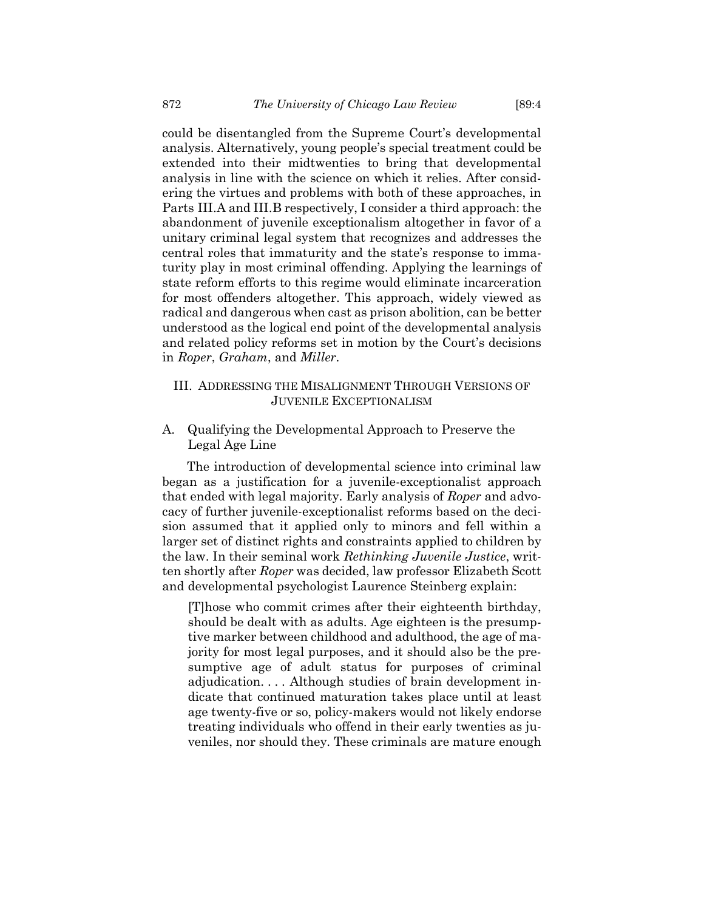could be disentangled from the Supreme Court's developmental analysis. Alternatively, young people's special treatment could be extended into their midtwenties to bring that developmental analysis in line with the science on which it relies. After considering the virtues and problems with both of these approaches, in Parts III.A and III.B respectively, I consider a third approach: the abandonment of juvenile exceptionalism altogether in favor of a unitary criminal legal system that recognizes and addresses the central roles that immaturity and the state's response to immaturity play in most criminal offending. Applying the learnings of state reform efforts to this regime would eliminate incarceration for most offenders altogether. This approach, widely viewed as radical and dangerous when cast as prison abolition, can be better understood as the logical end point of the developmental analysis and related policy reforms set in motion by the Court's decisions in *Roper*, *Graham*, and *Miller*.

## III. Addressing the Misalignment Through Versions of Juvenile Exceptionalism

### A. Qualifying the Developmental Approach to Preserve the Legal Age Line

The introduction of developmental science into criminal law began as a justification for a juvenile-exceptionalist approach that ended with legal majority. Early analysis of *Roper* and advocacy of further juvenile-exceptionalist reforms based on the decision assumed that it applied only to minors and fell within a larger set of distinct rights and constraints applied to children by the law. In their seminal work *Rethinking Juvenile Justice*, written shortly after *Roper* was decided, law professor Elizabeth Scott and developmental psychologist Laurence Steinberg explain:

> [T]hose who commit crimes after their eighteenth birthday, should be dealt with as adults. Age eighteen is the presumptive marker between childhood and adulthood, the age of majority for most legal purposes, and it should also be the presumptive age of adult status for purposes of criminal adjudication. . . . Although studies of brain development indicate that continued maturation takes place until at least age twenty-five or so, policy-makers would not likely endorse treating individuals who offend in their early twenties as juveniles, nor should they. These criminals are mature enough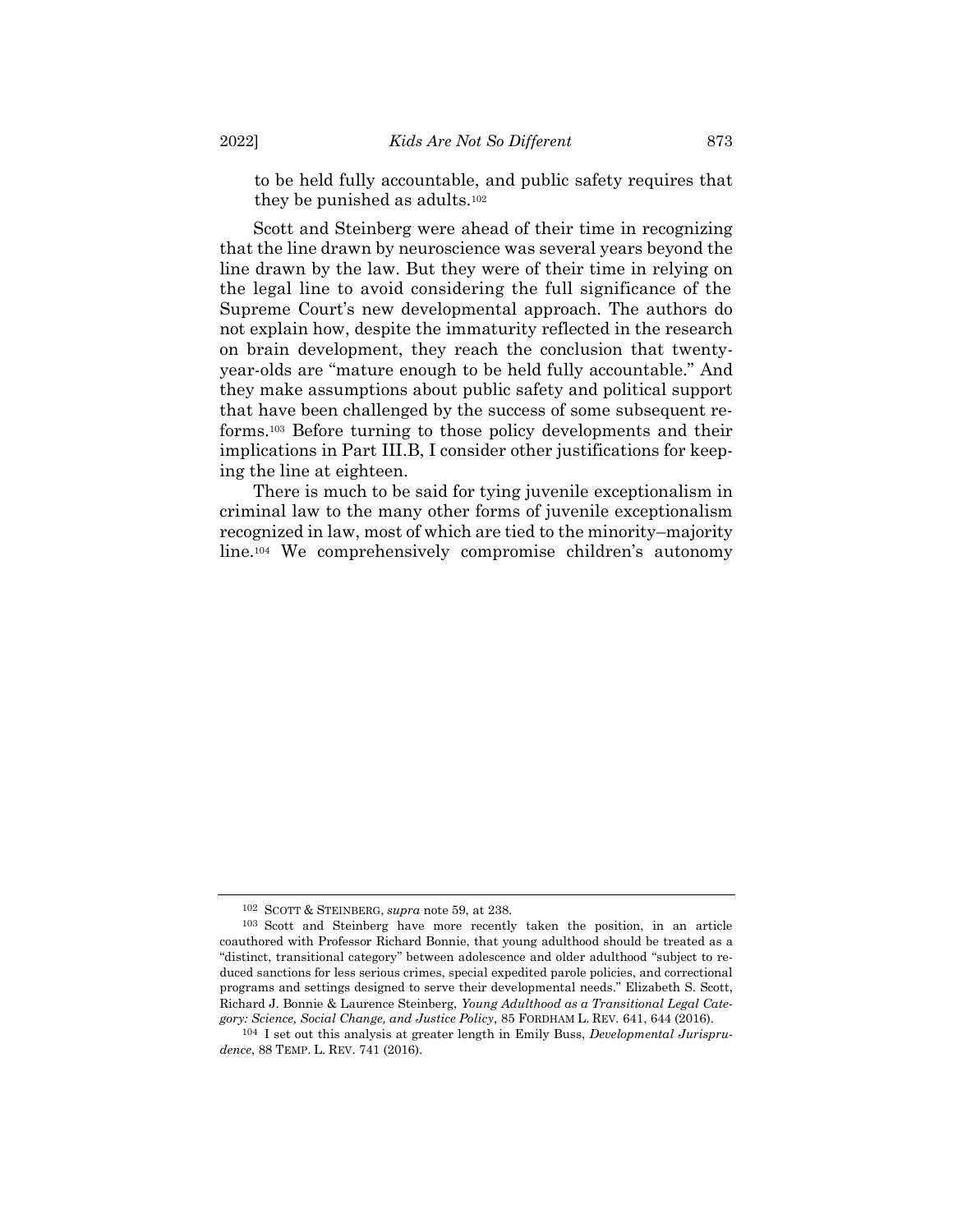to be held fully accountable, and public safety requires that they be punished as adults.[102]

Scott and Steinberg were ahead of their time in recognizing that the line drawn by neuroscience was several years beyond the line drawn by the law. But they were of their time in relying on the legal line to avoid considering the full significance of the Supreme Court's new developmental approach. The authors do not explain how, despite the immaturity reflected in the research on brain development, they reach the conclusion that twenty-year-olds are "mature enough to be held fully accountable." And they make assumptions about public safety and political support that have been challenged by the success of some subsequent reforms.[103] Before turning to those policy developments and their implications in Part III.B, I consider other justifications for keeping the line at eighteen.

There is much to be said for tying juvenile exceptionalism in criminal law to the many other forms of juvenile exceptionalism recognized in law, most of which are tied to the minority–majority line.[104] We comprehensively compromise children's autonomy

---

[102] SCOTT & STEINBERG, *supra* note 59, at 238.

[103] Scott and Steinberg have more recently taken the position, in an article coauthored with Professor Richard Bonnie, that young adulthood should be treated as a "distinct, transitional category" between adolescence and older adulthood "subject to reduced sanctions for less serious crimes, special expedited parole policies, and correctional programs and settings designed to serve their developmental needs." Elizabeth S. Scott, Richard J. Bonnie & Laurence Steinberg, *Young Adulthood as a Transitional Legal Category: Science, Social Change, and Justice Policy*, 85 FORDHAM L. REV. 641, 644 (2016).

[104] I set out this analysis at greater length in Emily Buss, *Developmental Jurisprudence*, 88 TEMP. L. REV. 741 (2016).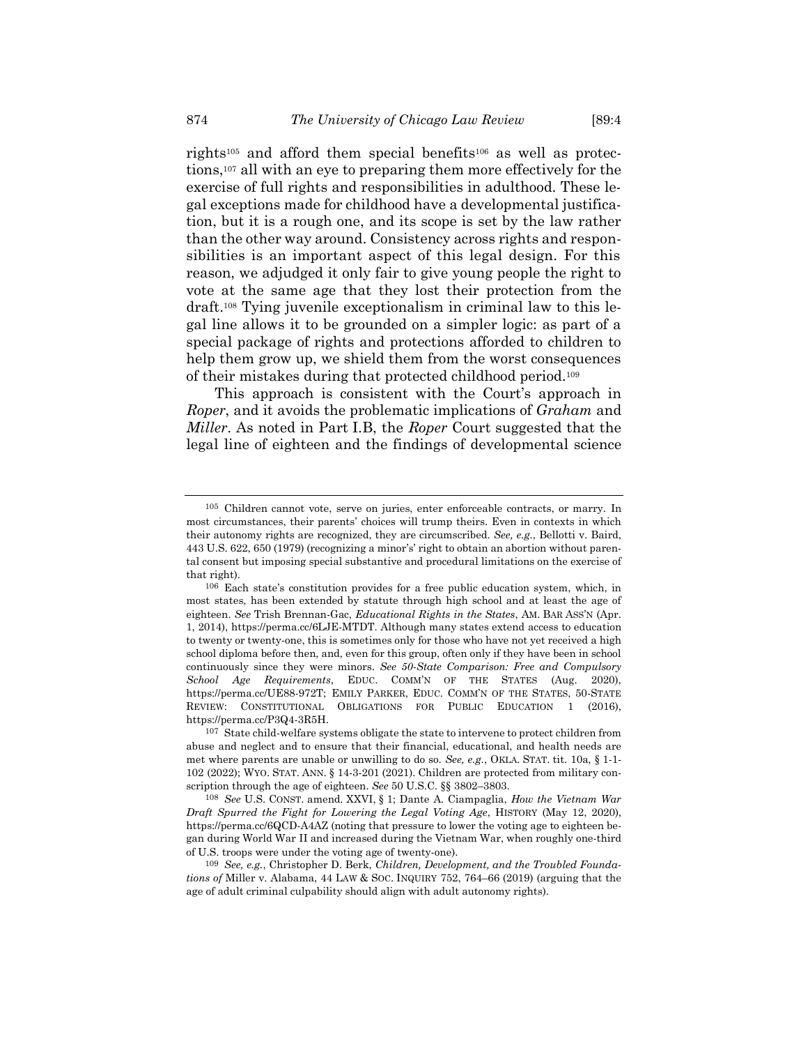rights[105] and afford them special benefits[106] as well as protections,[107] all with an eye to preparing them more effectively for the exercise of full rights and responsibilities in adulthood. These legal exceptions made for childhood have a developmental justification, but it is a rough one, and its scope is set by the law rather than the other way around. Consistency across rights and responsibilities is an important aspect of this legal design. For this reason, we adjudged it only fair to give young people the right to vote at the same age that they lost their protection from the draft.[108] Tying juvenile exceptionalism in criminal law to this legal line allows it to be grounded on a simpler logic: as part of a special package of rights and protections afforded to children to help them grow up, we shield them from the worst consequences of their mistakes during that protected childhood period.[109]

This approach is consistent with the Court's approach in *Roper*, and it avoids the problematic implications of *Graham* and *Miller*. As noted in Part I.B, the *Roper* Court suggested that the legal line of eighteen and the findings of developmental science

---

[105] Children cannot vote, serve on juries, enter enforceable contracts, or marry. In most circumstances, their parents' choices will trump theirs. Even in contexts in which their autonomy rights are recognized, they are circumscribed. *See, e.g.*, Bellotti v. Baird, 443 U.S. 622, 650 (1979) (recognizing a minor's right to obtain an abortion without parental consent but imposing special substantive and procedural limitations on the exercise of that right).

[106] Each state's constitution provides for a free public education system, which, in most states, has been extended by statute through high school and at least the age of eighteen. *See* Trish Brennan-Gac, *Educational Rights in the States*, AM. BAR ASS'N (Apr. 1, 2014), https://perma.cc/6LJE-MTDT. Although many states extend access to education to twenty or twenty-one, this is sometimes only for those who have not yet received a high school diploma before then, and, even for this group, often only if they have been in school continuously since they were minors. *See 50-State Comparison: Free and Compulsory School Age Requirements*, EDUC. COMM'N OF THE STATES (Aug. 2020), https://perma.cc/UE88-972T; EMILY PARKER, EDUC. COMM'N OF THE STATES, 50-STATE REVIEW: CONSTITUTIONAL OBLIGATIONS FOR PUBLIC EDUCATION 1 (2016), https://perma.cc/P3Q4-3R5H.

[107] State child-welfare systems obligate the state to intervene to protect children from abuse and neglect and to ensure that their financial, educational, and health needs are met where parents are unable or unwilling to do so. *See, e.g.*, OKLA. STAT. tit. 10a, § 1-1-102 (2022); WYO. STAT. ANN. § 14-3-201 (2021). Children are protected from military conscription through the age of eighteen. *See* 50 U.S.C. §§ 3802–3803.

[108] *See* U.S. CONST. amend. XXVI, § 1; Dante A. Ciampaglia, *How the Vietnam War Draft Spurred the Fight for Lowering the Legal Voting Age*, HISTORY (May 12, 2020), https://perma.cc/6QCD-A4AZ (noting that pressure to lower the voting age to eighteen began during World War II and increased during the Vietnam War, when roughly one-third of U.S. troops were under the voting age of twenty-one).

[109] *See, e.g.*, Christopher D. Berk, *Children, Development, and the Troubled Foundations of* Miller v. Alabama, 44 LAW & SOC. INQUIRY 752, 764–66 (2019) (arguing that the age of adult criminal culpability should align with adult autonomy rights).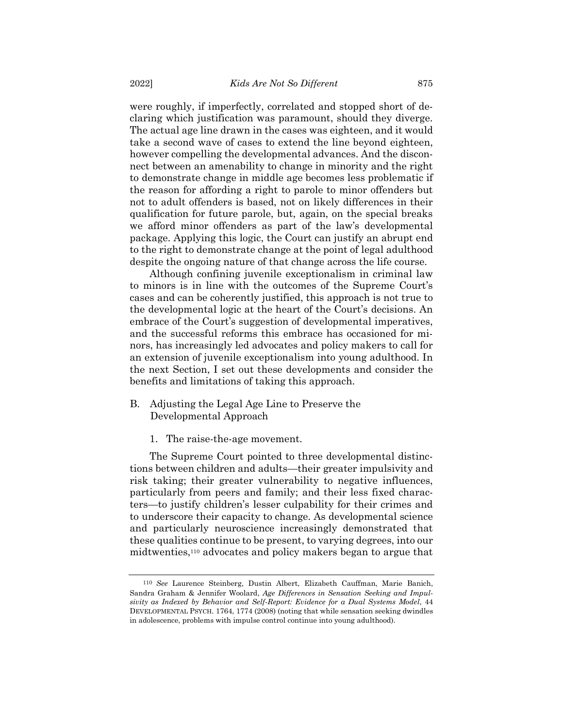were roughly, if imperfectly, correlated and stopped short of declaring which justification was paramount, should they diverge. The actual age line drawn in the cases was eighteen, and it would take a second wave of cases to extend the line beyond eighteen, however compelling the developmental advances. And the disconnect between an amenability to change in minority and the right to demonstrate change in middle age becomes less problematic if the reason for affording a right to parole to minor offenders but not to adult offenders is based, not on likely differences in their qualification for future parole, but, again, on the special breaks we afford minor offenders as part of the law's developmental package. Applying this logic, the Court can justify an abrupt end to the right to demonstrate change at the point of legal adulthood despite the ongoing nature of that change across the life course.

Although confining juvenile exceptionalism in criminal law to minors is in line with the outcomes of the Supreme Court's cases and can be coherently justified, this approach is not true to the developmental logic at the heart of the Court's decisions. An embrace of the Court's suggestion of developmental imperatives, and the successful reforms this embrace has occasioned for minors, has increasingly led advocates and policy makers to call for an extension of juvenile exceptionalism into young adulthood. In the next Section, I set out these developments and consider the benefits and limitations of taking this approach.

## B. Adjusting the Legal Age Line to Preserve the Developmental Approach

### 1. The raise-the-age movement.

The Supreme Court pointed to three developmental distinctions between children and adults—their greater impulsivity and risk taking; their greater vulnerability to negative influences, particularly from peers and family; and their less fixed characters—to justify children's lesser culpability for their crimes and to underscore their capacity to change. As developmental science and particularly neuroscience increasingly demonstrated that these qualities continue to be present, to varying degrees, into our midtwenties,[110] advocates and policy makers began to argue that

---

[110] *See* Laurence Steinberg, Dustin Albert, Elizabeth Cauffman, Marie Banich, Sandra Graham & Jennifer Woolard, *Age Differences in Sensation Seeking and Impulsivity as Indexed by Behavior and Self-Report: Evidence for a Dual Systems Model*, 44 DEVELOPMENTAL PSYCH. 1764, 1774 (2008) (noting that while sensation seeking dwindles in adolescence, problems with impulse control continue into young adulthood).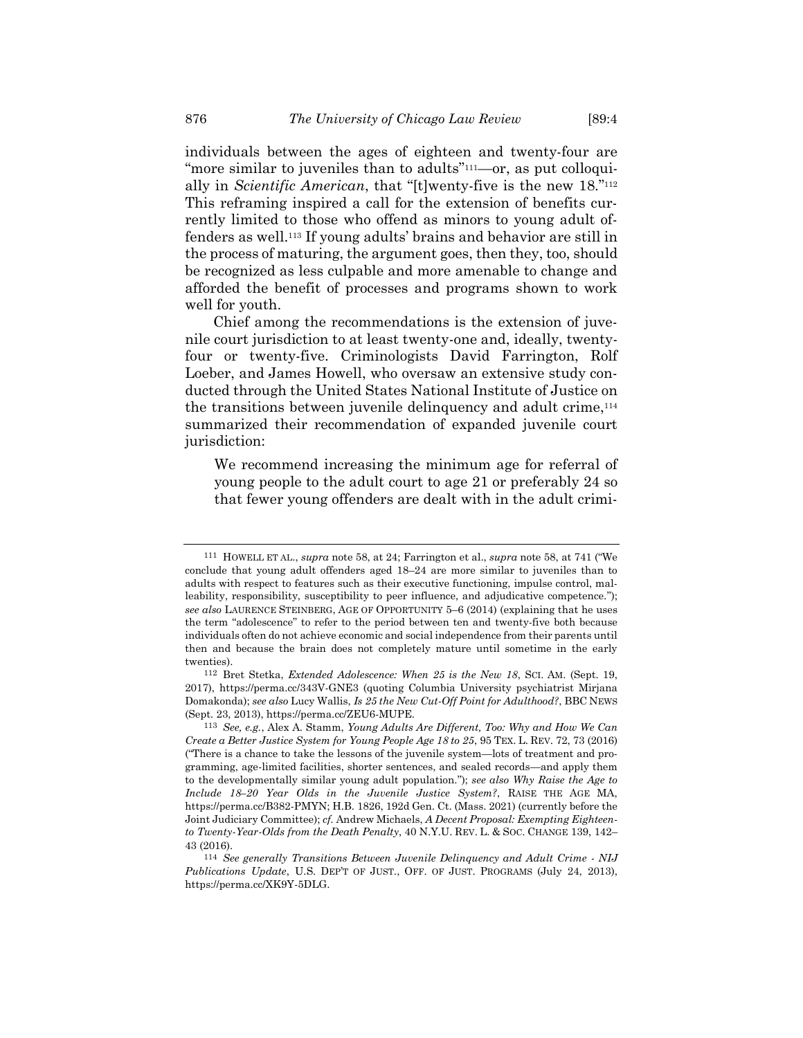individuals between the ages of eighteen and twenty-four are "more similar to juveniles than to adults"[111]—or, as put colloquially in *Scientific American*, that "[t]wenty-five is the new 18."[112] This reframing inspired a call for the extension of benefits currently limited to those who offend as minors to young adult offenders as well.[113] If young adults' brains and behavior are still in the process of maturing, the argument goes, then they, too, should be recognized as less culpable and more amenable to change and afforded the benefit of processes and programs shown to work well for youth.

Chief among the recommendations is the extension of juvenile court jurisdiction to at least twenty-one and, ideally, twenty-four or twenty-five. Criminologists David Farrington, Rolf Loeber, and James Howell, who oversaw an extensive study conducted through the United States National Institute of Justice on the transitions between juvenile delinquency and adult crime,[114] summarized their recommendation of expanded juvenile court jurisdiction:

> We recommend increasing the minimum age for referral of young people to the adult court to age 21 or preferably 24 so that fewer young offenders are dealt with in the adult crimi-

---

[111] HOWELL ET AL., *supra* note 58, at 24; Farrington et al., *supra* note 58, at 741 ("We conclude that young adult offenders aged 18–24 are more similar to juveniles than to adults with respect to features such as their executive functioning, impulse control, malleability, responsibility, susceptibility to peer influence, and adjudicative competence."); *see also* LAURENCE STEINBERG, AGE OF OPPORTUNITY 5–6 (2014) (explaining that he uses the term "adolescence" to refer to the period between ten and twenty-five both because individuals often do not achieve economic and social independence from their parents until then and because the brain does not completely mature until sometime in the early twenties).

[112] Bret Stetka, *Extended Adolescence: When 25 is the New 18*, SCI. AM. (Sept. 19, 2017), https://perma.cc/343V-GNE3 (quoting Columbia University psychiatrist Mirjana Domakonda); *see also* Lucy Wallis, *Is 25 the New Cut-Off Point for Adulthood?*, BBC NEWS (Sept. 23, 2013), https://perma.cc/ZEU6-MUPE.

[113] *See, e.g.*, Alex A. Stamm, *Young Adults Are Different, Too: Why and How We Can Create a Better Justice System for Young People Age 18 to 25*, 95 TEX. L. REV. 72, 73 (2016) ("There is a chance to take the lessons of the juvenile system—lots of treatment and programming, age-limited facilities, shorter sentences, and sealed records—and apply them to the developmentally similar young adult population."); *see also Why Raise the Age to Include 18–20 Year Olds in the Juvenile Justice System?*, RAISE THE AGE MA, https://perma.cc/B382-PMYN; H.B. 1826, 192d Gen. Ct. (Mass. 2021) (currently before the Joint Judiciary Committee); *cf.* Andrew Michaels, *A Decent Proposal: Exempting Eighteen- to Twenty-Year-Olds from the Death Penalty*, 40 N.Y.U. REV. L. & SOC. CHANGE 139, 142–43 (2016).

[114] *See generally Transitions Between Juvenile Delinquency and Adult Crime - NIJ Publications Update*, U.S. DEP'T OF JUST., OFF. OF JUST. PROGRAMS (July 24, 2013), https://perma.cc/XK9Y-5DLG.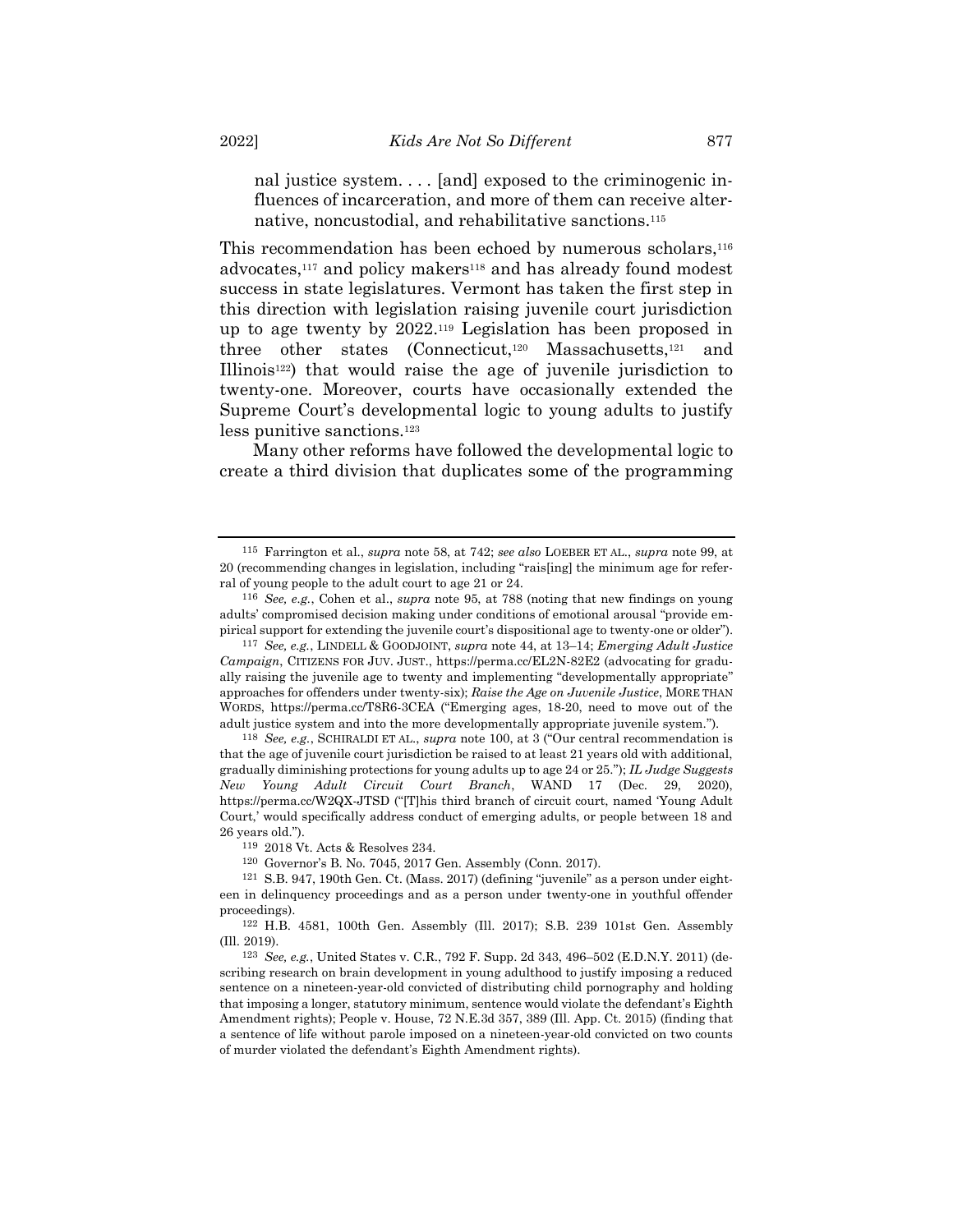> nal justice system. . . . [and] exposed to the criminogenic influences of incarceration, and more of them can receive alternative, noncustodial, and rehabilitative sanctions.[115]

This recommendation has been echoed by numerous scholars,[116] advocates,[117] and policy makers[118] and has already found modest success in state legislatures. Vermont has taken the first step in this direction with legislation raising juvenile court jurisdiction up to age twenty by 2022.[119] Legislation has been proposed in three other states (Connecticut,[120] Massachusetts,[121] and Illinois[122]) that would raise the age of juvenile jurisdiction to twenty-one. Moreover, courts have occasionally extended the Supreme Court's developmental logic to young adults to justify less punitive sanctions.[123]

Many other reforms have followed the developmental logic to create a third division that duplicates some of the programming

---

[115] Farrington et al., *supra* note 58, at 742; *see also* LOEBER ET AL., *supra* note 99, at 20 (recommending changes in legislation, including "rais[ing] the minimum age for referral of young people to the adult court to age 21 or 24.

[116] *See, e.g.*, Cohen et al., *supra* note 95, at 788 (noting that new findings on young adults' compromised decision making under conditions of emotional arousal "provide empirical support for extending the juvenile court's dispositional age to twenty-one or older").

[117] *See, e.g.*, LINDELL & GOODJOINT, *supra* note 44, at 13–14; *Emerging Adult Justice Campaign*, CITIZENS FOR JUV. JUST., https://perma.cc/EL2N-82E2 (advocating for gradually raising the juvenile age to twenty and implementing "developmentally appropriate" approaches for offenders under twenty-six); *Raise the Age on Juvenile Justice*, MORE THAN WORDS, https://perma.cc/T8R6-3CEA ("Emerging ages, 18-20, need to move out of the adult justice system and into the more developmentally appropriate juvenile system.").

[118] *See, e.g.*, SCHIRALDI ET AL., *supra* note 100, at 3 ("Our central recommendation is that the age of juvenile court jurisdiction be raised to at least 21 years old with additional, gradually diminishing protections for young adults up to age 24 or 25."); *IL Judge Suggests New Young Adult Circuit Court Branch*, WAND 17 (Dec. 29, 2020), https://perma.cc/W2QX-JTSD ("[T]his third branch of circuit court, named 'Young Adult Court,' would specifically address conduct of emerging adults, or people between 18 and 26 years old.").

[119] 2018 Vt. Acts & Resolves 234.

[120] Governor's B. No. 7045, 2017 Gen. Assembly (Conn. 2017).

[121] S.B. 947, 190th Gen. Ct. (Mass. 2017) (defining "juvenile" as a person under eighteen in delinquency proceedings and as a person under twenty-one in youthful offender proceedings).

[122] H.B. 4581, 100th Gen. Assembly (Ill. 2017); S.B. 239 101st Gen. Assembly (Ill. 2019).

[123] *See, e.g.*, United States v. C.R., 792 F. Supp. 2d 343, 496–502 (E.D.N.Y. 2011) (describing research on brain development in young adulthood to justify imposing a reduced sentence on a nineteen-year-old convicted of distributing child pornography and holding that imposing a longer, statutory minimum, sentence would violate the defendant's Eighth Amendment rights); People v. House, 72 N.E.3d 357, 389 (Ill. App. Ct. 2015) (finding that a sentence of life without parole imposed on a nineteen-year-old convicted on two counts of murder violated the defendant's Eighth Amendment rights).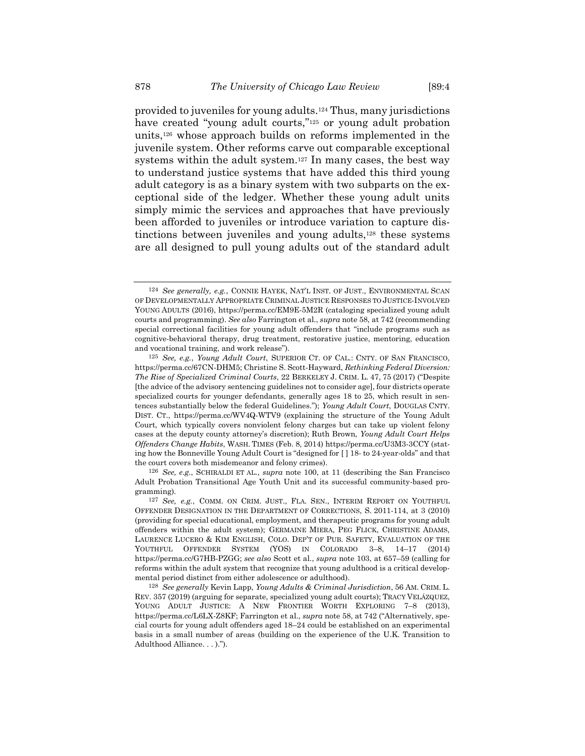provided to juveniles for young adults.[124] Thus, many jurisdictions have created "young adult courts,"[125] or young adult probation units,[126] whose approach builds on reforms implemented in the juvenile system. Other reforms carve out comparable exceptional systems within the adult system.[127] In many cases, the best way to understand justice systems that have added this third young adult category is as a binary system with two subparts on the exceptional side of the ledger. Whether these young adult units simply mimic the services and approaches that have previously been afforded to juveniles or introduce variation to capture distinctions between juveniles and young adults,[128] these systems are all designed to pull young adults out of the standard adult

---

[124] *See generally, e.g.*, CONNIE HAYEK, NAT'L INST. OF JUST., ENVIRONMENTAL SCAN OF DEVELOPMENTALLY APPROPRIATE CRIMINAL JUSTICE RESPONSES TO JUSTICE-INVOLVED YOUNG ADULTS (2016), https://perma.cc/EM9E-5M2R (cataloging specialized young adult courts and programming). *See also* Farrington et al., *supra* note 58, at 742 (recommending special correctional facilities for young adult offenders that "include programs such as cognitive-behavioral therapy, drug treatment, restorative justice, mentoring, education and vocational training, and work release").

[125] *See, e.g.*, *Young Adult Court*, SUPERIOR CT. OF CAL.: CNTY. OF SAN FRANCISCO, https://perma.cc/67CN-DHM5; Christine S. Scott-Hayward, *Rethinking Federal Diversion: The Rise of Specialized Criminal Courts*, 22 BERKELEY J. CRIM. L. 47, 75 (2017) ("Despite [the advice of the advisory sentencing guidelines not to consider age], four districts operate specialized courts for younger defendants, generally ages 18 to 25, which result in sentences substantially below the federal Guidelines."); *Young Adult Court*, DOUGLAS CNTY. DIST. CT., https://perma.cc/WV4Q-WTV9 (explaining the structure of the Young Adult Court, which typically covers nonviolent felony charges but can take up violent felony cases at the deputy county attorney's discretion); Ruth Brown, *Young Adult Court Helps Offenders Change Habits*, WASH. TIMES (Feb. 8, 2014) https://perma.cc/U3M3-3CCY (stating how the Bonneville Young Adult Court is "designed for [ ] 18- to 24-year-olds" and that the court covers both misdemeanor and felony crimes).

[126] *See, e.g.*, SCHIRALDI ET AL., *supra* note 100, at 11 (describing the San Francisco Adult Probation Transitional Age Youth Unit and its successful community-based programming).

[127] *See, e.g.*, COMM. ON CRIM. JUST., FLA. SEN., INTERIM REPORT ON YOUTHFUL OFFENDER DESIGNATION IN THE DEPARTMENT OF CORRECTIONS, S. 2011-114, at 3 (2010) (providing for special educational, employment, and therapeutic programs for young adult offenders within the adult system); GERMAINE MIERA, PEG FLICK, CHRISTINE ADAMS, LAURENCE LUCERO & KIM ENGLISH, COLO. DEP'T OF PUB. SAFETY, EVALUATION OF THE YOUTHFUL OFFENDER SYSTEM (YOS) IN COLORADO 3–8, 14–17 (2014) https://perma.cc/G7HB-PZGG; *see also* Scott et al., *supra* note 103, at 657–59 (calling for reforms within the adult system that recognize that young adulthood is a critical developmental period distinct from either adolescence or adulthood).

[128] *See generally* Kevin Lapp, *Young Adults & Criminal Jurisdiction*, 56 AM. CRIM. L. REV. 357 (2019) (arguing for separate, specialized young adult courts); TRACY VELÁZQUEZ, YOUNG ADULT JUSTICE: A NEW FRONTIER WORTH EXPLORING 7–8 (2013), https://perma.cc/L6LX-Z8KF; Farrington et al., *supra* note 58, at 742 ("Alternatively, special courts for young adult offenders aged 18–24 could be established on an experimental basis in a small number of areas (building on the experience of the U.K. Transition to Adulthood Alliance. . . ).").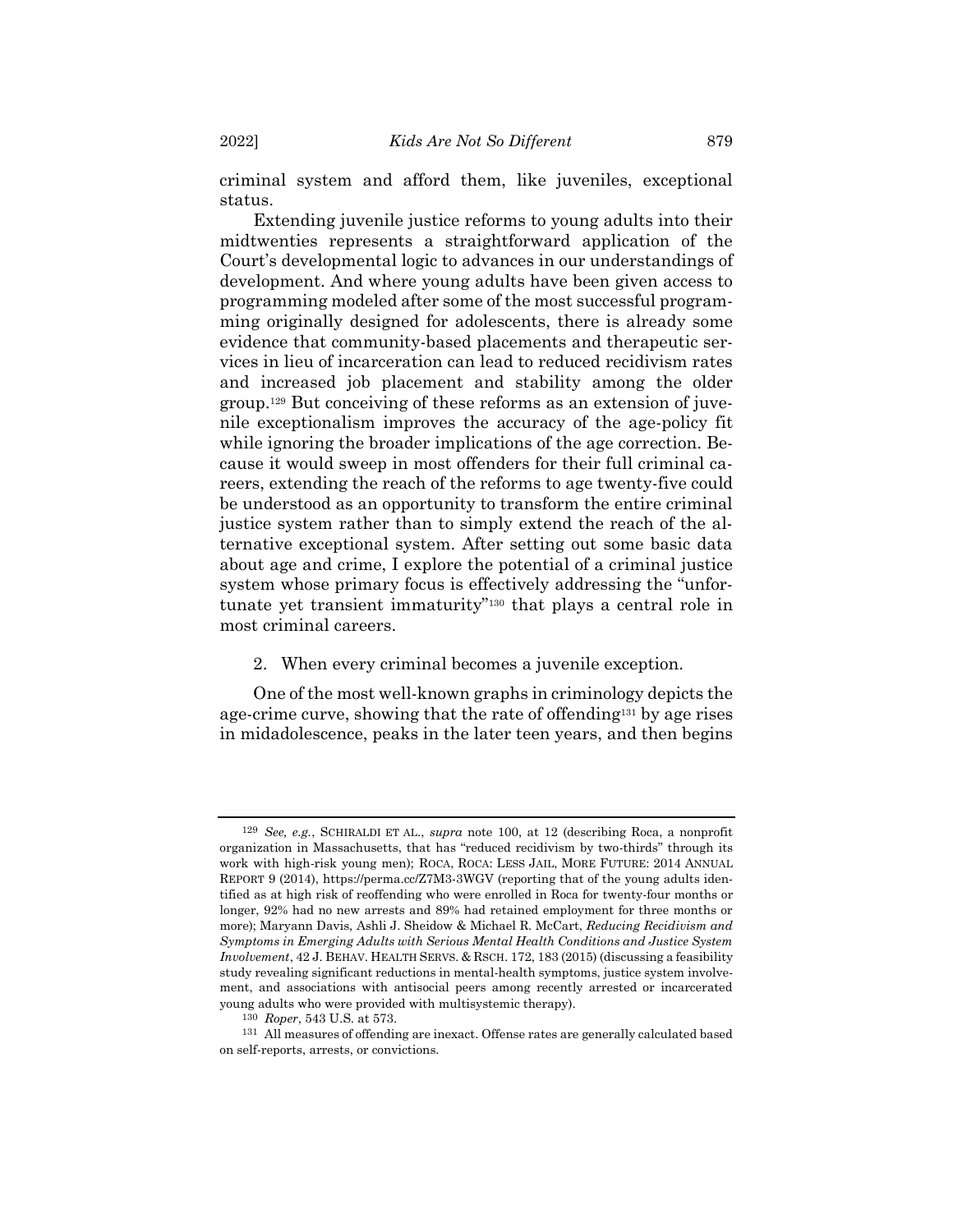criminal system and afford them, like juveniles, exceptional status.

Extending juvenile justice reforms to young adults into their midtwenties represents a straightforward application of the Court's developmental logic to advances in our understandings of development. And where young adults have been given access to programming modeled after some of the most successful programming originally designed for adolescents, there is already some evidence that community-based placements and therapeutic services in lieu of incarceration can lead to reduced recidivism rates and increased job placement and stability among the older group.[129] But conceiving of these reforms as an extension of juvenile exceptionalism improves the accuracy of the age-policy fit while ignoring the broader implications of the age correction. Because it would sweep in most offenders for their full criminal careers, extending the reach of the reforms to age twenty-five could be understood as an opportunity to transform the entire criminal justice system rather than to simply extend the reach of the alternative exceptional system. After setting out some basic data about age and crime, I explore the potential of a criminal justice system whose primary focus is effectively addressing the "unfortunate yet transient immaturity"[130] that plays a central role in most criminal careers.

2. When every criminal becomes a juvenile exception.

One of the most well-known graphs in criminology depicts the age-crime curve, showing that the rate of offending[131] by age rises in midadolescence, peaks in the later teen years, and then begins

---

[129] *See, e.g.*, SCHIRALDI ET AL., *supra* note 100, at 12 (describing Roca, a nonprofit organization in Massachusetts, that has "reduced recidivism by two-thirds" through its work with high-risk young men); ROCA, ROCA: LESS JAIL, MORE FUTURE: 2014 ANNUAL REPORT 9 (2014), https://perma.cc/Z7M3-3WGV (reporting that of the young adults identified as at high risk of reoffending who were enrolled in Roca for twenty-four months or longer, 92% had no new arrests and 89% had retained employment for three months or more); Maryann Davis, Ashli J. Sheidow & Michael R. McCart, *Reducing Recidivism and Symptoms in Emerging Adults with Serious Mental Health Conditions and Justice System Involvement*, 42 J. BEHAV. HEALTH SERVS. & RSCH. 172, 183 (2015) (discussing a feasibility study revealing significant reductions in mental-health symptoms, justice system involvement, and associations with antisocial peers among recently arrested or incarcerated young adults who were provided with multisystemic therapy).

[130] *Roper*, 543 U.S. at 573.

[131] All measures of offending are inexact. Offense rates are generally calculated based on self-reports, arrests, or convictions.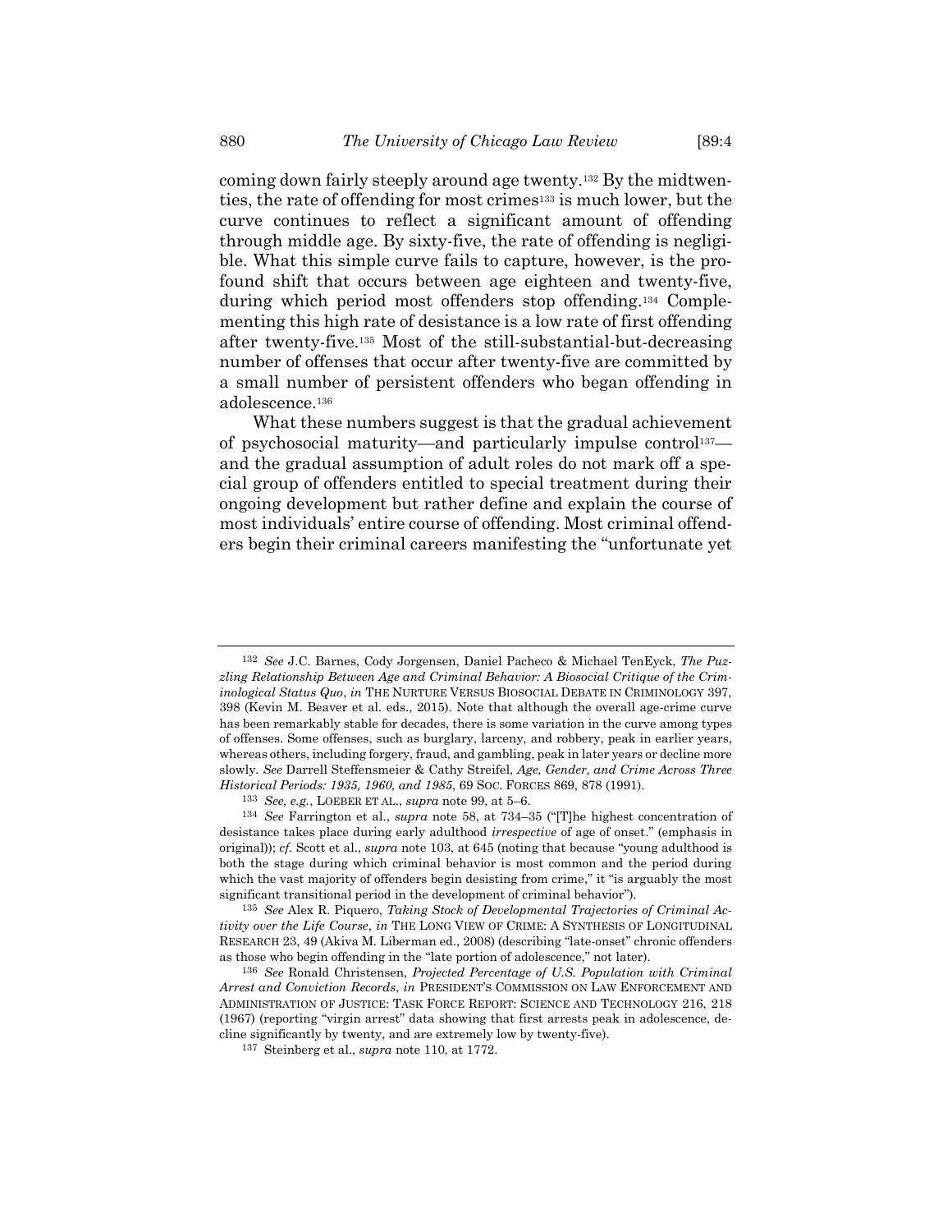coming down fairly steeply around age twenty.[132] By the midtwenties, the rate of offending for most crimes[133] is much lower, but the curve continues to reflect a significant amount of offending through middle age. By sixty-five, the rate of offending is negligible. What this simple curve fails to capture, however, is the profound shift that occurs between age eighteen and twenty-five, during which period most offenders stop offending.[134] Complementing this high rate of desistance is a low rate of first offending after twenty-five.[135] Most of the still-substantial-but-decreasing number of offenses that occur after twenty-five are committed by a small number of persistent offenders who began offending in adolescence.[136]

What these numbers suggest is that the gradual achievement of psychosocial maturity—and particularly impulse control[137]—and the gradual assumption of adult roles do not mark off a special group of offenders entitled to special treatment during their ongoing development but rather define and explain the course of most individuals' entire course of offending. Most criminal offenders begin their criminal careers manifesting the "unfortunate yet

---

[132] *See* J.C. Barnes, Cody Jorgensen, Daniel Pacheco & Michael TenEyck, *The Puzzling Relationship Between Age and Criminal Behavior: A Biosocial Critique of the Criminological Status Quo*, *in* THE NURTURE VERSUS BIOSOCIAL DEBATE IN CRIMINOLOGY 397, 398 (Kevin M. Beaver et al. eds., 2015). Note that although the overall age-crime curve has been remarkably stable for decades, there is some variation in the curve among types of offenses. Some offenses, such as burglary, larceny, and robbery, peak in earlier years, whereas others, including forgery, fraud, and gambling, peak in later years or decline more slowly. *See* Darrell Steffensmeier & Cathy Streifel, *Age, Gender, and Crime Across Three Historical Periods: 1935, 1960, and 1985*, 69 SOC. FORCES 869, 878 (1991).

[133] *See, e.g.*, LOEBER ET AL., *supra* note 99, at 5–6.

[134] *See* Farrington et al., *supra* note 58, at 734–35 ("[T]he highest concentration of desistance takes place during early adulthood *irrespective* of age of onset." (emphasis in original)); *cf.* Scott et al., *supra* note 103, at 645 (noting that because "young adulthood is both the stage during which criminal behavior is most common and the period during which the vast majority of offenders begin desisting from crime," it "is arguably the most significant transitional period in the development of criminal behavior").

[135] *See* Alex R. Piquero, *Taking Stock of Developmental Trajectories of Criminal Activity over the Life Course*, *in* THE LONG VIEW OF CRIME: A SYNTHESIS OF LONGITUDINAL RESEARCH 23, 49 (Akiva M. Liberman ed., 2008) (describing "late-onset" chronic offenders as those who begin offending in the "late portion of adolescence," not later).

[136] *See* Ronald Christensen, *Projected Percentage of U.S. Population with Criminal Arrest and Conviction Records*, *in* PRESIDENT'S COMMISSION ON LAW ENFORCEMENT AND ADMINISTRATION OF JUSTICE: TASK FORCE REPORT: SCIENCE AND TECHNOLOGY 216, 218 (1967) (reporting "virgin arrest" data showing that first arrests peak in adolescence, decline significantly by twenty, and are extremely low by twenty-five).

[137] Steinberg et al., *supra* note 110, at 1772.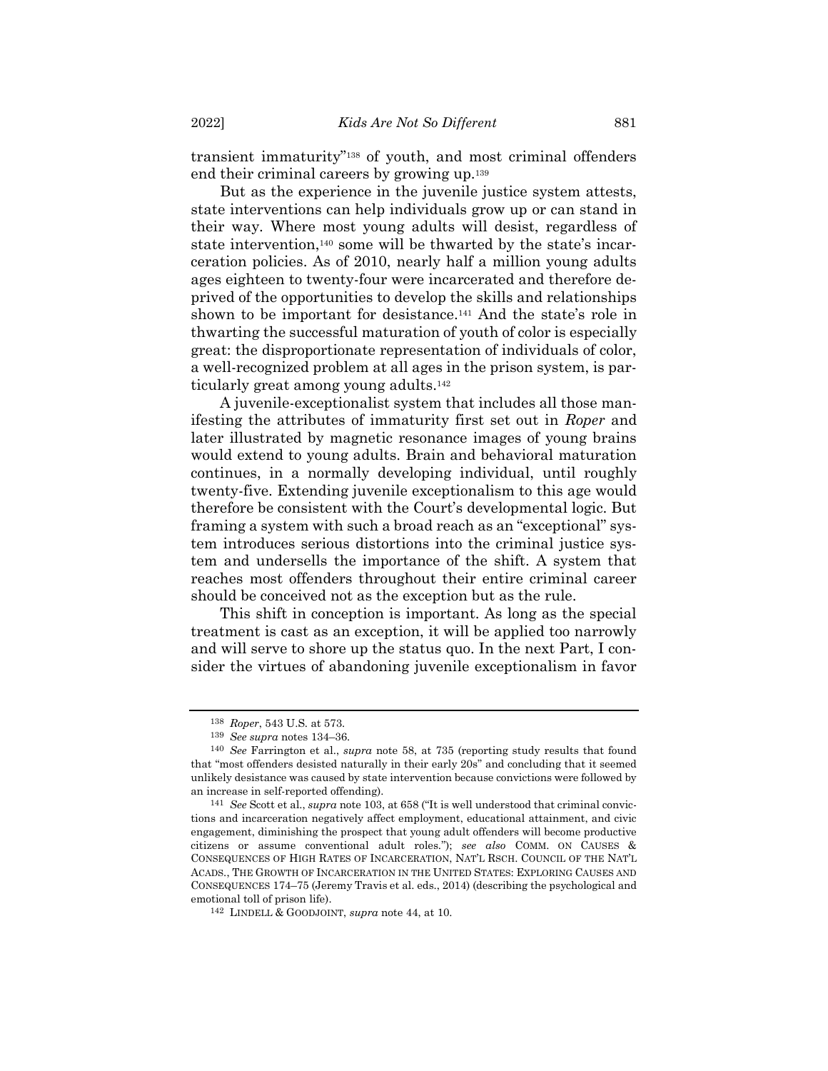transient immaturity"[138] of youth, and most criminal offenders end their criminal careers by growing up.[139]

But as the experience in the juvenile justice system attests, state interventions can help individuals grow up or can stand in their way. Where most young adults will desist, regardless of state intervention,[140] some will be thwarted by the state's incarceration policies. As of 2010, nearly half a million young adults ages eighteen to twenty-four were incarcerated and therefore deprived of the opportunities to develop the skills and relationships shown to be important for desistance.[141] And the state's role in thwarting the successful maturation of youth of color is especially great: the disproportionate representation of individuals of color, a well-recognized problem at all ages in the prison system, is particularly great among young adults.[142]

A juvenile-exceptionalist system that includes all those manifesting the attributes of immaturity first set out in *Roper* and later illustrated by magnetic resonance images of young brains would extend to young adults. Brain and behavioral maturation continues, in a normally developing individual, until roughly twenty-five. Extending juvenile exceptionalism to this age would therefore be consistent with the Court's developmental logic. But framing a system with such a broad reach as an "exceptional" system introduces serious distortions into the criminal justice system and undersells the importance of the shift. A system that reaches most offenders throughout their entire criminal career should be conceived not as the exception but as the rule.

This shift in conception is important. As long as the special treatment is cast as an exception, it will be applied too narrowly and will serve to shore up the status quo. In the next Part, I consider the virtues of abandoning juvenile exceptionalism in favor

---

[138] *Roper*, 543 U.S. at 573.

[139] *See supra* notes 134–36.

[140] *See* Farrington et al., *supra* note 58, at 735 (reporting study results that found that "most offenders desisted naturally in their early 20s" and concluding that it seemed unlikely desistance was caused by state intervention because convictions were followed by an increase in self-reported offending).

[141] *See* Scott et al., *supra* note 103, at 658 ("It is well understood that criminal convictions and incarceration negatively affect employment, educational attainment, and civic engagement, diminishing the prospect that young adult offenders will become productive citizens or assume conventional adult roles."); *see also* COMM. ON CAUSES & CONSEQUENCES OF HIGH RATES OF INCARCERATION, NAT'L RSCH. COUNCIL OF THE NAT'L ACADS., THE GROWTH OF INCARCERATION IN THE UNITED STATES: EXPLORING CAUSES AND CONSEQUENCES 174–75 (Jeremy Travis et al. eds., 2014) (describing the psychological and emotional toll of prison life).

[142] LINDELL & GOODJOINT, *supra* note 44, at 10.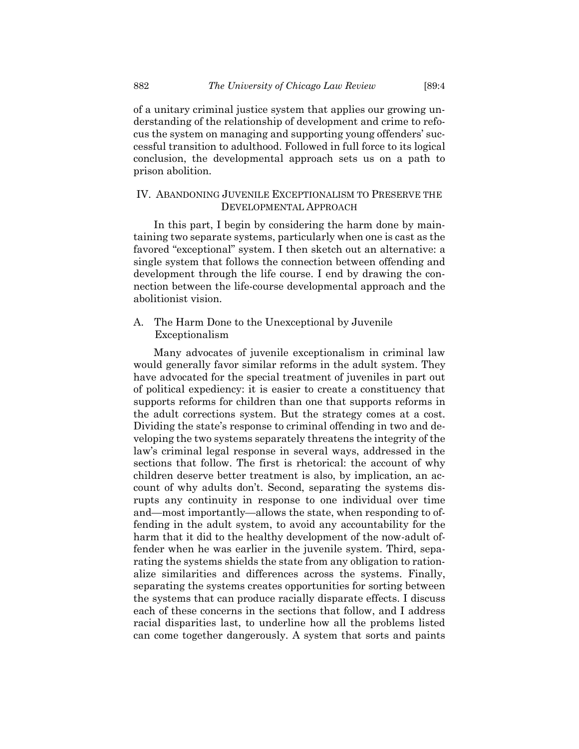of a unitary criminal justice system that applies our growing understanding of the relationship of development and crime to refocus the system on managing and supporting young offenders' successful transition to adulthood. Followed in full force to its logical conclusion, the developmental approach sets us on a path to prison abolition.

## IV. Abandoning Juvenile Exceptionalism to Preserve the Developmental Approach

In this part, I begin by considering the harm done by maintaining two separate systems, particularly when one is cast as the favored "exceptional" system. I then sketch out an alternative: a single system that follows the connection between offending and development through the life course. I end by drawing the connection between the life-course developmental approach and the abolitionist vision.

### A. The Harm Done to the Unexceptional by Juvenile Exceptionalism

Many advocates of juvenile exceptionalism in criminal law would generally favor similar reforms in the adult system. They have advocated for the special treatment of juveniles in part out of political expediency: it is easier to create a constituency that supports reforms for children than one that supports reforms in the adult corrections system. But the strategy comes at a cost. Dividing the state's response to criminal offending in two and developing the two systems separately threatens the integrity of the law's criminal legal response in several ways, addressed in the sections that follow. The first is rhetorical: the account of why children deserve better treatment is also, by implication, an account of why adults don't. Second, separating the systems disrupts any continuity in response to one individual over time and—most importantly—allows the state, when responding to offending in the adult system, to avoid any accountability for the harm that it did to the healthy development of the now-adult offender when he was earlier in the juvenile system. Third, separating the systems shields the state from any obligation to rationalize similarities and differences across the systems. Finally, separating the systems creates opportunities for sorting between the systems that can produce racially disparate effects. I discuss each of these concerns in the sections that follow, and I address racial disparities last, to underline how all the problems listed can come together dangerously. A system that sorts and paints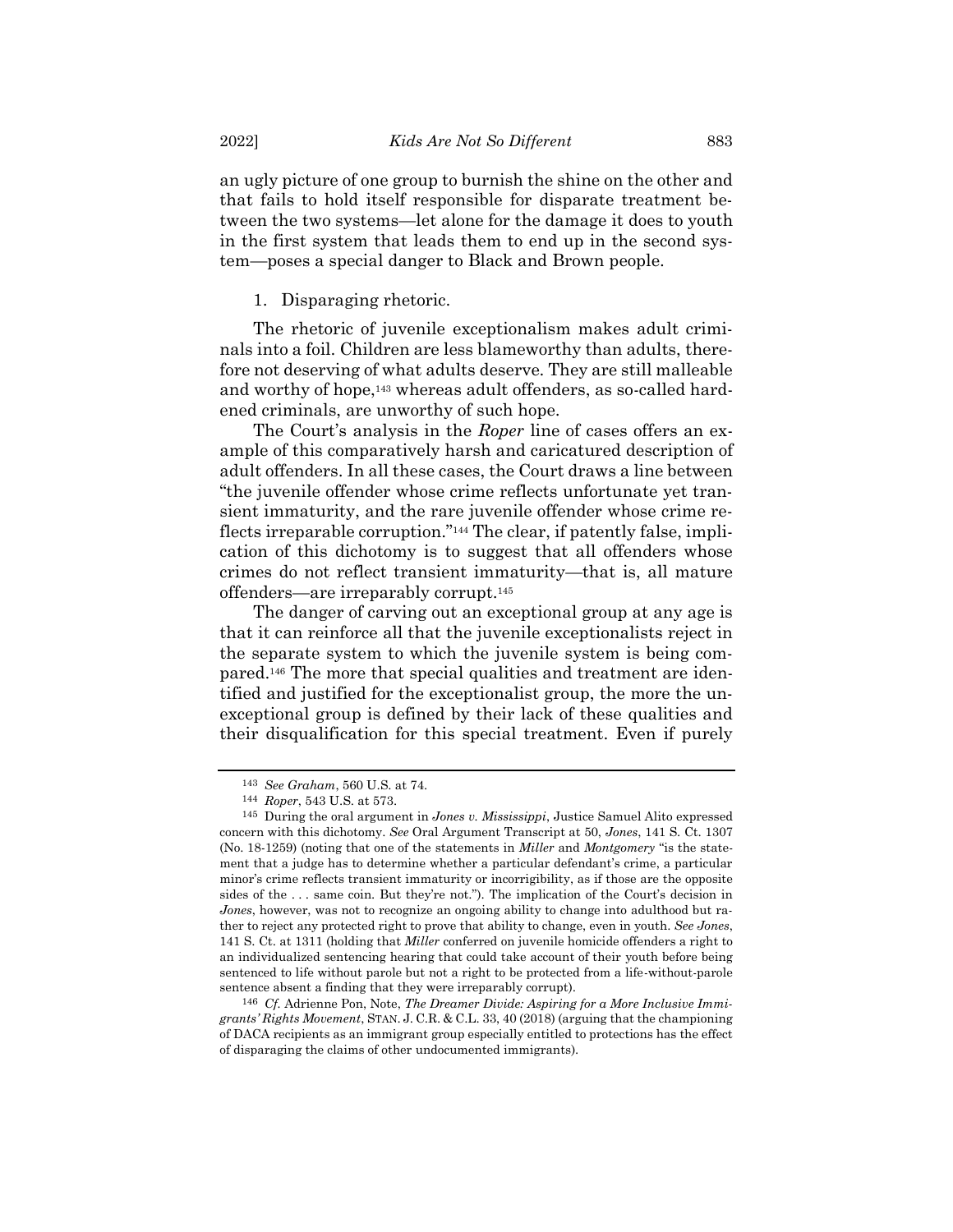an ugly picture of one group to burnish the shine on the other and that fails to hold itself responsible for disparate treatment between the two systems—let alone for the damage it does to youth in the first system that leads them to end up in the second system—poses a special danger to Black and Brown people.

1. Disparaging rhetoric.

The rhetoric of juvenile exceptionalism makes adult criminals into a foil. Children are less blameworthy than adults, therefore not deserving of what adults deserve. They are still malleable and worthy of hope,[143] whereas adult offenders, as so-called hardened criminals, are unworthy of such hope.

The Court's analysis in the *Roper* line of cases offers an example of this comparatively harsh and caricatured description of adult offenders. In all these cases, the Court draws a line between "the juvenile offender whose crime reflects unfortunate yet transient immaturity, and the rare juvenile offender whose crime reflects irreparable corruption."[144] The clear, if patently false, implication of this dichotomy is to suggest that all offenders whose crimes do not reflect transient immaturity—that is, all mature offenders—are irreparably corrupt.[145]

The danger of carving out an exceptional group at any age is that it can reinforce all that the juvenile exceptionalists reject in the separate system to which the juvenile system is being compared.[146] The more that special qualities and treatment are identified and justified for the exceptionalist group, the more the unexceptional group is defined by their lack of these qualities and their disqualification for this special treatment. Even if purely

---

[143] *See Graham*, 560 U.S. at 74.

[144] *Roper*, 543 U.S. at 573.

[145] During the oral argument in *Jones v. Mississippi*, Justice Samuel Alito expressed concern with this dichotomy. *See* Oral Argument Transcript at 50, *Jones*, 141 S. Ct. 1307 (No. 18-1259) (noting that one of the statements in *Miller* and *Montgomery* "is the statement that a judge has to determine whether a particular defendant's crime, a particular minor's crime reflects transient immaturity or incorrigibility, as if those are the opposite sides of the . . . same coin. But they're not."). The implication of the Court's decision in *Jones*, however, was not to recognize an ongoing ability to change into adulthood but rather to reject any protected right to prove that ability to change, even in youth. *See Jones*, 141 S. Ct. at 1311 (holding that *Miller* conferred on juvenile homicide offenders a right to an individualized sentencing hearing that could take account of their youth before being sentenced to life without parole but not a right to be protected from a life-without-parole sentence absent a finding that they were irreparably corrupt).

[146] *Cf.* Adrienne Pon, Note, *The Dreamer Divide: Aspiring for a More Inclusive Immigrants' Rights Movement*, STAN. J. C.R. & C.L. 33, 40 (2018) (arguing that the championing of DACA recipients as an immigrant group especially entitled to protections has the effect of disparaging the claims of other undocumented immigrants).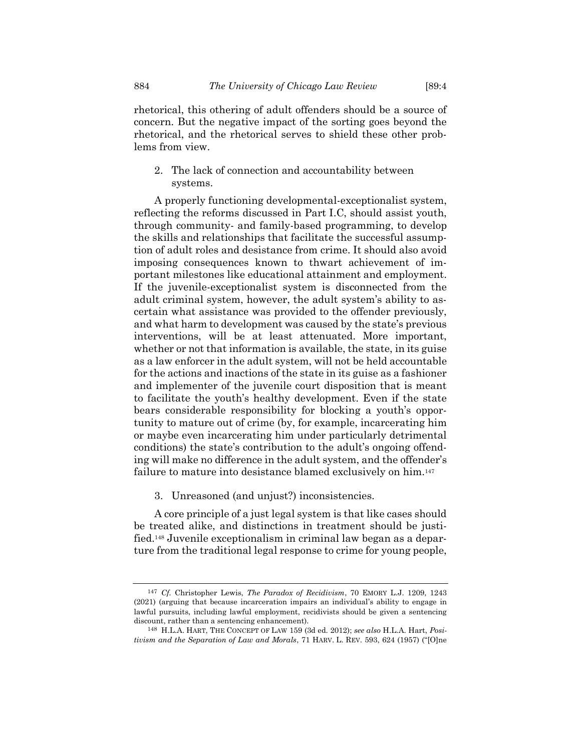rhetorical, this othering of adult offenders should be a source of concern. But the negative impact of the sorting goes beyond the rhetorical, and the rhetorical serves to shield these other problems from view.

#### 2. The lack of connection and accountability between systems.

A properly functioning developmental-exceptionalist system, reflecting the reforms discussed in Part I.C, should assist youth, through community- and family-based programming, to develop the skills and relationships that facilitate the successful assumption of adult roles and desistance from crime. It should also avoid imposing consequences known to thwart achievement of important milestones like educational attainment and employment. If the juvenile-exceptionalist system is disconnected from the adult criminal system, however, the adult system's ability to ascertain what assistance was provided to the offender previously, and what harm to development was caused by the state's previous interventions, will be at least attenuated. More important, whether or not that information is available, the state, in its guise as a law enforcer in the adult system, will not be held accountable for the actions and inactions of the state in its guise as a fashioner and implementer of the juvenile court disposition that is meant to facilitate the youth's healthy development. Even if the state bears considerable responsibility for blocking a youth's opportunity to mature out of crime (by, for example, incarcerating him or maybe even incarcerating him under particularly detrimental conditions) the state's contribution to the adult's ongoing offending will make no difference in the adult system, and the offender's failure to mature into desistance blamed exclusively on him.[147]

#### 3. Unreasoned (and unjust?) inconsistencies.

A core principle of a just legal system is that like cases should be treated alike, and distinctions in treatment should be justified.[148] Juvenile exceptionalism in criminal law began as a departure from the traditional legal response to crime for young people,

---

[147] *Cf.* Christopher Lewis, *The Paradox of Recidivism*, 70 EMORY L.J. 1209, 1243 (2021) (arguing that because incarceration impairs an individual's ability to engage in lawful pursuits, including lawful employment, recidivists should be given a sentencing discount, rather than a sentencing enhancement).

[148] H.L.A. HART, THE CONCEPT OF LAW 159 (3d ed. 2012); *see also* H.L.A. Hart, *Positivism and the Separation of Law and Morals*, 71 HARV. L. REV. 593, 624 (1957) ("[O]ne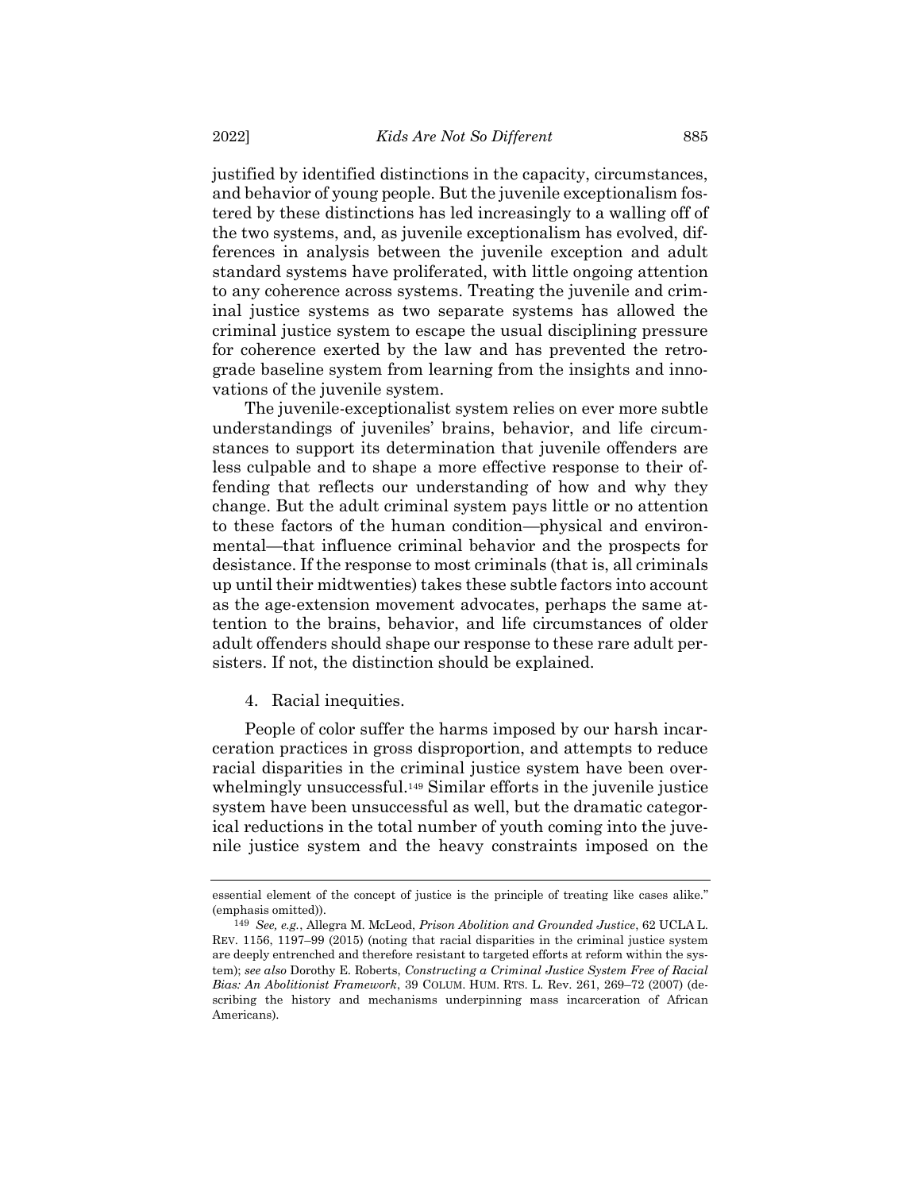justified by identified distinctions in the capacity, circumstances, and behavior of young people. But the juvenile exceptionalism fostered by these distinctions has led increasingly to a walling off of the two systems, and, as juvenile exceptionalism has evolved, differences in analysis between the juvenile exception and adult standard systems have proliferated, with little ongoing attention to any coherence across systems. Treating the juvenile and criminal justice systems as two separate systems has allowed the criminal justice system to escape the usual disciplining pressure for coherence exerted by the law and has prevented the retrograde baseline system from learning from the insights and innovations of the juvenile system.

The juvenile-exceptionalist system relies on ever more subtle understandings of juveniles' brains, behavior, and life circumstances to support its determination that juvenile offenders are less culpable and to shape a more effective response to their offending that reflects our understanding of how and why they change. But the adult criminal system pays little or no attention to these factors of the human condition—physical and environmental—that influence criminal behavior and the prospects for desistance. If the response to most criminals (that is, all criminals up until their midtwenties) takes these subtle factors into account as the age-extension movement advocates, perhaps the same attention to the brains, behavior, and life circumstances of older adult offenders should shape our response to these rare adult persisters. If not, the distinction should be explained.

4. Racial inequities.

People of color suffer the harms imposed by our harsh incarceration practices in gross disproportion, and attempts to reduce racial disparities in the criminal justice system have been overwhelmingly unsuccessful.[149] Similar efforts in the juvenile justice system have been unsuccessful as well, but the dramatic categorical reductions in the total number of youth coming into the juvenile justice system and the heavy constraints imposed on the

---

essential element of the concept of justice is the principle of treating like cases alike." (emphasis omitted)).

[149] *See, e.g.*, Allegra M. McLeod, *Prison Abolition and Grounded Justice*, 62 UCLA L. REV. 1156, 1197–99 (2015) (noting that racial disparities in the criminal justice system are deeply entrenched and therefore resistant to targeted efforts at reform within the system); *see also* Dorothy E. Roberts, *Constructing a Criminal Justice System Free of Racial Bias: An Abolitionist Framework*, 39 COLUM. HUM. RTS. L. Rev. 261, 269–72 (2007) (describing the history and mechanisms underpinning mass incarceration of African Americans).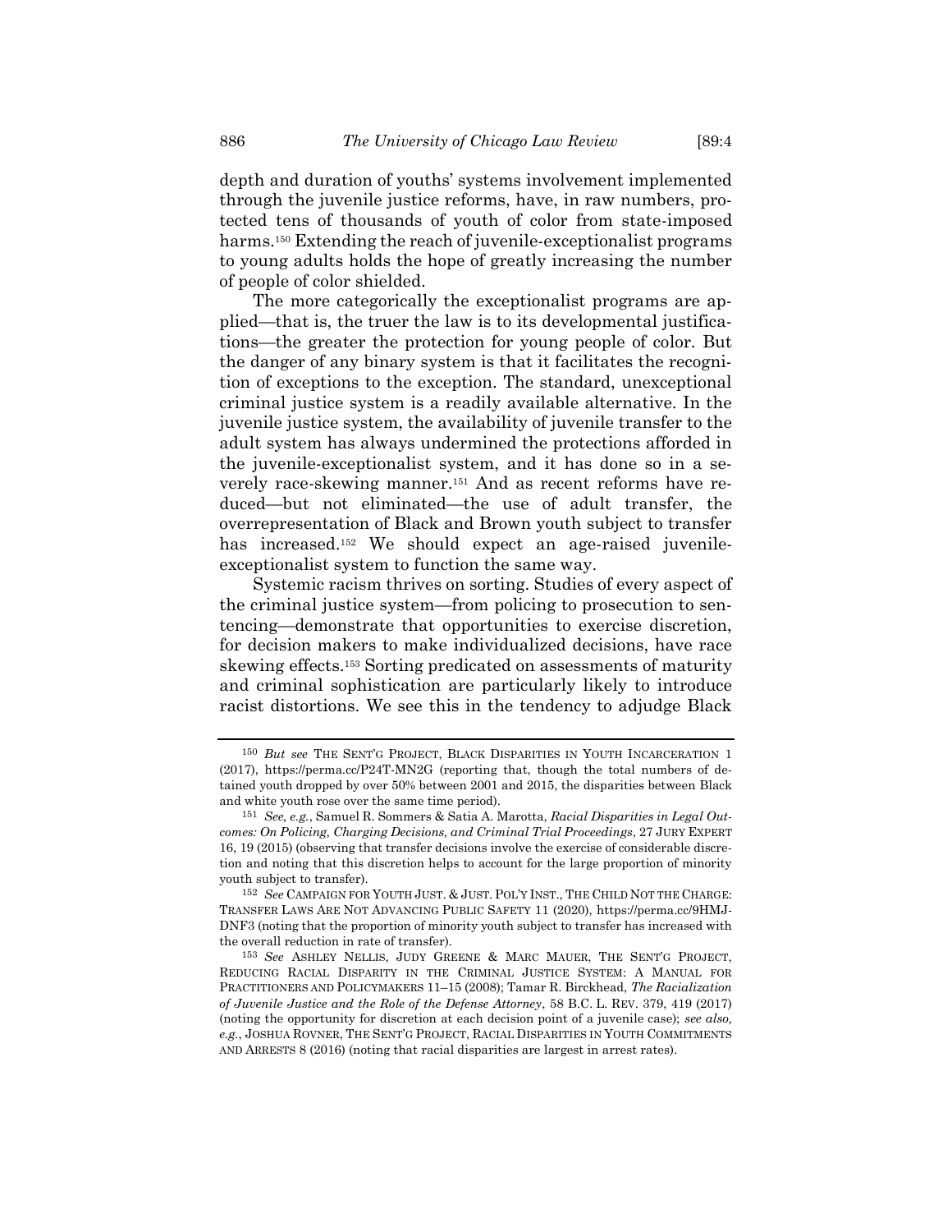depth and duration of youths' systems involvement implemented through the juvenile justice reforms, have, in raw numbers, protected tens of thousands of youth of color from state-imposed harms.[150] Extending the reach of juvenile-exceptionalist programs to young adults holds the hope of greatly increasing the number of people of color shielded.

The more categorically the exceptionalist programs are applied—that is, the truer the law is to its developmental justifications—the greater the protection for young people of color. But the danger of any binary system is that it facilitates the recognition of exceptions to the exception. The standard, unexceptional criminal justice system is a readily available alternative. In the juvenile justice system, the availability of juvenile transfer to the adult system has always undermined the protections afforded in the juvenile-exceptionalist system, and it has done so in a severely race-skewing manner.[151] And as recent reforms have reduced—but not eliminated—the use of adult transfer, the overrepresentation of Black and Brown youth subject to transfer has increased.[152] We should expect an age-raised juvenile-exceptionalist system to function the same way.

Systemic racism thrives on sorting. Studies of every aspect of the criminal justice system—from policing to prosecution to sentencing—demonstrate that opportunities to exercise discretion, for decision makers to make individualized decisions, have race skewing effects.[153] Sorting predicated on assessments of maturity and criminal sophistication are particularly likely to introduce racist distortions. We see this in the tendency to adjudge Black

---

[150] *But see* THE SENT'G PROJECT, BLACK DISPARITIES IN YOUTH INCARCERATION 1 (2017), https://perma.cc/P24T-MN2G (reporting that, though the total numbers of detained youth dropped by over 50% between 2001 and 2015, the disparities between Black and white youth rose over the same time period).

[151] *See, e.g.*, Samuel R. Sommers & Satia A. Marotta, *Racial Disparities in Legal Outcomes: On Policing, Charging Decisions, and Criminal Trial Proceedings*, 27 JURY EXPERT 16, 19 (2015) (observing that transfer decisions involve the exercise of considerable discretion and noting that this discretion helps to account for the large proportion of minority youth subject to transfer).

[152] *See* CAMPAIGN FOR YOUTH JUST. & JUST. POL'Y INST., THE CHILD NOT THE CHARGE: TRANSFER LAWS ARE NOT ADVANCING PUBLIC SAFETY 11 (2020), https://perma.cc/9HMJ-DNF3 (noting that the proportion of minority youth subject to transfer has increased with the overall reduction in rate of transfer).

[153] *See* ASHLEY NELLIS, JUDY GREENE & MARC MAUER, THE SENT'G PROJECT, REDUCING RACIAL DISPARITY IN THE CRIMINAL JUSTICE SYSTEM: A MANUAL FOR PRACTITIONERS AND POLICYMAKERS 11–15 (2008); Tamar R. Birckhead, *The Racialization of Juvenile Justice and the Role of the Defense Attorney*, 58 B.C. L. REV. 379, 419 (2017) (noting the opportunity for discretion at each decision point of a juvenile case); *see also, e.g.*, JOSHUA ROVNER, THE SENT'G PROJECT, RACIAL DISPARITIES IN YOUTH COMMITMENTS AND ARRESTS 8 (2016) (noting that racial disparities are largest in arrest rates).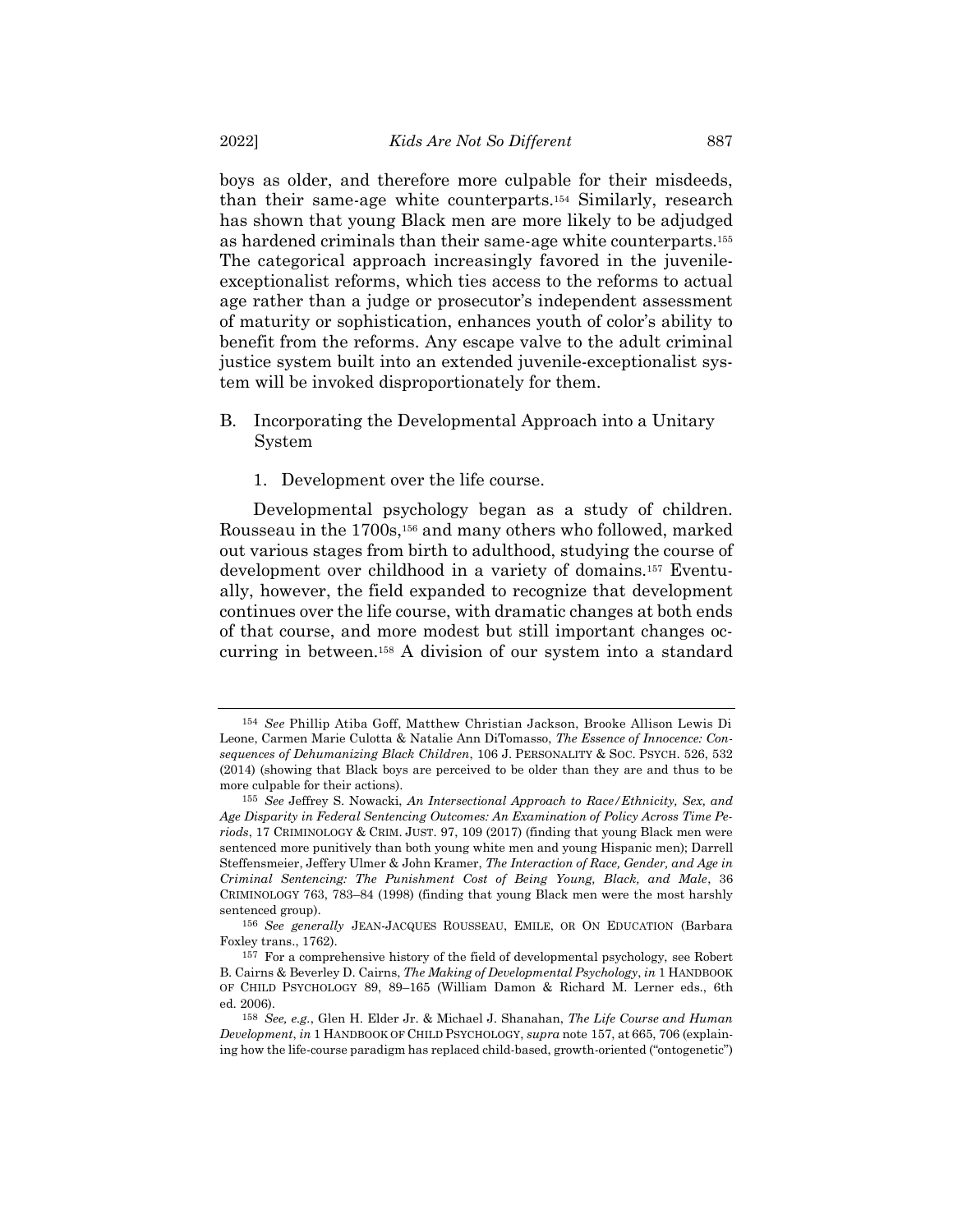boys as older, and therefore more culpable for their misdeeds, than their same-age white counterparts.[154] Similarly, research has shown that young Black men are more likely to be adjudged as hardened criminals than their same-age white counterparts.[155] The categorical approach increasingly favored in the juvenile-exceptionalist reforms, which ties access to the reforms to actual age rather than a judge or prosecutor's independent assessment of maturity or sophistication, enhances youth of color's ability to benefit from the reforms. Any escape valve to the adult criminal justice system built into an extended juvenile-exceptionalist system will be invoked disproportionately for them.

## B. Incorporating the Developmental Approach into a Unitary System

### 1. Development over the life course.

Developmental psychology began as a study of children. Rousseau in the 1700s,[156] and many others who followed, marked out various stages from birth to adulthood, studying the course of development over childhood in a variety of domains.[157] Eventually, however, the field expanded to recognize that development continues over the life course, with dramatic changes at both ends of that course, and more modest but still important changes occurring in between.[158] A division of our system into a standard

---

[154] *See* Phillip Atiba Goff, Matthew Christian Jackson, Brooke Allison Lewis Di Leone, Carmen Marie Culotta & Natalie Ann DiTomasso, *The Essence of Innocence: Consequences of Dehumanizing Black Children*, 106 J. PERSONALITY & SOC. PSYCH. 526, 532 (2014) (showing that Black boys are perceived to be older than they are and thus to be more culpable for their actions).

[155] *See* Jeffrey S. Nowacki, *An Intersectional Approach to Race/Ethnicity, Sex, and Age Disparity in Federal Sentencing Outcomes: An Examination of Policy Across Time Periods*, 17 CRIMINOLOGY & CRIM. JUST. 97, 109 (2017) (finding that young Black men were sentenced more punitively than both young white men and young Hispanic men); Darrell Steffensmeier, Jeffery Ulmer & John Kramer, *The Interaction of Race, Gender, and Age in Criminal Sentencing: The Punishment Cost of Being Young, Black, and Male*, 36 CRIMINOLOGY 763, 783–84 (1998) (finding that young Black men were the most harshly sentenced group).

[156] *See generally* JEAN-JACQUES ROUSSEAU, EMILE, OR ON EDUCATION (Barbara Foxley trans., 1762).

[157] For a comprehensive history of the field of developmental psychology, see Robert B. Cairns & Beverley D. Cairns, *The Making of Developmental Psychology*, *in* 1 HANDBOOK OF CHILD PSYCHOLOGY 89, 89–165 (William Damon & Richard M. Lerner eds., 6th ed. 2006).

[158] *See, e.g.*, Glen H. Elder Jr. & Michael J. Shanahan, *The Life Course and Human Development*, *in* 1 HANDBOOK OF CHILD PSYCHOLOGY, *supra* note 157, at 665, 706 (explaining how the life-course paradigm has replaced child-based, growth-oriented ("ontogenetic")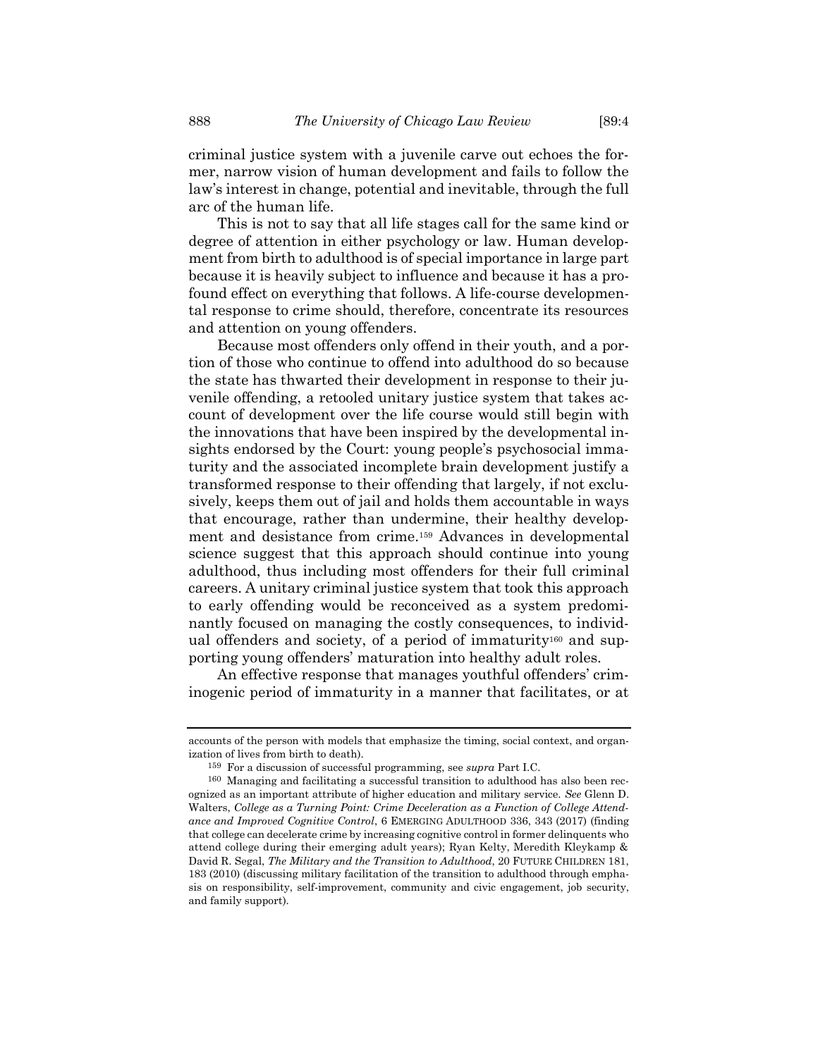criminal justice system with a juvenile carve out echoes the former, narrow vision of human development and fails to follow the law's interest in change, potential and inevitable, through the full arc of the human life.

This is not to say that all life stages call for the same kind or degree of attention in either psychology or law. Human development from birth to adulthood is of special importance in large part because it is heavily subject to influence and because it has a profound effect on everything that follows. A life-course developmental response to crime should, therefore, concentrate its resources and attention on young offenders.

Because most offenders only offend in their youth, and a portion of those who continue to offend into adulthood do so because the state has thwarted their development in response to their juvenile offending, a retooled unitary justice system that takes account of development over the life course would still begin with the innovations that have been inspired by the developmental insights endorsed by the Court: young people's psychosocial immaturity and the associated incomplete brain development justify a transformed response to their offending that largely, if not exclusively, keeps them out of jail and holds them accountable in ways that encourage, rather than undermine, their healthy development and desistance from crime.[159] Advances in developmental science suggest that this approach should continue into young adulthood, thus including most offenders for their full criminal careers. A unitary criminal justice system that took this approach to early offending would be reconceived as a system predominantly focused on managing the costly consequences, to individual offenders and society, of a period of immaturity[160] and supporting young offenders' maturation into healthy adult roles.

An effective response that manages youthful offenders' criminogenic period of immaturity in a manner that facilitates, or at

---

accounts of the person with models that emphasize the timing, social context, and organization of lives from birth to death).

[159] For a discussion of successful programming, see *supra* Part I.C.

[160] Managing and facilitating a successful transition to adulthood has also been recognized as an important attribute of higher education and military service. *See* Glenn D. Walters, *College as a Turning Point: Crime Deceleration as a Function of College Attendance and Improved Cognitive Control*, 6 EMERGING ADULTHOOD 336, 343 (2017) (finding that college can decelerate crime by increasing cognitive control in former delinquents who attend college during their emerging adult years); Ryan Kelty, Meredith Kleykamp & David R. Segal, *The Military and the Transition to Adulthood*, 20 FUTURE CHILDREN 181, 183 (2010) (discussing military facilitation of the transition to adulthood through emphasis on responsibility, self-improvement, community and civic engagement, job security, and family support).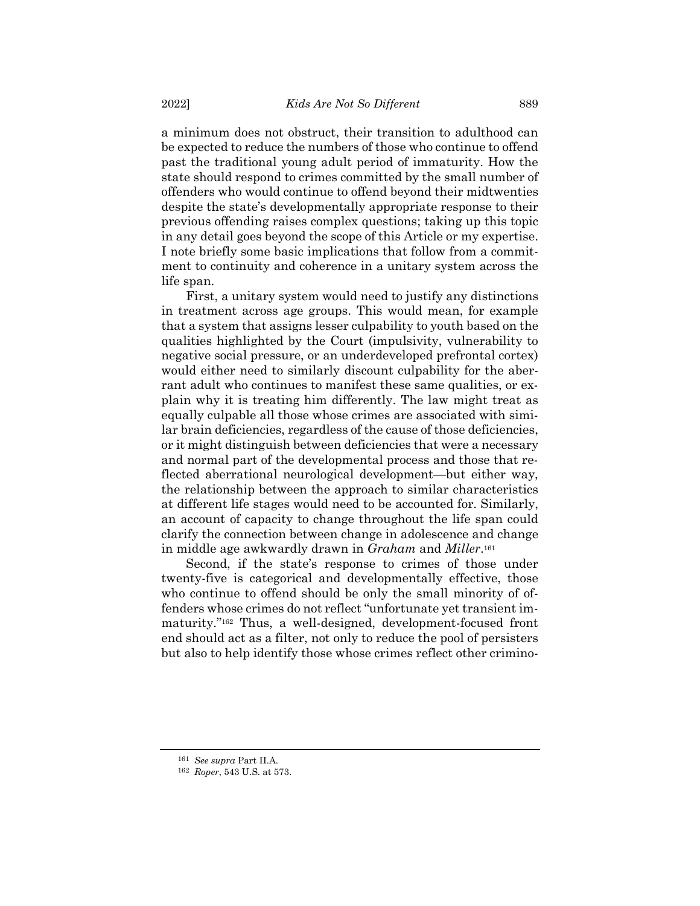a minimum does not obstruct, their transition to adulthood can be expected to reduce the numbers of those who continue to offend past the traditional young adult period of immaturity. How the state should respond to crimes committed by the small number of offenders who would continue to offend beyond their midtwenties despite the state's developmentally appropriate response to their previous offending raises complex questions; taking up this topic in any detail goes beyond the scope of this Article or my expertise. I note briefly some basic implications that follow from a commitment to continuity and coherence in a unitary system across the life span.

First, a unitary system would need to justify any distinctions in treatment across age groups. This would mean, for example that a system that assigns lesser culpability to youth based on the qualities highlighted by the Court (impulsivity, vulnerability to negative social pressure, or an underdeveloped prefrontal cortex) would either need to similarly discount culpability for the aberrant adult who continues to manifest these same qualities, or explain why it is treating him differently. The law might treat as equally culpable all those whose crimes are associated with similar brain deficiencies, regardless of the cause of those deficiencies, or it might distinguish between deficiencies that were a necessary and normal part of the developmental process and those that reflected aberrational neurological development—but either way, the relationship between the approach to similar characteristics at different life stages would need to be accounted for. Similarly, an account of capacity to change throughout the life span could clarify the connection between change in adolescence and change in middle age awkwardly drawn in *Graham* and *Miller*.[161]

Second, if the state's response to crimes of those under twenty-five is categorical and developmentally effective, those who continue to offend should be only the small minority of offenders whose crimes do not reflect "unfortunate yet transient immaturity."[162] Thus, a well-designed, development-focused front end should act as a filter, not only to reduce the pool of persisters but also to help identify those whose crimes reflect other crimino-

---

[161] *See supra* Part II.A.

[162] *Roper*, 543 U.S. at 573.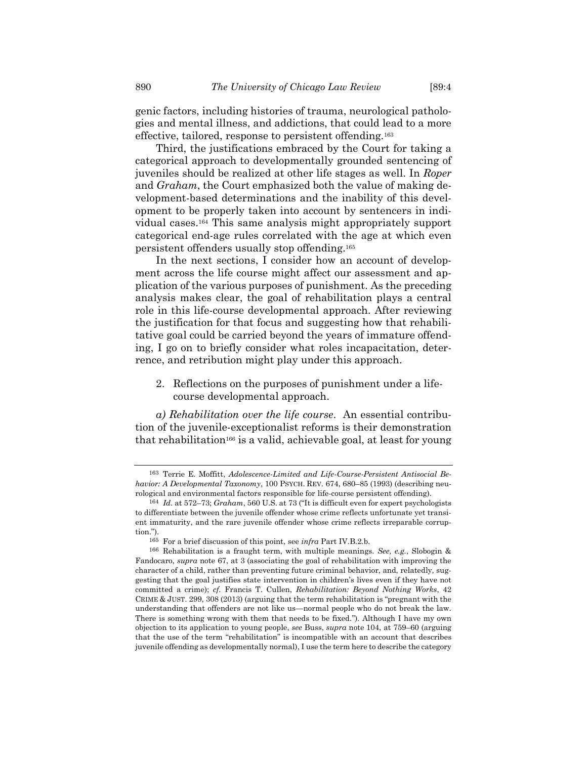genic factors, including histories of trauma, neurological pathologies and mental illness, and addictions, that could lead to a more effective, tailored, response to persistent offending.[163]

Third, the justifications embraced by the Court for taking a categorical approach to developmentally grounded sentencing of juveniles should be realized at other life stages as well. In *Roper* and *Graham*, the Court emphasized both the value of making development-based determinations and the inability of this development to be properly taken into account by sentencers in individual cases.[164] This same analysis might appropriately support categorical end-age rules correlated with the age at which even persistent offenders usually stop offending.[165]

In the next sections, I consider how an account of development across the life course might affect our assessment and application of the various purposes of punishment. As the preceding analysis makes clear, the goal of rehabilitation plays a central role in this life-course developmental approach. After reviewing the justification for that focus and suggesting how that rehabilitative goal could be carried beyond the years of immature offending, I go on to briefly consider what roles incapacitation, deterrence, and retribution might play under this approach.

2. Reflections on the purposes of punishment under a life-course developmental approach.

*a) Rehabilitation over the life course*. An essential contribution of the juvenile-exceptionalist reforms is their demonstration that rehabilitation[166] is a valid, achievable goal, at least for young

---

[163] Terrie E. Moffitt, *Adolescence-Limited and Life-Course-Persistent Antisocial Behavior: A Developmental Taxonomy*, 100 PSYCH. REV. 674, 680–85 (1993) (describing neurological and environmental factors responsible for life-course persistent offending).

[164] *Id.* at 572–73; *Graham*, 560 U.S. at 73 ("It is difficult even for expert psychologists to differentiate between the juvenile offender whose crime reflects unfortunate yet transient immaturity, and the rare juvenile offender whose crime reflects irreparable corruption.").

[165] For a brief discussion of this point, see *infra* Part IV.B.2.b.

[166] Rehabilitation is a fraught term, with multiple meanings. *See, e.g.*, Slobogin & Fandocaro, *supra* note 67, at 3 (associating the goal of rehabilitation with improving the character of a child, rather than preventing future criminal behavior, and, relatedly, suggesting that the goal justifies state intervention in children's lives even if they have not committed a crime); *cf.* Francis T. Cullen, *Rehabilitation: Beyond Nothing Works*, 42 CRIME & JUST. 299, 308 (2013) (arguing that the term rehabilitation is "pregnant with the understanding that offenders are not like us—normal people who do not break the law. There is something wrong with them that needs to be fixed."). Although I have my own objection to its application to young people, *see* Buss, *supra* note 104, at 759–60 (arguing that the use of the term "rehabilitation" is incompatible with an account that describes juvenile offending as developmentally normal), I use the term here to describe the category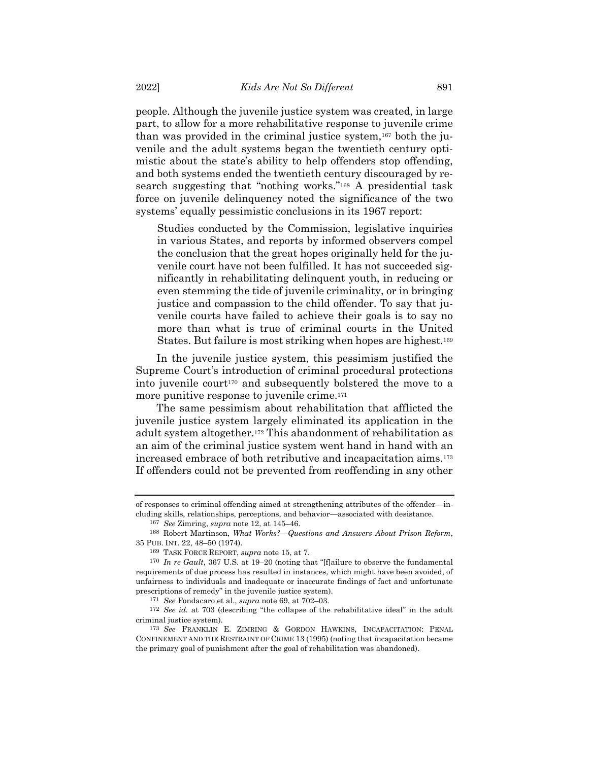people. Although the juvenile justice system was created, in large part, to allow for a more rehabilitative response to juvenile crime than was provided in the criminal justice system,[167] both the juvenile and the adult systems began the twentieth century optimistic about the state's ability to help offenders stop offending, and both systems ended the twentieth century discouraged by research suggesting that "nothing works."[168] A presidential task force on juvenile delinquency noted the significance of the two systems' equally pessimistic conclusions in its 1967 report:

> Studies conducted by the Commission, legislative inquiries in various States, and reports by informed observers compel the conclusion that the great hopes originally held for the juvenile court have not been fulfilled. It has not succeeded significantly in rehabilitating delinquent youth, in reducing or even stemming the tide of juvenile criminality, or in bringing justice and compassion to the child offender. To say that juvenile courts have failed to achieve their goals is to say no more than what is true of criminal courts in the United States. But failure is most striking when hopes are highest.[169]

In the juvenile justice system, this pessimism justified the Supreme Court's introduction of criminal procedural protections into juvenile court[170] and subsequently bolstered the move to a more punitive response to juvenile crime.[171]

The same pessimism about rehabilitation that afflicted the juvenile justice system largely eliminated its application in the adult system altogether.[172] This abandonment of rehabilitation as an aim of the criminal justice system went hand in hand with an increased embrace of both retributive and incapacitation aims.[173] If offenders could not be prevented from reoffending in any other

---

of responses to criminal offending aimed at strengthening attributes of the offender—including skills, relationships, perceptions, and behavior—associated with desistance.

167 *See* Zimring, *supra* note 12, at 145–46.

168 Robert Martinson, *What Works?—Questions and Answers About Prison Reform*, 35 PUB. INT. 22, 48–50 (1974).

169 TASK FORCE REPORT, *supra* note 15, at 7.

170 *In re Gault*, 367 U.S. at 19–20 (noting that "[f]ailure to observe the fundamental requirements of due process has resulted in instances, which might have been avoided, of unfairness to individuals and inadequate or inaccurate findings of fact and unfortunate prescriptions of remedy" in the juvenile justice system).

171 *See* Fondacaro et al., *supra* note 69, at 702–03.

172 *See id.* at 703 (describing "the collapse of the rehabilitative ideal" in the adult criminal justice system).

173 *See* FRANKLIN E. ZIMRING & GORDON HAWKINS, INCAPACITATION: PENAL CONFINEMENT AND THE RESTRAINT OF CRIME 13 (1995) (noting that incapacitation became the primary goal of punishment after the goal of rehabilitation was abandoned).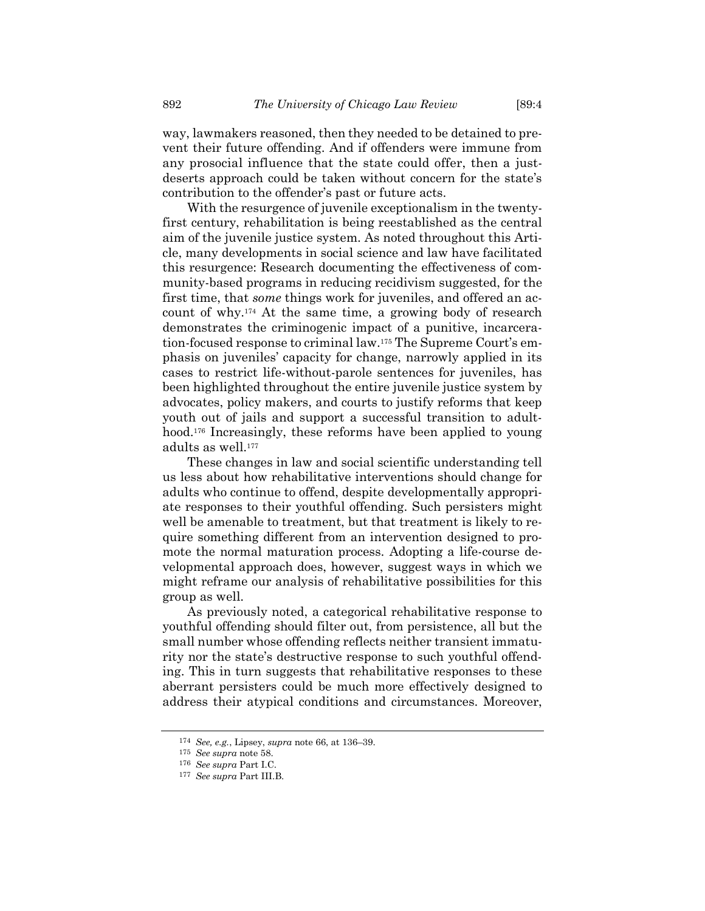way, lawmakers reasoned, then they needed to be detained to prevent their future offending. And if offenders were immune from any prosocial influence that the state could offer, then a just-deserts approach could be taken without concern for the state's contribution to the offender's past or future acts.

With the resurgence of juvenile exceptionalism in the twenty-first century, rehabilitation is being reestablished as the central aim of the juvenile justice system. As noted throughout this Article, many developments in social science and law have facilitated this resurgence: Research documenting the effectiveness of community-based programs in reducing recidivism suggested, for the first time, that *some* things work for juveniles, and offered an account of why.[174] At the same time, a growing body of research demonstrates the criminogenic impact of a punitive, incarceration-focused response to criminal law.[175] The Supreme Court's emphasis on juveniles' capacity for change, narrowly applied in its cases to restrict life-without-parole sentences for juveniles, has been highlighted throughout the entire juvenile justice system by advocates, policy makers, and courts to justify reforms that keep youth out of jails and support a successful transition to adulthood.[176] Increasingly, these reforms have been applied to young adults as well.[177]

These changes in law and social scientific understanding tell us less about how rehabilitative interventions should change for adults who continue to offend, despite developmentally appropriate responses to their youthful offending. Such persisters might well be amenable to treatment, but that treatment is likely to require something different from an intervention designed to promote the normal maturation process. Adopting a life-course developmental approach does, however, suggest ways in which we might reframe our analysis of rehabilitative possibilities for this group as well.

As previously noted, a categorical rehabilitative response to youthful offending should filter out, from persistence, all but the small number whose offending reflects neither transient immaturity nor the state's destructive response to such youthful offending. This in turn suggests that rehabilitative responses to these aberrant persisters could be much more effectively designed to address their atypical conditions and circumstances. Moreover,

---

[174] *See, e.g.*, Lipsey, *supra* note 66, at 136–39.

[175] *See supra* note 58.

[176] *See supra* Part I.C.

[177] *See supra* Part III.B.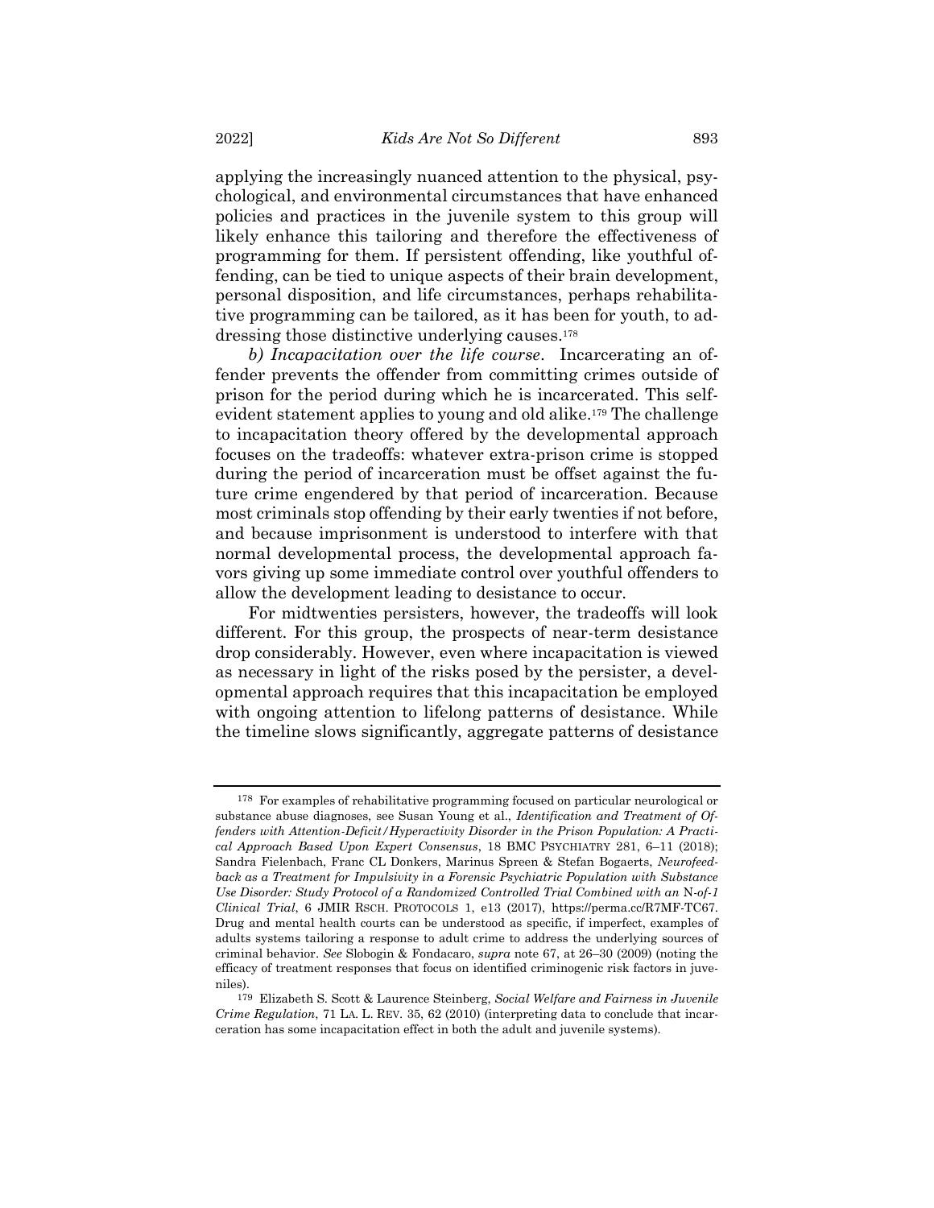applying the increasingly nuanced attention to the physical, psychological, and environmental circumstances that have enhanced policies and practices in the juvenile system to this group will likely enhance this tailoring and therefore the effectiveness of programming for them. If persistent offending, like youthful offending, can be tied to unique aspects of their brain development, personal disposition, and life circumstances, perhaps rehabilitative programming can be tailored, as it has been for youth, to addressing those distinctive underlying causes.[178]

*b) Incapacitation over the life course*. Incarcerating an offender prevents the offender from committing crimes outside of prison for the period during which he is incarcerated. This self-evident statement applies to young and old alike.[179] The challenge to incapacitation theory offered by the developmental approach focuses on the tradeoffs: whatever extra-prison crime is stopped during the period of incarceration must be offset against the future crime engendered by that period of incarceration. Because most criminals stop offending by their early twenties if not before, and because imprisonment is understood to interfere with that normal developmental process, the developmental approach favors giving up some immediate control over youthful offenders to allow the development leading to desistance to occur.

For midtwenties persisters, however, the tradeoffs will look different. For this group, the prospects of near-term desistance drop considerably. However, even where incapacitation is viewed as necessary in light of the risks posed by the persister, a developmental approach requires that this incapacitation be employed with ongoing attention to lifelong patterns of desistance. While the timeline slows significantly, aggregate patterns of desistance

---

[178] For examples of rehabilitative programming focused on particular neurological or substance abuse diagnoses, see Susan Young et al., *Identification and Treatment of Offenders with Attention-Deficit/Hyperactivity Disorder in the Prison Population: A Practical Approach Based Upon Expert Consensus*, 18 BMC PSYCHIATRY 281, 6–11 (2018); Sandra Fielenbach, Franc CL Donkers, Marinus Spreen & Stefan Bogaerts, *Neurofeedback as a Treatment for Impulsivity in a Forensic Psychiatric Population with Substance Use Disorder: Study Protocol of a Randomized Controlled Trial Combined with an* N*-of-1 Clinical Trial*, 6 JMIR RSCH. PROTOCOLS 1, e13 (2017), https://perma.cc/R7MF-TC67. Drug and mental health courts can be understood as specific, if imperfect, examples of adults systems tailoring a response to adult crime to address the underlying sources of criminal behavior. *See* Slobogin & Fondacaro, *supra* note 67, at 26–30 (2009) (noting the efficacy of treatment responses that focus on identified criminogenic risk factors in juveniles).

[179] Elizabeth S. Scott & Laurence Steinberg, *Social Welfare and Fairness in Juvenile Crime Regulation*, 71 LA. L. REV. 35, 62 (2010) (interpreting data to conclude that incarceration has some incapacitation effect in both the adult and juvenile systems).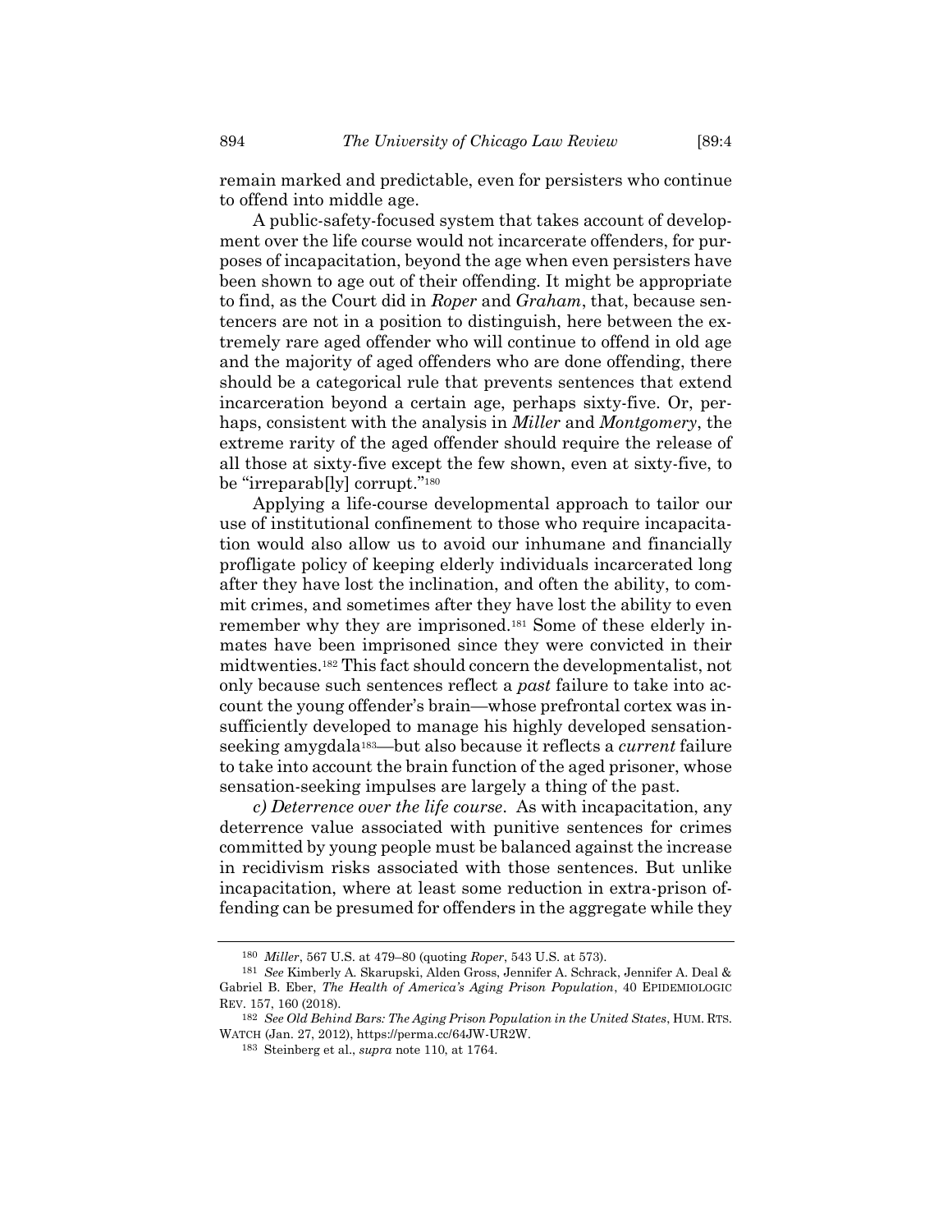remain marked and predictable, even for persisters who continue to offend into middle age.

A public-safety-focused system that takes account of development over the life course would not incarcerate offenders, for purposes of incapacitation, beyond the age when even persisters have been shown to age out of their offending. It might be appropriate to find, as the Court did in *Roper* and *Graham*, that, because sentencers are not in a position to distinguish, here between the extremely rare aged offender who will continue to offend in old age and the majority of aged offenders who are done offending, there should be a categorical rule that prevents sentences that extend incarceration beyond a certain age, perhaps sixty-five. Or, perhaps, consistent with the analysis in *Miller* and *Montgomery*, the extreme rarity of the aged offender should require the release of all those at sixty-five except the few shown, even at sixty-five, to be "irreparab[ly] corrupt."[180]

Applying a life-course developmental approach to tailor our use of institutional confinement to those who require incapacitation would also allow us to avoid our inhumane and financially profligate policy of keeping elderly individuals incarcerated long after they have lost the inclination, and often the ability, to commit crimes, and sometimes after they have lost the ability to even remember why they are imprisoned.[181] Some of these elderly inmates have been imprisoned since they were convicted in their midtwenties.[182] This fact should concern the developmentalist, not only because such sentences reflect a *past* failure to take into account the young offender's brain—whose prefrontal cortex was insufficiently developed to manage his highly developed sensation-seeking amygdala[183]—but also because it reflects a *current* failure to take into account the brain function of the aged prisoner, whose sensation-seeking impulses are largely a thing of the past.

*c) Deterrence over the life course*. As with incapacitation, any deterrence value associated with punitive sentences for crimes committed by young people must be balanced against the increase in recidivism risks associated with those sentences. But unlike incapacitation, where at least some reduction in extra-prison offending can be presumed for offenders in the aggregate while they

---

[180] *Miller*, 567 U.S. at 479–80 (quoting *Roper*, 543 U.S. at 573).

[181] *See* Kimberly A. Skarupski, Alden Gross, Jennifer A. Schrack, Jennifer A. Deal & Gabriel B. Eber, *The Health of America's Aging Prison Population*, 40 EPIDEMIOLOGIC REV. 157, 160 (2018).

[182] *See Old Behind Bars: The Aging Prison Population in the United States*, HUM. RTS. WATCH (Jan. 27, 2012), https://perma.cc/64JW-UR2W.

[183] Steinberg et al., *supra* note 110, at 1764.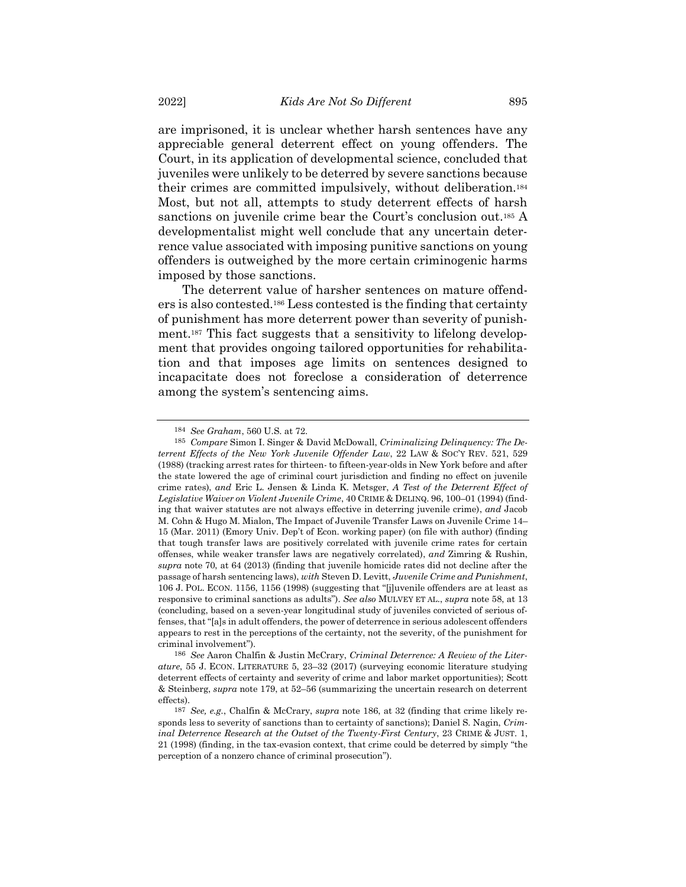are imprisoned, it is unclear whether harsh sentences have any appreciable general deterrent effect on young offenders. The Court, in its application of developmental science, concluded that juveniles were unlikely to be deterred by severe sanctions because their crimes are committed impulsively, without deliberation.[184] Most, but not all, attempts to study deterrent effects of harsh sanctions on juvenile crime bear the Court's conclusion out.[185] A developmentalist might well conclude that any uncertain deterrence value associated with imposing punitive sanctions on young offenders is outweighed by the more certain criminogenic harms imposed by those sanctions.

The deterrent value of harsher sentences on mature offenders is also contested.[186] Less contested is the finding that certainty of punishment has more deterrent power than severity of punishment.[187] This fact suggests that a sensitivity to lifelong development that provides ongoing tailored opportunities for rehabilitation and that imposes age limits on sentences designed to incapacitate does not foreclose a consideration of deterrence among the system's sentencing aims.

---

[184] *See Graham*, 560 U.S. at 72.

[185] *Compare* Simon I. Singer & David McDowall, *Criminalizing Delinquency: The Deterrent Effects of the New York Juvenile Offender Law*, 22 LAW & SOC'Y REV. 521, 529 (1988) (tracking arrest rates for thirteen- to fifteen-year-olds in New York before and after the state lowered the age of criminal court jurisdiction and finding no effect on juvenile crime rates), *and* Eric L. Jensen & Linda K. Metsger, *A Test of the Deterrent Effect of Legislative Waiver on Violent Juvenile Crime*, 40 CRIME & DELINQ. 96, 100–01 (1994) (finding that waiver statutes are not always effective in deterring juvenile crime), *and* Jacob M. Cohn & Hugo M. Mialon, The Impact of Juvenile Transfer Laws on Juvenile Crime 14–15 (Mar. 2011) (Emory Univ. Dep't of Econ. working paper) (on file with author) (finding that tough transfer laws are positively correlated with juvenile crime rates for certain offenses, while weaker transfer laws are negatively correlated), *and* Zimring & Rushin, *supra* note 70, at 64 (2013) (finding that juvenile homicide rates did not decline after the passage of harsh sentencing laws), *with* Steven D. Levitt, *Juvenile Crime and Punishment*, 106 J. POL. ECON. 1156, 1156 (1998) (suggesting that "[j]uvenile offenders are at least as responsive to criminal sanctions as adults"). *See also* MULVEY ET AL., *supra* note 58, at 13 (concluding, based on a seven-year longitudinal study of juveniles convicted of serious offenses, that "[a]s in adult offenders, the power of deterrence in serious adolescent offenders appears to rest in the perceptions of the certainty, not the severity, of the punishment for criminal involvement").

[186] *See* Aaron Chalfin & Justin McCrary, *Criminal Deterrence: A Review of the Literature*, 55 J. ECON. LITERATURE 5, 23–32 (2017) (surveying economic literature studying deterrent effects of certainty and severity of crime and labor market opportunities); Scott & Steinberg, *supra* note 179, at 52–56 (summarizing the uncertain research on deterrent effects).

[187] *See, e.g.*, Chalfin & McCrary, *supra* note 186, at 32 (finding that crime likely responds less to severity of sanctions than to certainty of sanctions); Daniel S. Nagin, *Criminal Deterrence Research at the Outset of the Twenty-First Century*, 23 CRIME & JUST. 1, 21 (1998) (finding, in the tax-evasion context, that crime could be deterred by simply "the perception of a nonzero chance of criminal prosecution").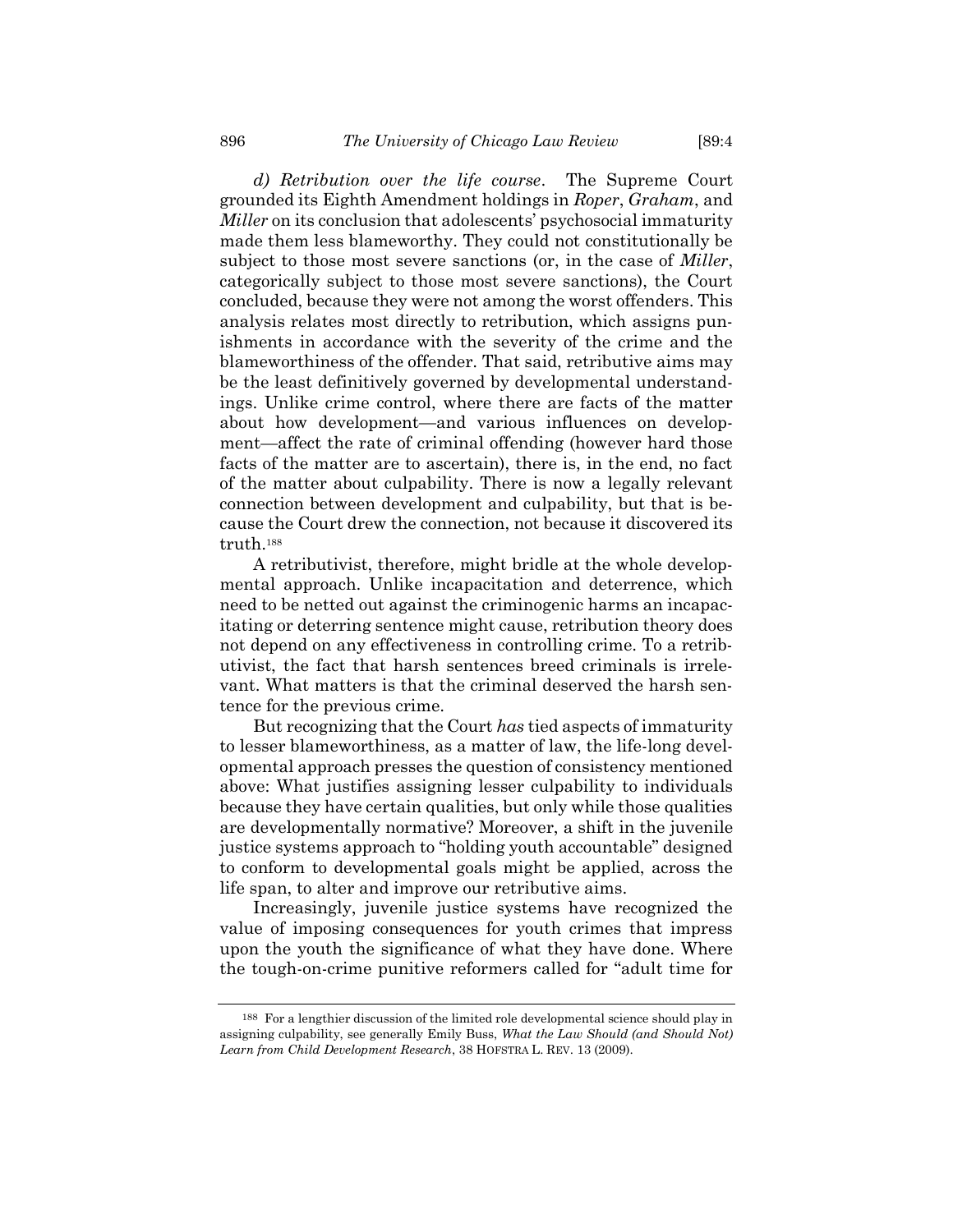*d) Retribution over the life course*. The Supreme Court grounded its Eighth Amendment holdings in *Roper*, *Graham*, and *Miller* on its conclusion that adolescents' psychosocial immaturity made them less blameworthy. They could not constitutionally be subject to those most severe sanctions (or, in the case of *Miller*, categorically subject to those most severe sanctions), the Court concluded, because they were not among the worst offenders. This analysis relates most directly to retribution, which assigns punishments in accordance with the severity of the crime and the blameworthiness of the offender. That said, retributive aims may be the least definitively governed by developmental understandings. Unlike crime control, where there are facts of the matter about how development—and various influences on development—affect the rate of criminal offending (however hard those facts of the matter are to ascertain), there is, in the end, no fact of the matter about culpability. There is now a legally relevant connection between development and culpability, but that is because the Court drew the connection, not because it discovered its truth.[188]

A retributivist, therefore, might bridle at the whole developmental approach. Unlike incapacitation and deterrence, which need to be netted out against the criminogenic harms an incapacitating or deterring sentence might cause, retribution theory does not depend on any effectiveness in controlling crime. To a retributivist, the fact that harsh sentences breed criminals is irrelevant. What matters is that the criminal deserved the harsh sentence for the previous crime.

But recognizing that the Court *has* tied aspects of immaturity to lesser blameworthiness, as a matter of law, the life-long developmental approach presses the question of consistency mentioned above: What justifies assigning lesser culpability to individuals because they have certain qualities, but only while those qualities are developmentally normative? Moreover, a shift in the juvenile justice systems approach to "holding youth accountable" designed to conform to developmental goals might be applied, across the life span, to alter and improve our retributive aims.

Increasingly, juvenile justice systems have recognized the value of imposing consequences for youth crimes that impress upon the youth the significance of what they have done. Where the tough-on-crime punitive reformers called for "adult time for

[188] For a lengthier discussion of the limited role developmental science should play in assigning culpability, see generally Emily Buss, *What the Law Should (and Should Not) Learn from Child Development Research*, 38 HOFSTRA L. REV. 13 (2009).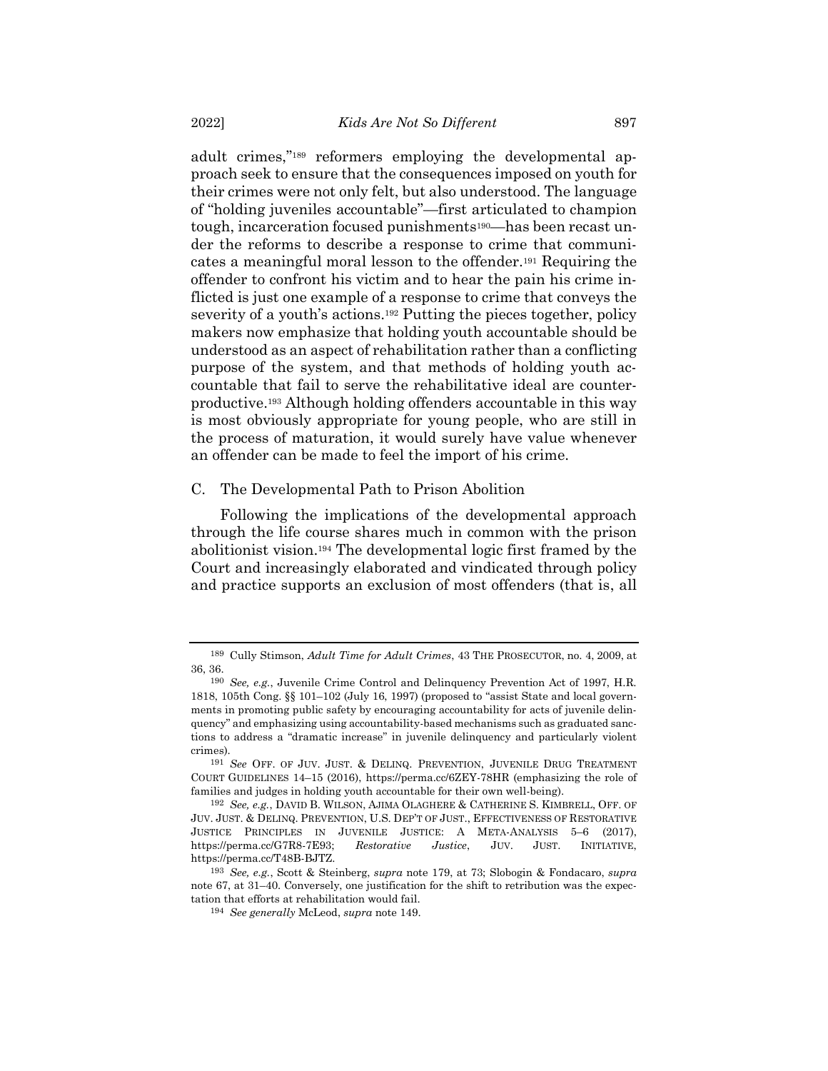adult crimes,"[189] reformers employing the developmental approach seek to ensure that the consequences imposed on youth for their crimes were not only felt, but also understood. The language of "holding juveniles accountable"—first articulated to champion tough, incarceration focused punishments[190]—has been recast under the reforms to describe a response to crime that communicates a meaningful moral lesson to the offender.[191] Requiring the offender to confront his victim and to hear the pain his crime inflicted is just one example of a response to crime that conveys the severity of a youth's actions.[192] Putting the pieces together, policy makers now emphasize that holding youth accountable should be understood as an aspect of rehabilitation rather than a conflicting purpose of the system, and that methods of holding youth accountable that fail to serve the rehabilitative ideal are counterproductive.[193] Although holding offenders accountable in this way is most obviously appropriate for young people, who are still in the process of maturation, it would surely have value whenever an offender can be made to feel the import of his crime.

### C. The Developmental Path to Prison Abolition

Following the implications of the developmental approach through the life course shares much in common with the prison abolitionist vision.[194] The developmental logic first framed by the Court and increasingly elaborated and vindicated through policy and practice supports an exclusion of most offenders (that is, all

---

[189] Cully Stimson, *Adult Time for Adult Crimes*, 43 THE PROSECUTOR, no. 4, 2009, at 36, 36.

[190] *See, e.g.*, Juvenile Crime Control and Delinquency Prevention Act of 1997, H.R. 1818, 105th Cong. §§ 101–102 (July 16, 1997) (proposed to "assist State and local governments in promoting public safety by encouraging accountability for acts of juvenile delinquency" and emphasizing using accountability-based mechanisms such as graduated sanctions to address a "dramatic increase" in juvenile delinquency and particularly violent crimes).

[191] *See* OFF. OF JUV. JUST. & DELINQ. PREVENTION, JUVENILE DRUG TREATMENT COURT GUIDELINES 14–15 (2016), https://perma.cc/6ZEY-78HR (emphasizing the role of families and judges in holding youth accountable for their own well-being).

[192] *See, e.g.*, DAVID B. WILSON, AJIMA OLAGHERE & CATHERINE S. KIMBRELL, OFF. OF JUV. JUST. & DELINQ. PREVENTION, U.S. DEP'T OF JUST., EFFECTIVENESS OF RESTORATIVE JUSTICE PRINCIPLES IN JUVENILE JUSTICE: A META-ANALYSIS 5–6 (2017), https://perma.cc/G7R8-7E93; *Restorative Justice*, JUV. JUST. INITIATIVE, https://perma.cc/T48B-BJTZ.

[193] *See, e.g.*, Scott & Steinberg, *supra* note 179, at 73; Slobogin & Fondacaro, *supra* note 67, at 31–40. Conversely, one justification for the shift to retribution was the expectation that efforts at rehabilitation would fail.

[194] *See generally* McLeod, *supra* note 149.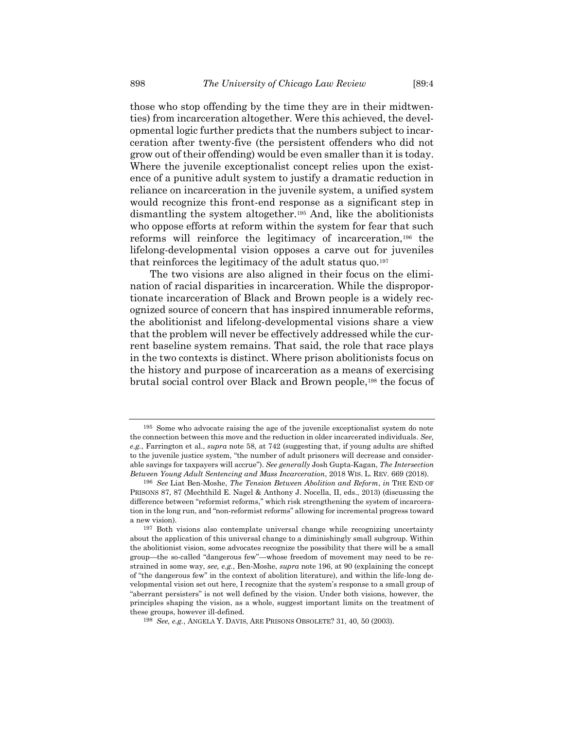those who stop offending by the time they are in their midtwenties) from incarceration altogether. Were this achieved, the developmental logic further predicts that the numbers subject to incarceration after twenty-five (the persistent offenders who did not grow out of their offending) would be even smaller than it is today. Where the juvenile exceptionalist concept relies upon the existence of a punitive adult system to justify a dramatic reduction in reliance on incarceration in the juvenile system, a unified system would recognize this front-end response as a significant step in dismantling the system altogether.[195] And, like the abolitionists who oppose efforts at reform within the system for fear that such reforms will reinforce the legitimacy of incarceration,[196] the lifelong-developmental vision opposes a carve out for juveniles that reinforces the legitimacy of the adult status quo.[197]

The two visions are also aligned in their focus on the elimination of racial disparities in incarceration. While the disproportionate incarceration of Black and Brown people is a widely recognized source of concern that has inspired innumerable reforms, the abolitionist and lifelong-developmental visions share a view that the problem will never be effectively addressed while the current baseline system remains. That said, the role that race plays in the two contexts is distinct. Where prison abolitionists focus on the history and purpose of incarceration as a means of exercising brutal social control over Black and Brown people,[198] the focus of

---

[195] Some who advocate raising the age of the juvenile exceptionalist system do note the connection between this move and the reduction in older incarcerated individuals. *See, e.g.*, Farrington et al., *supra* note 58, at 742 (suggesting that, if young adults are shifted to the juvenile justice system, "the number of adult prisoners will decrease and considerable savings for taxpayers will accrue"). *See generally* Josh Gupta-Kagan, *The Intersection Between Young Adult Sentencing and Mass Incarceration*, 2018 WIS. L. REV. 669 (2018).

[196] *See* Liat Ben-Moshe, *The Tension Between Abolition and Reform*, *in* THE END OF PRISONS 87, 87 (Mechthild E. Nagel & Anthony J. Nocella, II, eds., 2013) (discussing the difference between "reformist reforms," which risk strengthening the system of incarceration in the long run, and "non-reformist reforms" allowing for incremental progress toward a new vision).

[197] Both visions also contemplate universal change while recognizing uncertainty about the application of this universal change to a diminishingly small subgroup. Within the abolitionist vision, some advocates recognize the possibility that there will be a small group—the so-called "dangerous few"—whose freedom of movement may need to be restrained in some way, *see, e.g.*, Ben-Moshe, *supra* note 196, at 90 (explaining the concept of "the dangerous few" in the context of abolition literature), and within the life-long developmental vision set out here, I recognize that the system's response to a small group of "aberrant persisters" is not well defined by the vision. Under both visions, however, the principles shaping the vision, as a whole, suggest important limits on the treatment of these groups, however ill-defined.

[198] *See, e.g.*, ANGELA Y. DAVIS, ARE PRISONS OBSOLETE? 31, 40, 50 (2003).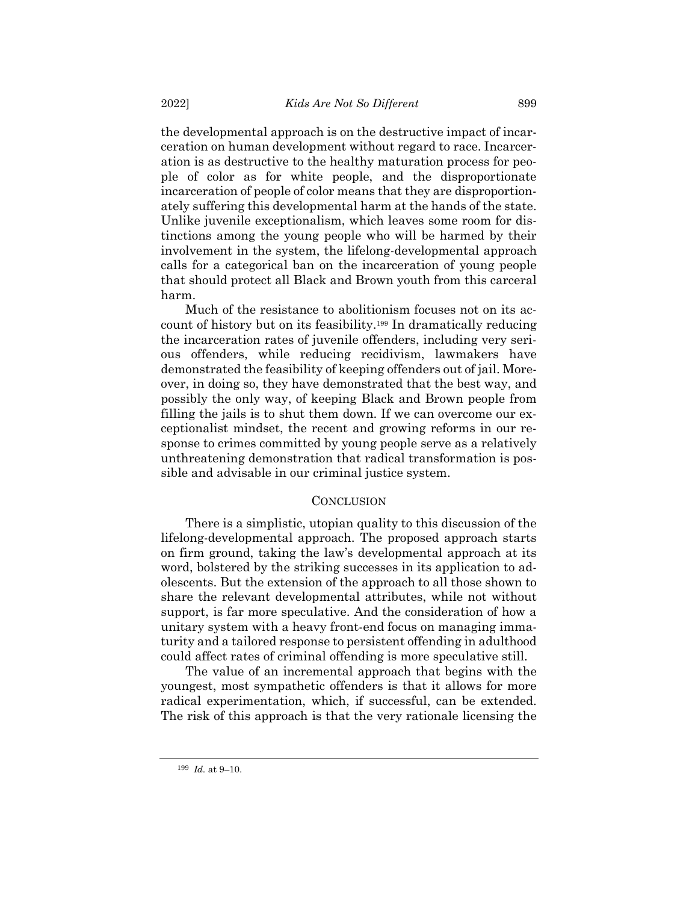the developmental approach is on the destructive impact of incarceration on human development without regard to race. Incarceration is as destructive to the healthy maturation process for people of color as for white people, and the disproportionate incarceration of people of color means that they are disproportionately suffering this developmental harm at the hands of the state. Unlike juvenile exceptionalism, which leaves some room for distinctions among the young people who will be harmed by their involvement in the system, the lifelong-developmental approach calls for a categorical ban on the incarceration of young people that should protect all Black and Brown youth from this carceral harm.

Much of the resistance to abolitionism focuses not on its account of history but on its feasibility.[199] In dramatically reducing the incarceration rates of juvenile offenders, including very serious offenders, while reducing recidivism, lawmakers have demonstrated the feasibility of keeping offenders out of jail. Moreover, in doing so, they have demonstrated that the best way, and possibly the only way, of keeping Black and Brown people from filling the jails is to shut them down. If we can overcome our exceptionalist mindset, the recent and growing reforms in our response to crimes committed by young people serve as a relatively unthreatening demonstration that radical transformation is possible and advisable in our criminal justice system.

## CONCLUSION

There is a simplistic, utopian quality to this discussion of the lifelong-developmental approach. The proposed approach starts on firm ground, taking the law's developmental approach at its word, bolstered by the striking successes in its application to adolescents. But the extension of the approach to all those shown to share the relevant developmental attributes, while not without support, is far more speculative. And the consideration of how a unitary system with a heavy front-end focus on managing immaturity and a tailored response to persistent offending in adulthood could affect rates of criminal offending is more speculative still.

The value of an incremental approach that begins with the youngest, most sympathetic offenders is that it allows for more radical experimentation, which, if successful, can be extended. The risk of this approach is that the very rationale licensing the

---

[199] *Id.* at 9–10.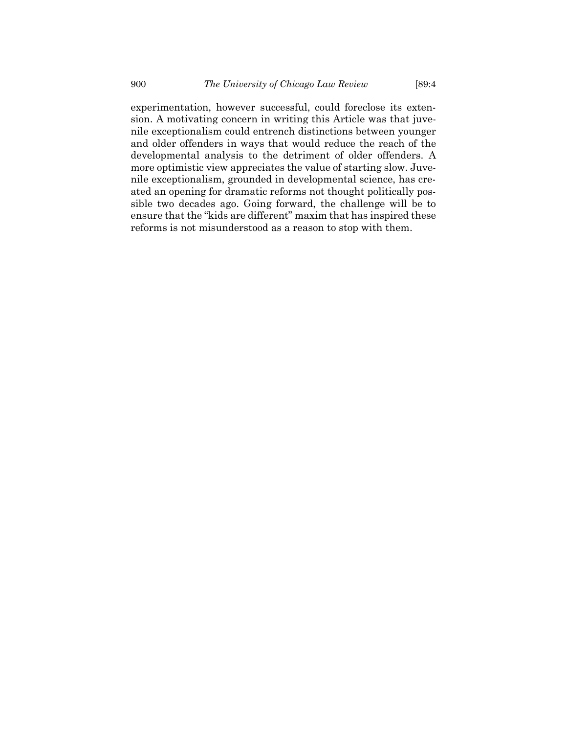experimentation, however successful, could foreclose its extension. A motivating concern in writing this Article was that juvenile exceptionalism could entrench distinctions between younger and older offenders in ways that would reduce the reach of the developmental analysis to the detriment of older offenders. A more optimistic view appreciates the value of starting slow. Juvenile exceptionalism, grounded in developmental science, has created an opening for dramatic reforms not thought politically possible two decades ago. Going forward, the challenge will be to ensure that the "kids are different" maxim that has inspired these reforms is not misunderstood as a reason to stop with them.